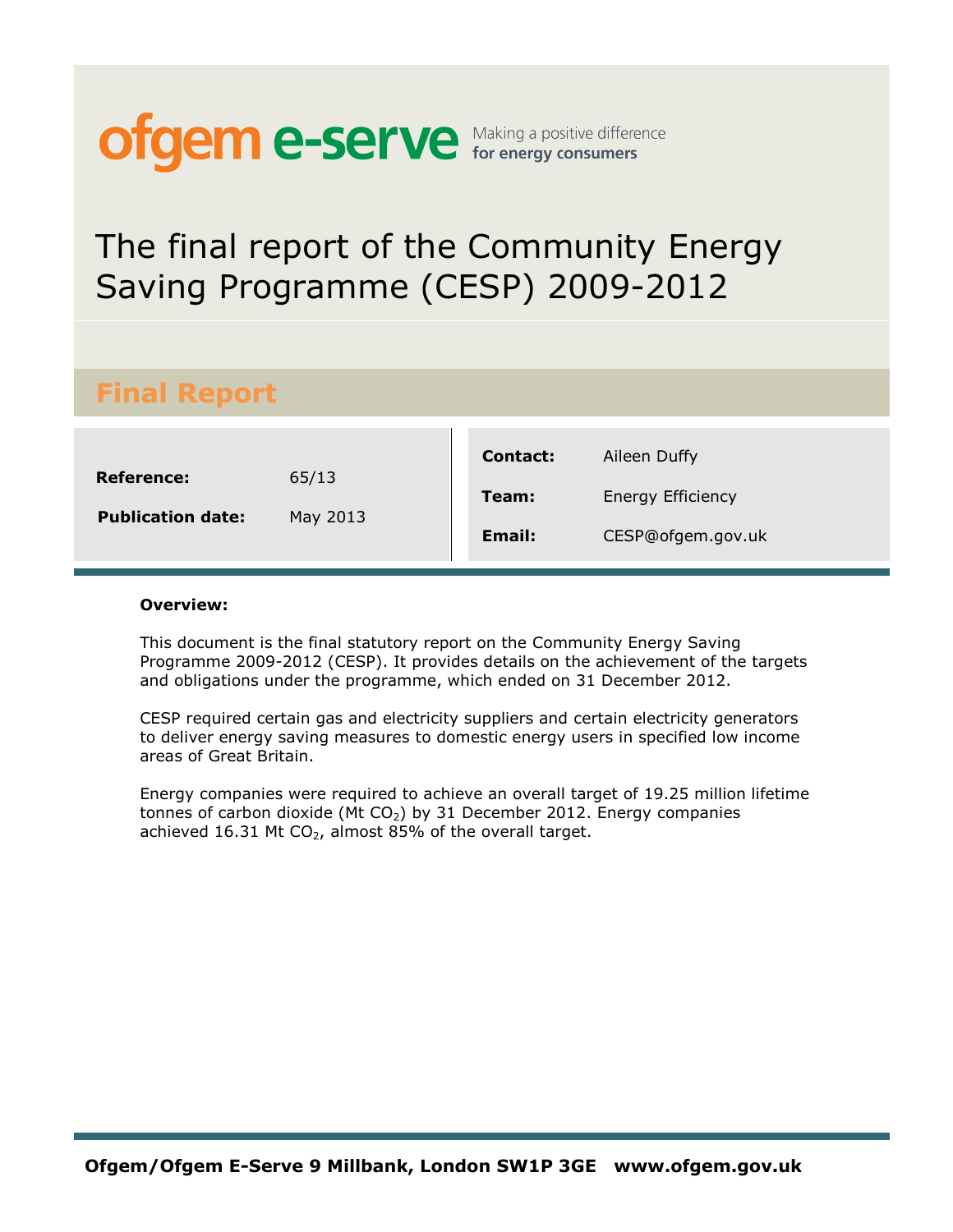ofgem e-serve — Making a positive difference for energy consumers

# The final report of the Community Energy Saving Programme (CESP) 2009-2012

## Final Report

| | | | |
|---|---|---|---|
| **Reference:** | 65/13 | **Contact:** | Aileen Duffy |
| **Publication date:** | May 2013 | **Team:** | Energy Efficiency |
| | | **Email:** | CESP@ofgem.gov.uk |

**Overview:**

This document is the final statutory report on the Community Energy Saving Programme 2009-2012 (CESP). It provides details on the achievement of the targets and obligations under the programme, which ended on 31 December 2012.

CESP required certain gas and electricity suppliers and certain electricity generators to deliver energy saving measures to domestic energy users in specified low income areas of Great Britain.

Energy companies were required to achieve an overall target of 19.25 million lifetime tonnes of carbon dioxide (Mt $CO_2$) by 31 December 2012. Energy companies achieved 16.31 Mt $CO_2$, almost 85% of the overall target.

**Ofgem/Ofgem E-Serve 9 Millbank, London SW1P 3GE www.ofgem.gov.uk**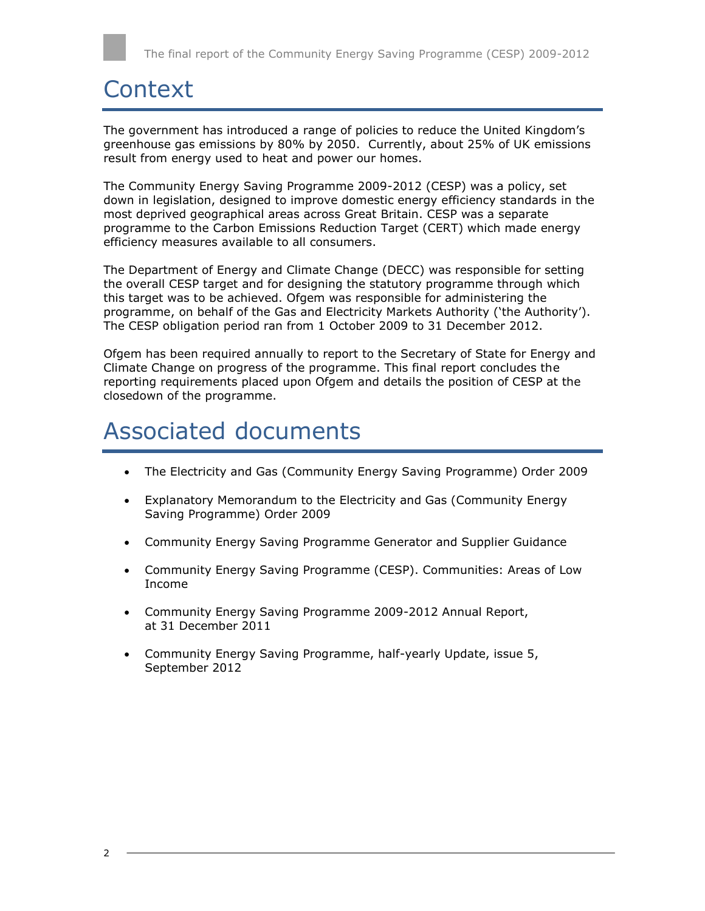# Context

The government has introduced a range of policies to reduce the United Kingdom's greenhouse gas emissions by 80% by 2050. Currently, about 25% of UK emissions result from energy used to heat and power our homes.

The Community Energy Saving Programme 2009-2012 (CESP) was a policy, set down in legislation, designed to improve domestic energy efficiency standards in the most deprived geographical areas across Great Britain. CESP was a separate programme to the Carbon Emissions Reduction Target (CERT) which made energy efficiency measures available to all consumers.

The Department of Energy and Climate Change (DECC) was responsible for setting the overall CESP target and for designing the statutory programme through which this target was to be achieved. Ofgem was responsible for administering the programme, on behalf of the Gas and Electricity Markets Authority ('the Authority'). The CESP obligation period ran from 1 October 2009 to 31 December 2012.

Ofgem has been required annually to report to the Secretary of State for Energy and Climate Change on progress of the programme. This final report concludes the reporting requirements placed upon Ofgem and details the position of CESP at the closedown of the programme.

# Associated documents

- The Electricity and Gas (Community Energy Saving Programme) Order 2009
- Explanatory Memorandum to the Electricity and Gas (Community Energy Saving Programme) Order 2009
- Community Energy Saving Programme Generator and Supplier Guidance
- Community Energy Saving Programme (CESP). Communities: Areas of Low Income
- Community Energy Saving Programme 2009-2012 Annual Report, at 31 December 2011
- Community Energy Saving Programme, half-yearly Update, issue 5, September 2012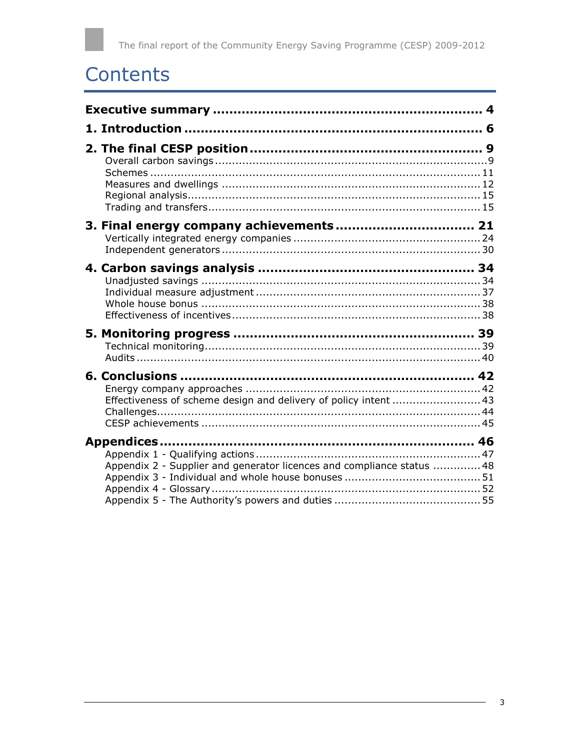# Contents

**Executive summary** ... 4

**1. Introduction** ... 6

**2. The final CESP position** ... 9
- Overall carbon savings ... 9
- Schemes ... 11
- Measures and dwellings ... 12
- Regional analysis ... 15
- Trading and transfers ... 15

**3. Final energy company achievements** ... 21
- Vertically integrated energy companies ... 24
- Independent generators ... 30

**4. Carbon savings analysis** ... 34
- Unadjusted savings ... 34
- Individual measure adjustment ... 37
- Whole house bonus ... 38
- Effectiveness of incentives ... 38

**5. Monitoring progress** ... 39
- Technical monitoring ... 39
- Audits ... 40

**6. Conclusions** ... 42
- Energy company approaches ... 42
- Effectiveness of scheme design and delivery of policy intent ... 43
- Challenges ... 44
- CESP achievements ... 45

**Appendices** ... 46
- Appendix 1 - Qualifying actions ... 47
- Appendix 2 - Supplier and generator licences and compliance status ... 48
- Appendix 3 - Individual and whole house bonuses ... 51
- Appendix 4 - Glossary ... 52
- Appendix 5 - The Authority's powers and duties ... 55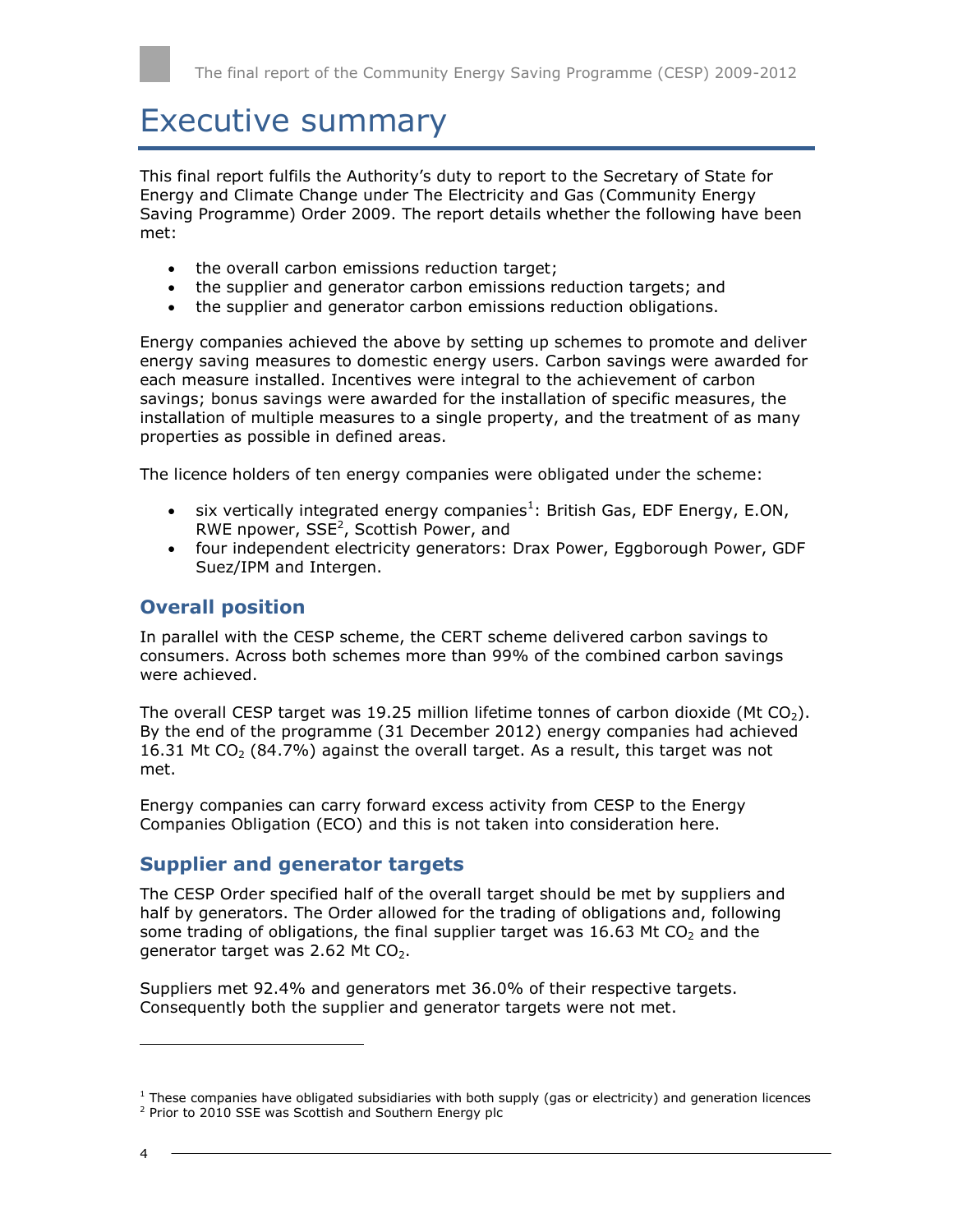# Executive summary

This final report fulfils the Authority's duty to report to the Secretary of State for Energy and Climate Change under The Electricity and Gas (Community Energy Saving Programme) Order 2009. The report details whether the following have been met:

- the overall carbon emissions reduction target;
- the supplier and generator carbon emissions reduction targets; and
- the supplier and generator carbon emissions reduction obligations.

Energy companies achieved the above by setting up schemes to promote and deliver energy saving measures to domestic energy users. Carbon savings were awarded for each measure installed. Incentives were integral to the achievement of carbon savings; bonus savings were awarded for the installation of specific measures, the installation of multiple measures to a single property, and the treatment of as many properties as possible in defined areas.

The licence holders of ten energy companies were obligated under the scheme:

- six vertically integrated energy companies[1]: British Gas, EDF Energy, E.ON, RWE npower, SSE[2], Scottish Power, and
- four independent electricity generators: Drax Power, Eggborough Power, GDF Suez/IPM and Intergen.

## Overall position

In parallel with the CESP scheme, the CERT scheme delivered carbon savings to consumers. Across both schemes more than 99% of the combined carbon savings were achieved.

The overall CESP target was 19.25 million lifetime tonnes of carbon dioxide (Mt $CO_2$). By the end of the programme (31 December 2012) energy companies had achieved 16.31 Mt $CO_2$ (84.7%) against the overall target. As a result, this target was not met.

Energy companies can carry forward excess activity from CESP to the Energy Companies Obligation (ECO) and this is not taken into consideration here.

## Supplier and generator targets

The CESP Order specified half of the overall target should be met by suppliers and half by generators. The Order allowed for the trading of obligations and, following some trading of obligations, the final supplier target was 16.63 Mt $CO_2$ and the generator target was 2.62 Mt $CO_2$.

Suppliers met 92.4% and generators met 36.0% of their respective targets. Consequently both the supplier and generator targets were not met.

---

[1] These companies have obligated subsidiaries with both supply (gas or electricity) and generation licences

[2] Prior to 2010 SSE was Scottish and Southern Energy plc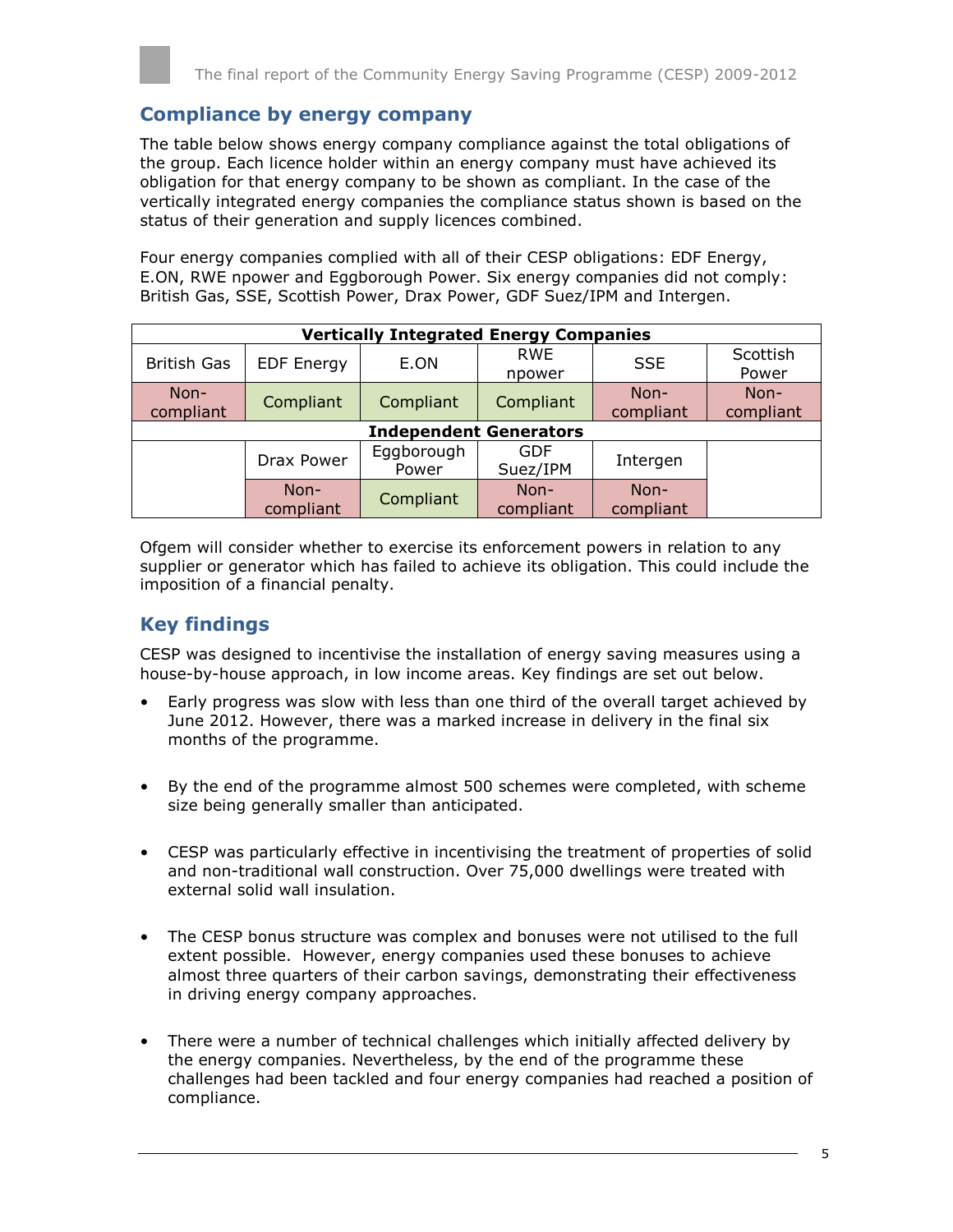## Compliance by energy company

The table below shows energy company compliance against the total obligations of the group. Each licence holder within an energy company must have achieved its obligation for that energy company to be shown as compliant. In the case of the vertically integrated energy companies the compliance status shown is based on the status of their generation and supply licences combined.

Four energy companies complied with all of their CESP obligations: EDF Energy, E.ON, RWE npower and Eggborough Power. Six energy companies did not comply: British Gas, SSE, Scottish Power, Drax Power, GDF Suez/IPM and Intergen.

| **Vertically Integrated Energy Companies** | | | | | |
|---|---|---|---|---|---|
| British Gas | EDF Energy | E.ON | RWE npower | SSE | Scottish Power |
| Non-compliant | Compliant | Compliant | Compliant | Non-compliant | Non-compliant |
| **Independent Generators** | | | | | |
| | Drax Power | Eggborough Power | GDF Suez/IPM | Intergen | |
| | Non-compliant | Compliant | Non-compliant | Non-compliant | |

Ofgem will consider whether to exercise its enforcement powers in relation to any supplier or generator which has failed to achieve its obligation. This could include the imposition of a financial penalty.

## Key findings

CESP was designed to incentivise the installation of energy saving measures using a house-by-house approach, in low income areas. Key findings are set out below.

- Early progress was slow with less than one third of the overall target achieved by June 2012. However, there was a marked increase in delivery in the final six months of the programme.
- By the end of the programme almost 500 schemes were completed, with scheme size being generally smaller than anticipated.
- CESP was particularly effective in incentivising the treatment of properties of solid and non-traditional wall construction. Over 75,000 dwellings were treated with external solid wall insulation.
- The CESP bonus structure was complex and bonuses were not utilised to the full extent possible. However, energy companies used these bonuses to achieve almost three quarters of their carbon savings, demonstrating their effectiveness in driving energy company approaches.
- There were a number of technical challenges which initially affected delivery by the energy companies. Nevertheless, by the end of the programme these challenges had been tackled and four energy companies had reached a position of compliance.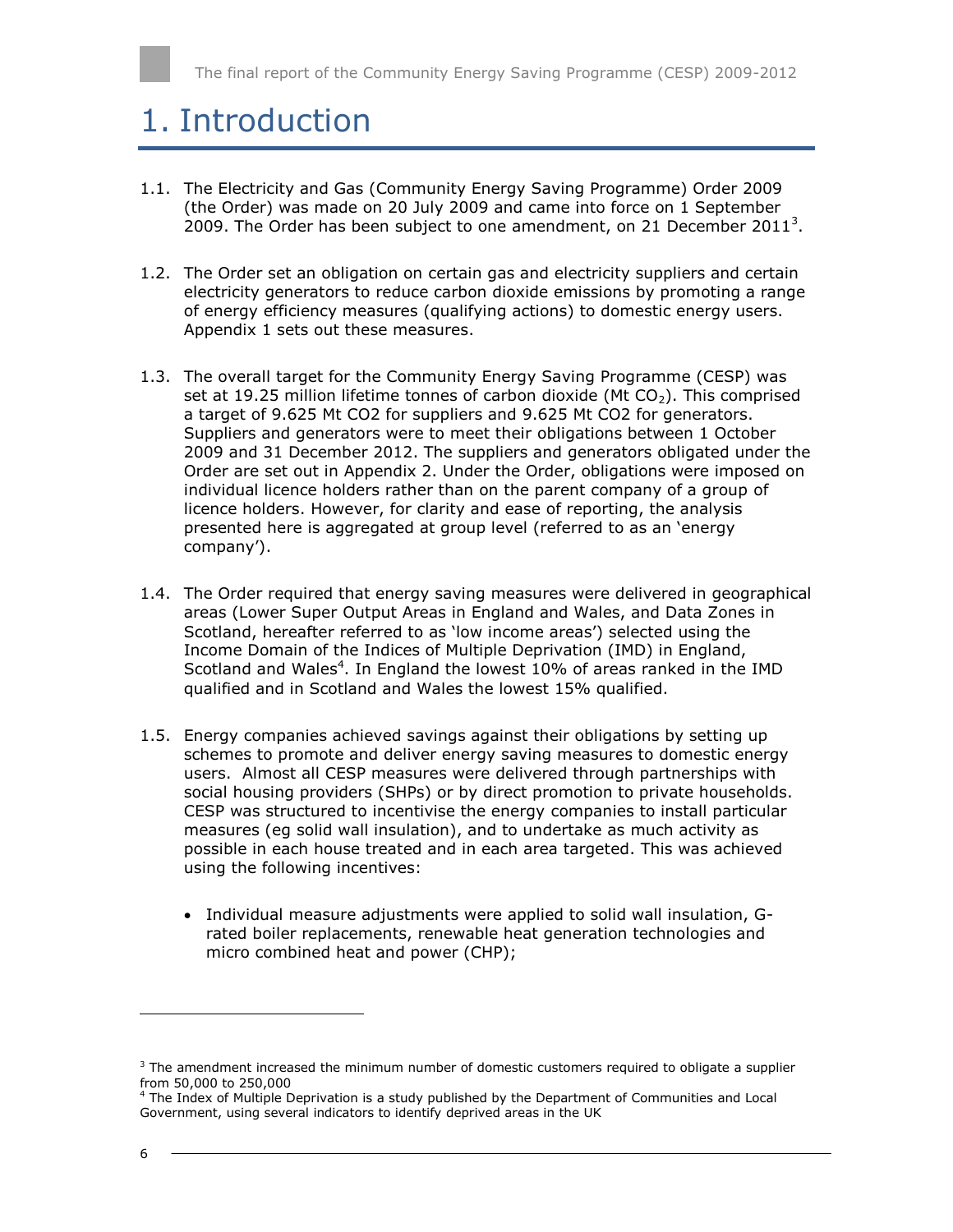# 1. Introduction

1.1. The Electricity and Gas (Community Energy Saving Programme) Order 2009 (the Order) was made on 20 July 2009 and came into force on 1 September 2009. The Order has been subject to one amendment, on 21 December 2011[3].

1.2. The Order set an obligation on certain gas and electricity suppliers and certain electricity generators to reduce carbon dioxide emissions by promoting a range of energy efficiency measures (qualifying actions) to domestic energy users. Appendix 1 sets out these measures.

1.3. The overall target for the Community Energy Saving Programme (CESP) was set at 19.25 million lifetime tonnes of carbon dioxide (Mt $CO_2$). This comprised a target of 9.625 Mt CO2 for suppliers and 9.625 Mt CO2 for generators. Suppliers and generators were to meet their obligations between 1 October 2009 and 31 December 2012. The suppliers and generators obligated under the Order are set out in Appendix 2. Under the Order, obligations were imposed on individual licence holders rather than on the parent company of a group of licence holders. However, for clarity and ease of reporting, the analysis presented here is aggregated at group level (referred to as an 'energy company').

1.4. The Order required that energy saving measures were delivered in geographical areas (Lower Super Output Areas in England and Wales, and Data Zones in Scotland, hereafter referred to as 'low income areas') selected using the Income Domain of the Indices of Multiple Deprivation (IMD) in England, Scotland and Wales[4]. In England the lowest 10% of areas ranked in the IMD qualified and in Scotland and Wales the lowest 15% qualified.

1.5. Energy companies achieved savings against their obligations by setting up schemes to promote and deliver energy saving measures to domestic energy users. Almost all CESP measures were delivered through partnerships with social housing providers (SHPs) or by direct promotion to private households. CESP was structured to incentivise the energy companies to install particular measures (eg solid wall insulation), and to undertake as much activity as possible in each house treated and in each area targeted. This was achieved using the following incentives:

- Individual measure adjustments were applied to solid wall insulation, G-rated boiler replacements, renewable heat generation technologies and micro combined heat and power (CHP);

---

[3] The amendment increased the minimum number of domestic customers required to obligate a supplier from 50,000 to 250,000

[4] The Index of Multiple Deprivation is a study published by the Department of Communities and Local Government, using several indicators to identify deprived areas in the UK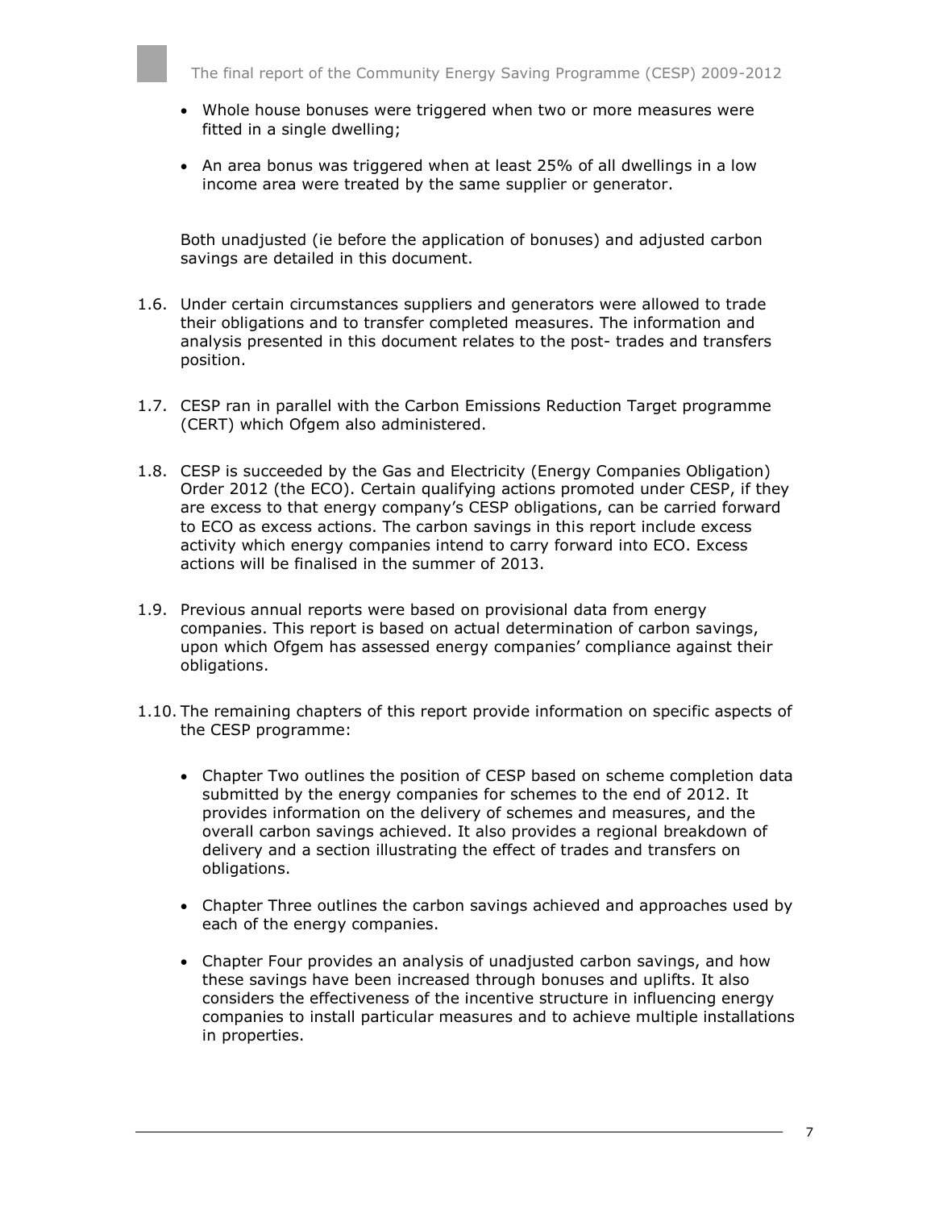- Whole house bonuses were triggered when two or more measures were fitted in a single dwelling;
- An area bonus was triggered when at least 25% of all dwellings in a low income area were treated by the same supplier or generator.

Both unadjusted (ie before the application of bonuses) and adjusted carbon savings are detailed in this document.

1.6. Under certain circumstances suppliers and generators were allowed to trade their obligations and to transfer completed measures. The information and analysis presented in this document relates to the post- trades and transfers position.

1.7. CESP ran in parallel with the Carbon Emissions Reduction Target programme (CERT) which Ofgem also administered.

1.8. CESP is succeeded by the Gas and Electricity (Energy Companies Obligation) Order 2012 (the ECO). Certain qualifying actions promoted under CESP, if they are excess to that energy company's CESP obligations, can be carried forward to ECO as excess actions. The carbon savings in this report include excess activity which energy companies intend to carry forward into ECO. Excess actions will be finalised in the summer of 2013.

1.9. Previous annual reports were based on provisional data from energy companies. This report is based on actual determination of carbon savings, upon which Ofgem has assessed energy companies' compliance against their obligations.

1.10. The remaining chapters of this report provide information on specific aspects of the CESP programme:

- Chapter Two outlines the position of CESP based on scheme completion data submitted by the energy companies for schemes to the end of 2012. It provides information on the delivery of schemes and measures, and the overall carbon savings achieved. It also provides a regional breakdown of delivery and a section illustrating the effect of trades and transfers on obligations.
- Chapter Three outlines the carbon savings achieved and approaches used by each of the energy companies.
- Chapter Four provides an analysis of unadjusted carbon savings, and how these savings have been increased through bonuses and uplifts. It also considers the effectiveness of the incentive structure in influencing energy companies to install particular measures and to achieve multiple installations in properties.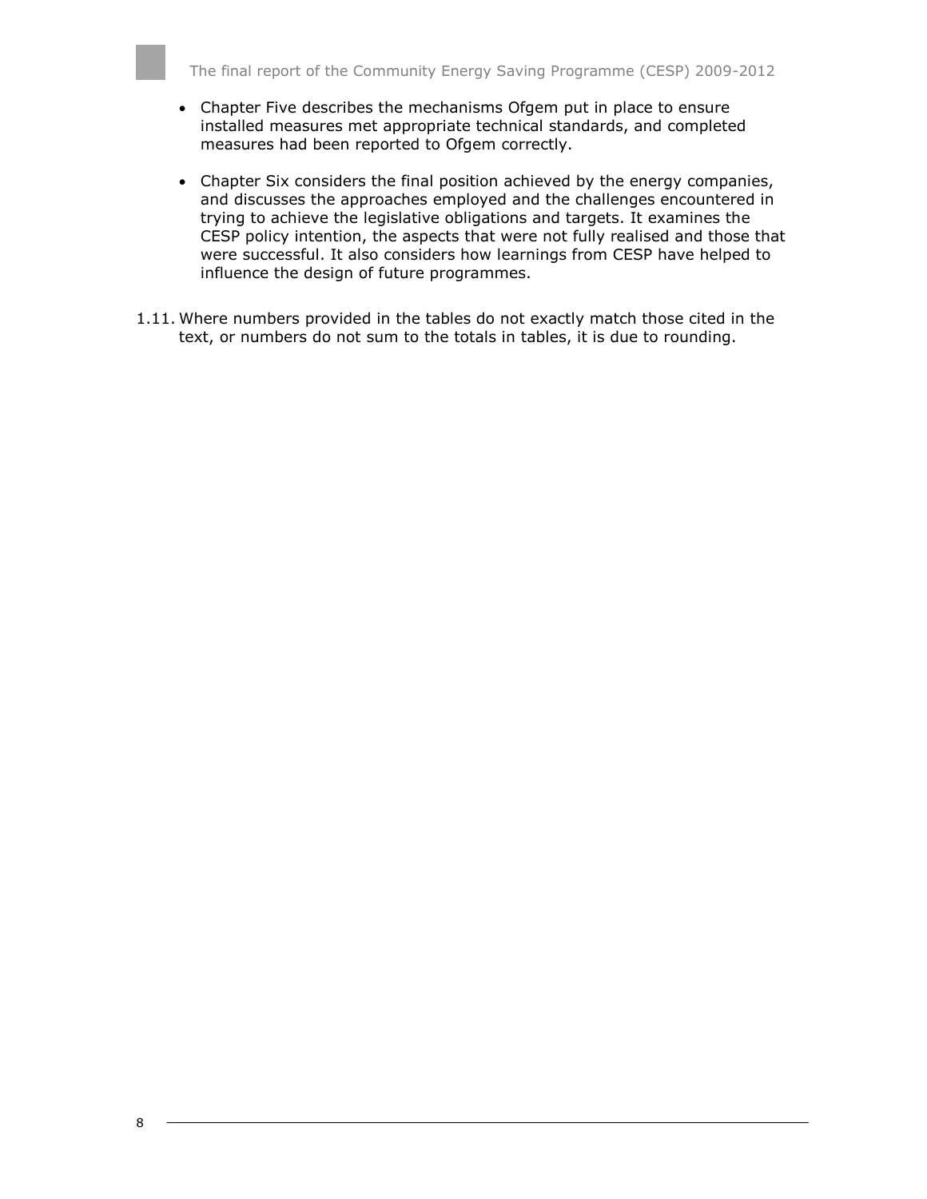- Chapter Five describes the mechanisms Ofgem put in place to ensure installed measures met appropriate technical standards, and completed measures had been reported to Ofgem correctly.

- Chapter Six considers the final position achieved by the energy companies, and discusses the approaches employed and the challenges encountered in trying to achieve the legislative obligations and targets. It examines the CESP policy intention, the aspects that were not fully realised and those that were successful. It also considers how learnings from CESP have helped to influence the design of future programmes.

1.11. Where numbers provided in the tables do not exactly match those cited in the text, or numbers do not sum to the totals in tables, it is due to rounding.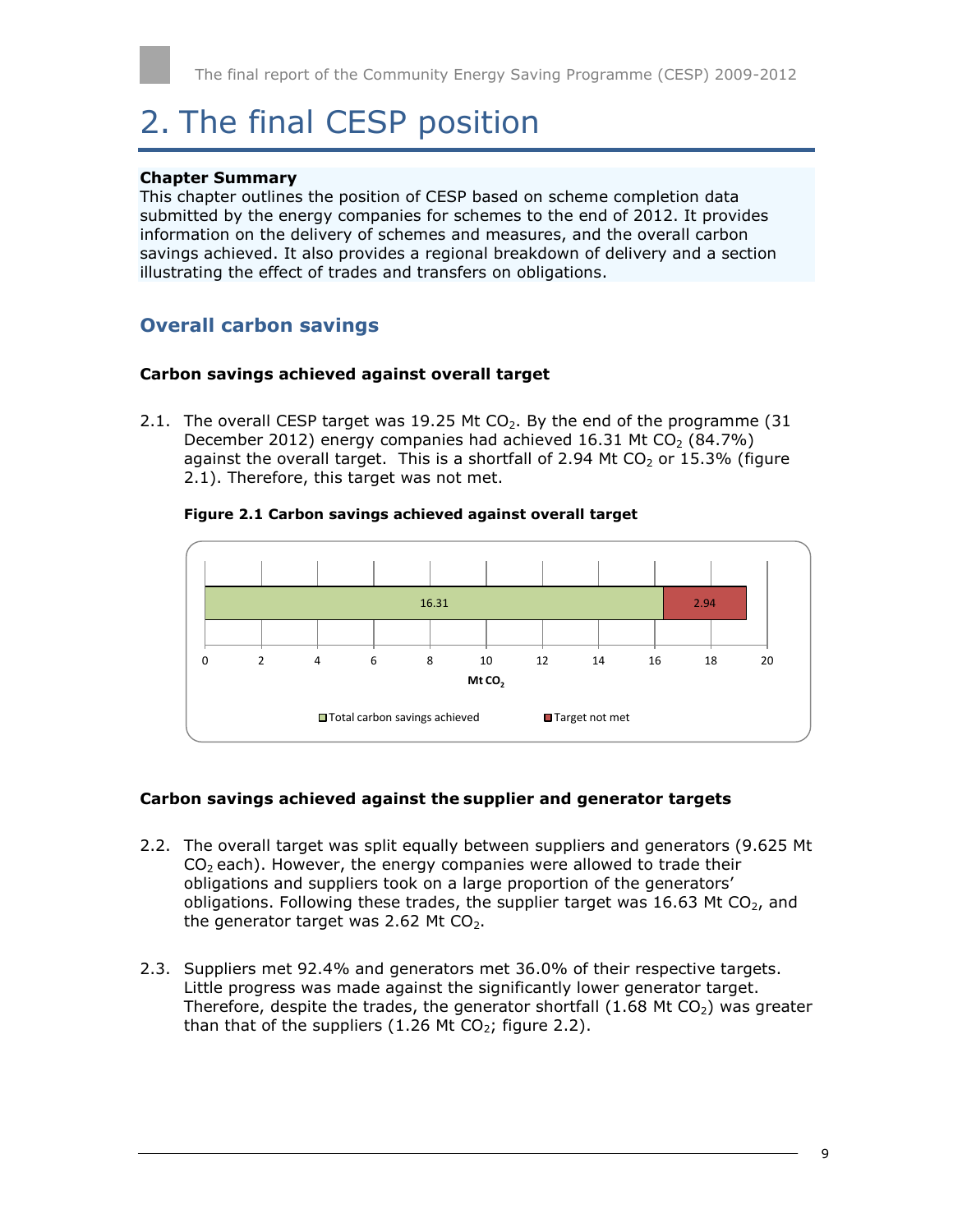# 2. The final CESP position

**Chapter Summary**
This chapter outlines the position of CESP based on scheme completion data submitted by the energy companies for schemes to the end of 2012. It provides information on the delivery of schemes and measures, and the overall carbon savings achieved. It also provides a regional breakdown of delivery and a section illustrating the effect of trades and transfers on obligations.

## Overall carbon savings

### Carbon savings achieved against overall target

2.1. The overall CESP target was 19.25 Mt $CO_2$. By the end of the programme (31 December 2012) energy companies had achieved 16.31 Mt $CO_2$ (84.7%) against the overall target. This is a shortfall of 2.94 Mt $CO_2$ or 15.3% (figure 2.1). Therefore, this target was not met.

**Figure 2.1 Carbon savings achieved against overall target**

| | Mt $CO_2$ |
|---|---|
| Total carbon savings achieved | 16.31 |
| Target not met | 2.94 |

### Carbon savings achieved against the supplier and generator targets

2.2. The overall target was split equally between suppliers and generators (9.625 Mt $CO_2$ each). However, the energy companies were allowed to trade their obligations and suppliers took on a large proportion of the generators' obligations. Following these trades, the supplier target was 16.63 Mt $CO_2$, and the generator target was 2.62 Mt $CO_2$.

2.3. Suppliers met 92.4% and generators met 36.0% of their respective targets. Little progress was made against the significantly lower generator target. Therefore, despite the trades, the generator shortfall (1.68 Mt $CO_2$) was greater than that of the suppliers (1.26 Mt $CO_2$; figure 2.2).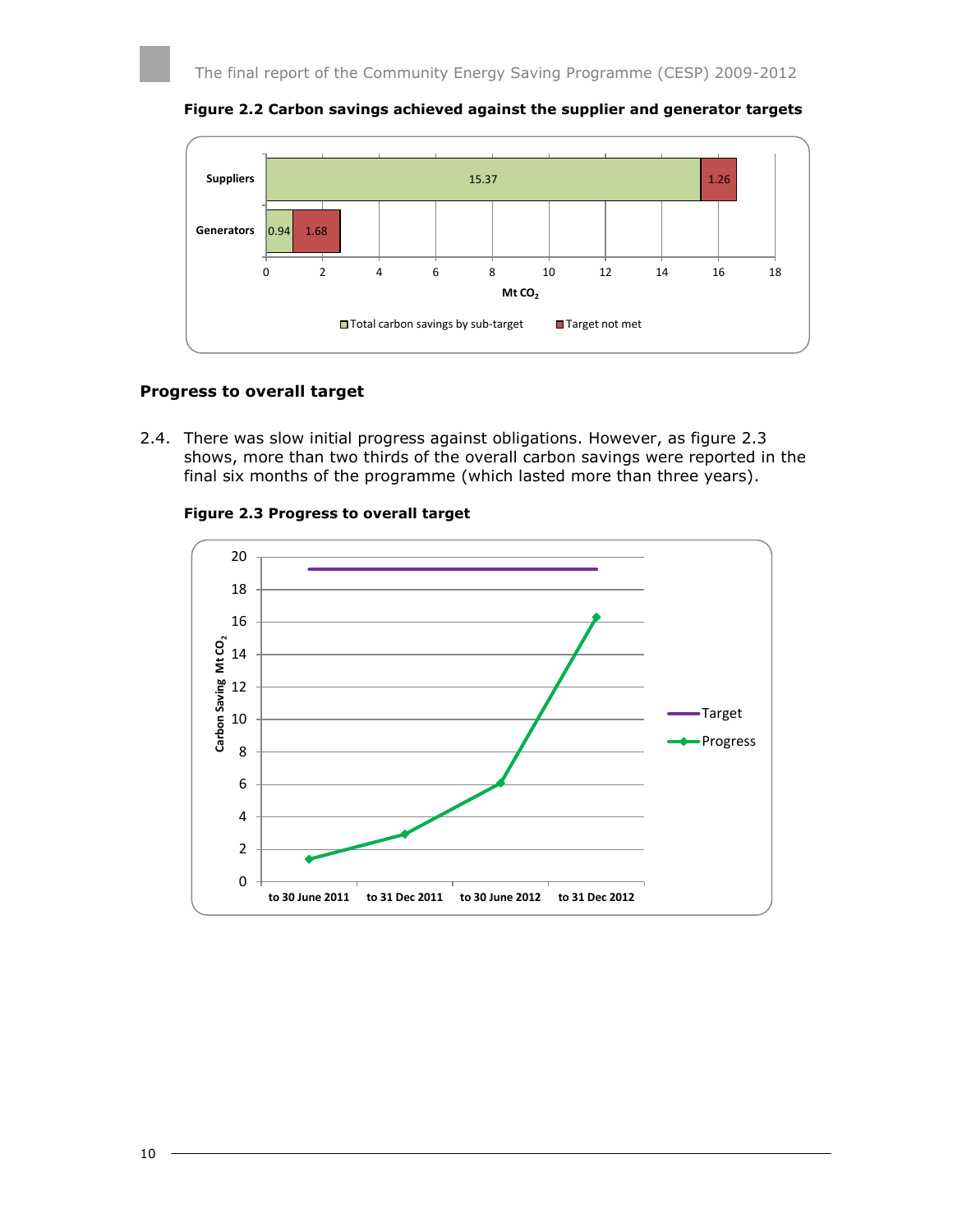**Figure 2.2 Carbon savings achieved against the supplier and generator targets**

| | Total carbon savings by sub-target | Target not met |
|---|---|---|
| Suppliers | 15.37 | 1.26 |
| Generators | 0.94 | 1.68 |

## Progress to overall target

2.4. There was slow initial progress against obligations. However, as figure 2.3 shows, more than two thirds of the overall carbon savings were reported in the final six months of the programme (which lasted more than three years).

**Figure 2.3 Progress to overall target**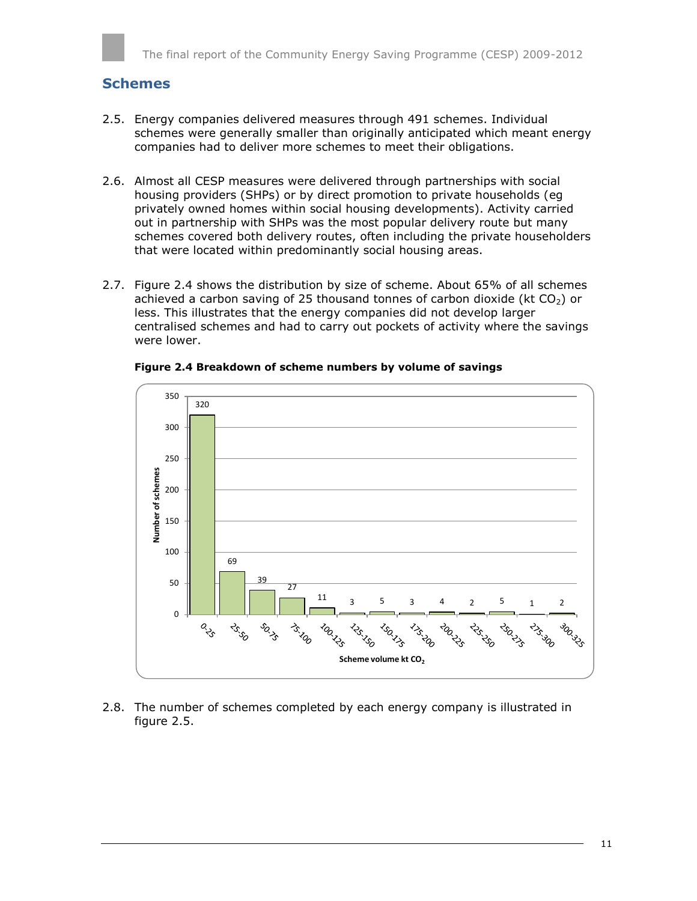## Schemes

2.5. Energy companies delivered measures through 491 schemes. Individual schemes were generally smaller than originally anticipated which meant energy companies had to deliver more schemes to meet their obligations.

2.6. Almost all CESP measures were delivered through partnerships with social housing providers (SHPs) or by direct promotion to private households (eg privately owned homes within social housing developments). Activity carried out in partnership with SHPs was the most popular delivery route but many schemes covered both delivery routes, often including the private householders that were located within predominantly social housing areas.

2.7. Figure 2.4 shows the distribution by size of scheme. About 65% of all schemes achieved a carbon saving of 25 thousand tonnes of carbon dioxide (kt $CO_2$) or less. This illustrates that the energy companies did not develop larger centralised schemes and had to carry out pockets of activity where the savings were lower.

**Figure 2.4 Breakdown of scheme numbers by volume of savings**

| Scheme volume kt $CO_2$ | Number of schemes |
|---|---|
| 0-25 | 320 |
| 25-50 | 69 |
| 50-75 | 39 |
| 75-100 | 27 |
| 100-125 | 11 |
| 125-150 | 3 |
| 150-175 | 5 |
| 175-200 | 3 |
| 200-225 | 4 |
| 225-250 | 2 |
| 250-275 | 5 |
| 275-300 | 1 |
| 300-325 | 2 |

2.8. The number of schemes completed by each energy company is illustrated in figure 2.5.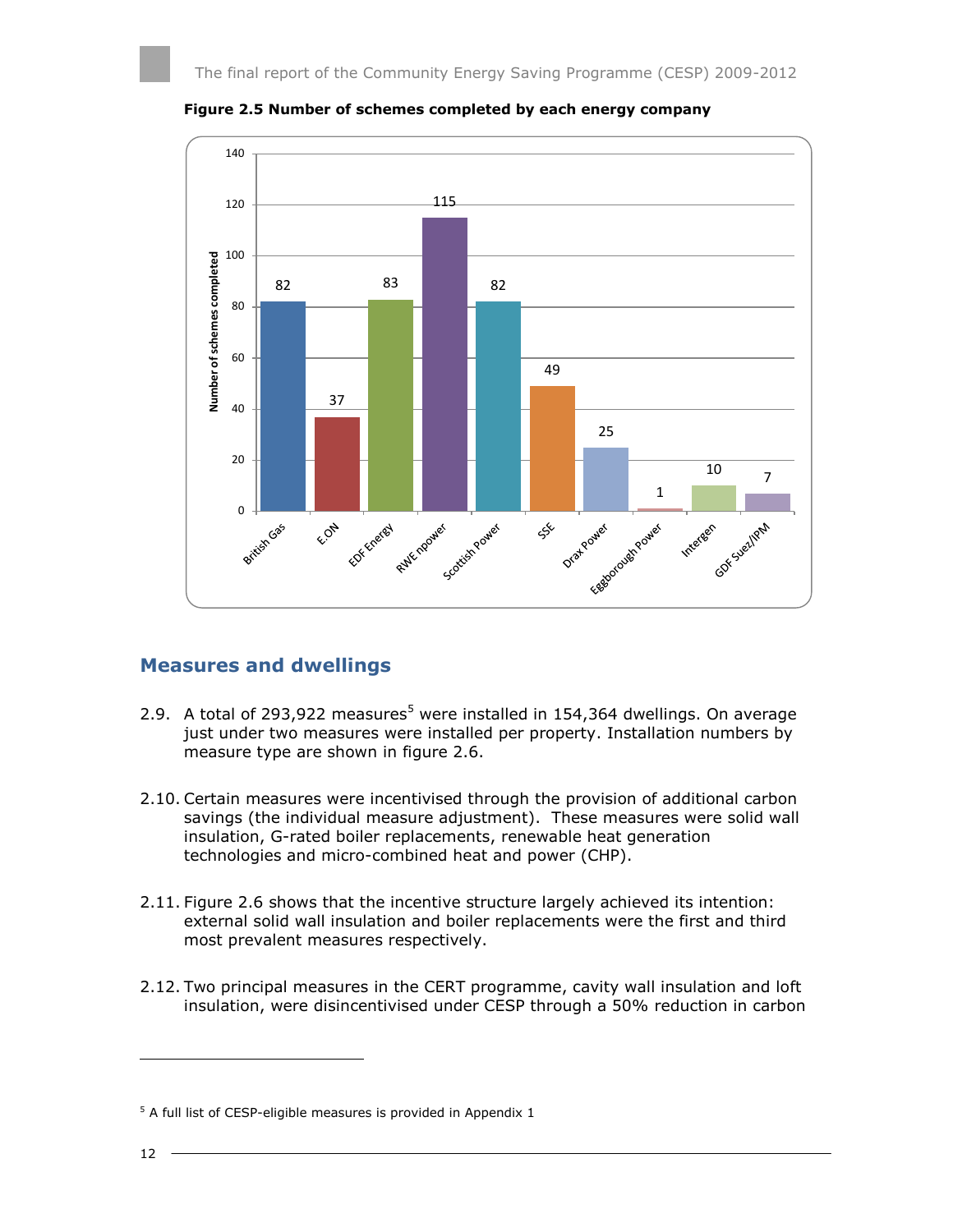**Figure 2.5 Number of schemes completed by each energy company**

| Energy company | Number of schemes completed |
| --- | --- |
| British Gas | 82 |
| E.ON | 37 |
| EDF Energy | 83 |
| RWE npower | 115 |
| Scottish Power | 82 |
| SSE | 49 |
| Drax Power | 25 |
| Eggborough Power | 1 |
| Intergen | 10 |
| GDF Suez/IPM | 7 |

## Measures and dwellings

2.9. A total of 293,922 measures[5] were installed in 154,364 dwellings. On average just under two measures were installed per property. Installation numbers by measure type are shown in figure 2.6.

2.10. Certain measures were incentivised through the provision of additional carbon savings (the individual measure adjustment). These measures were solid wall insulation, G-rated boiler replacements, renewable heat generation technologies and micro-combined heat and power (CHP).

2.11. Figure 2.6 shows that the incentive structure largely achieved its intention: external solid wall insulation and boiler replacements were the first and third most prevalent measures respectively.

2.12. Two principal measures in the CERT programme, cavity wall insulation and loft insulation, were disincentivised under CESP through a 50% reduction in carbon

[5] A full list of CESP-eligible measures is provided in Appendix 1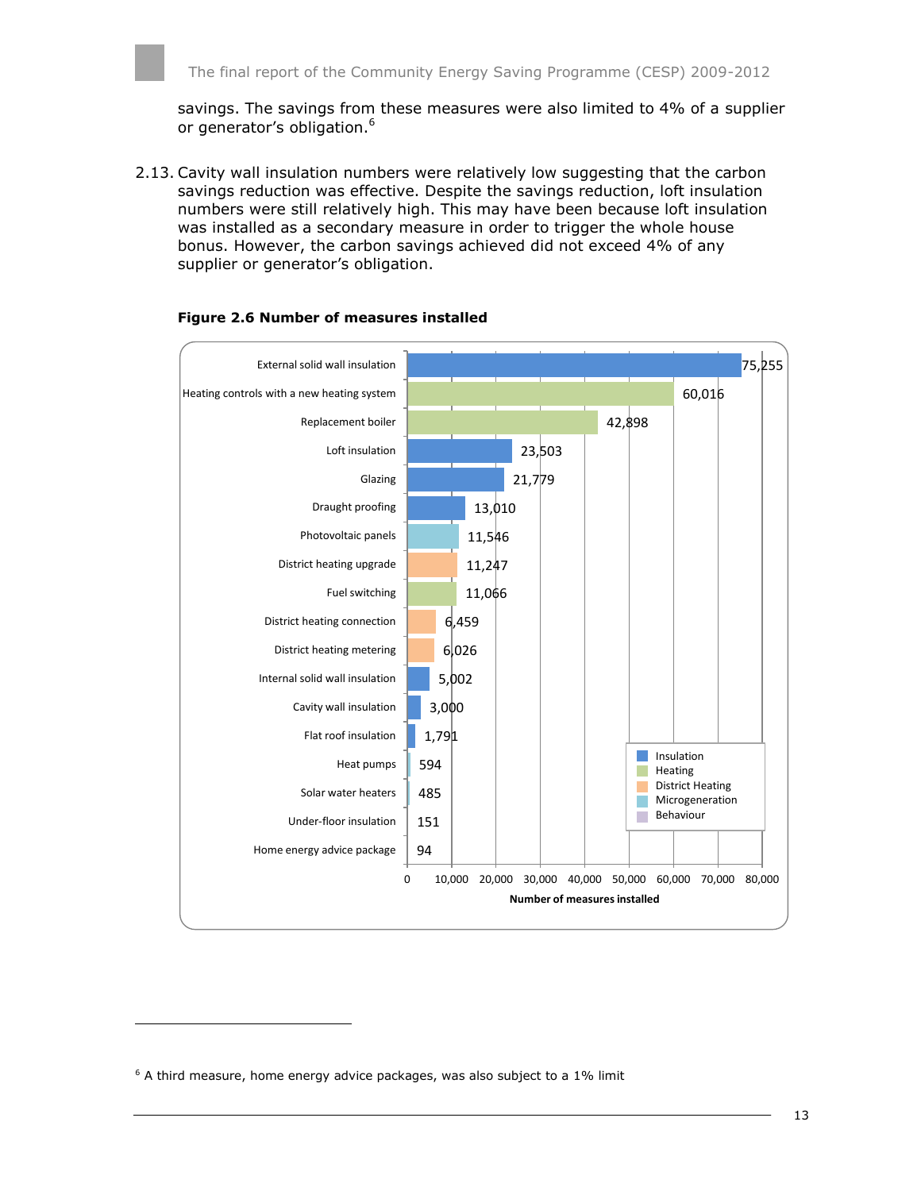savings. The savings from these measures were also limited to 4% of a supplier or generator's obligation.[6]

2.13. Cavity wall insulation numbers were relatively low suggesting that the carbon savings reduction was effective. Despite the savings reduction, loft insulation numbers were still relatively high. This may have been because loft insulation was installed as a secondary measure in order to trigger the whole house bonus. However, the carbon savings achieved did not exceed 4% of any supplier or generator's obligation.

**Figure 2.6 Number of measures installed**

| Measure | Category | Number of measures installed |
|---|---|---|
| External solid wall insulation | Insulation | 75,255 |
| Heating controls with a new heating system | Heating | 60,016 |
| Replacement boiler | Heating | 42,898 |
| Loft insulation | Insulation | 23,503 |
| Glazing | Insulation | 21,779 |
| Draught proofing | Insulation | 13,010 |
| Photovoltaic panels | Microgeneration | 11,546 |
| District heating upgrade | District Heating | 11,247 |
| Fuel switching | Heating | 11,066 |
| District heating connection | District Heating | 6,459 |
| District heating metering | District Heating | 6,026 |
| Internal solid wall insulation | Insulation | 5,002 |
| Cavity wall insulation | Insulation | 3,000 |
| Flat roof insulation | Insulation | 1,791 |
| Heat pumps | Microgeneration | 594 |
| Solar water heaters | Microgeneration | 485 |
| Under-floor insulation | Insulation | 151 |
| Home energy advice package | Behaviour | 94 |

---

[6] A third measure, home energy advice packages, was also subject to a 1% limit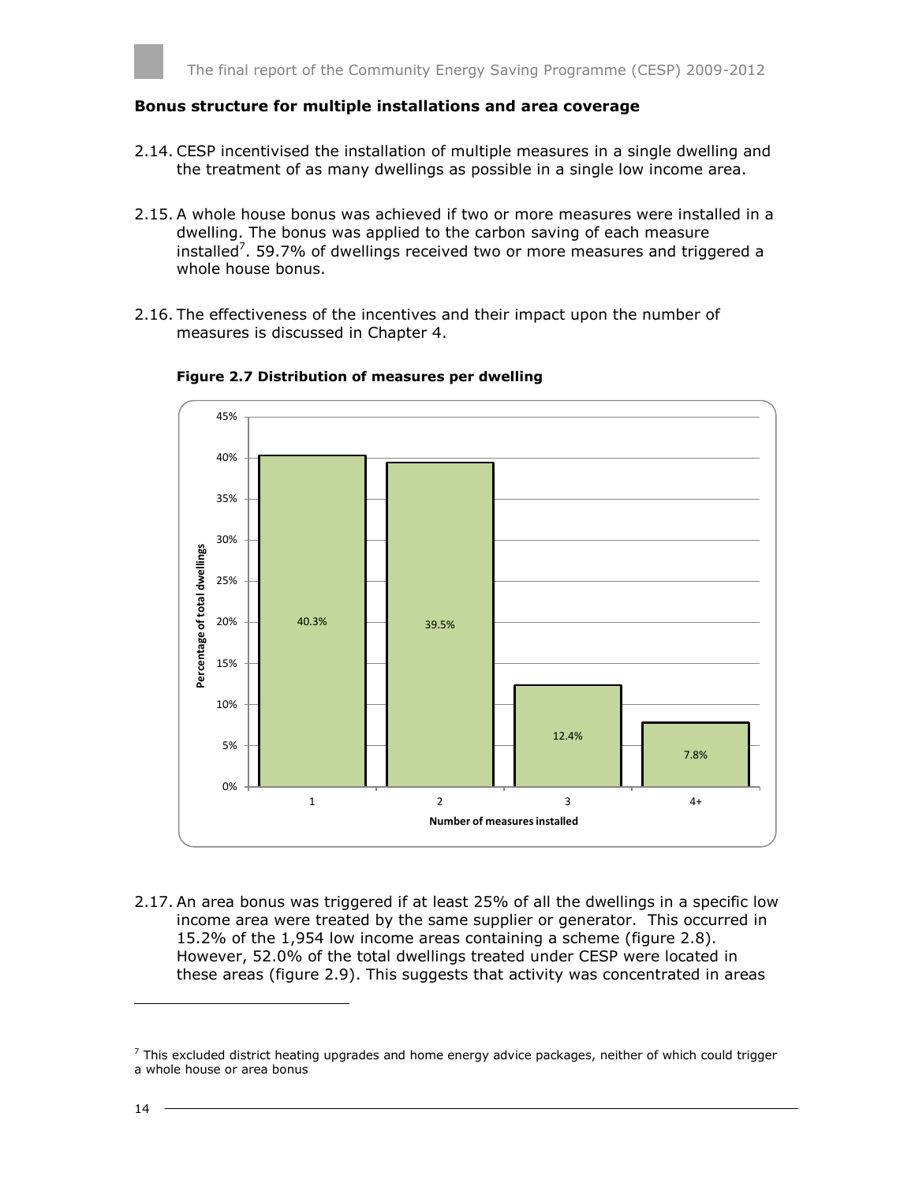## Bonus structure for multiple installations and area coverage

2.14. CESP incentivised the installation of multiple measures in a single dwelling and the treatment of as many dwellings as possible in a single low income area.

2.15. A whole house bonus was achieved if two or more measures were installed in a dwelling. The bonus was applied to the carbon saving of each measure installed[7]. 59.7% of dwellings received two or more measures and triggered a whole house bonus.

2.16. The effectiveness of the incentives and their impact upon the number of measures is discussed in Chapter 4.

**Figure 2.7 Distribution of measures per dwelling**

| Number of measures installed | Percentage of total dwellings |
|---|---|
| 1 | 40.3% |
| 2 | 39.5% |
| 3 | 12.4% |
| 4+ | 7.8% |

2.17. An area bonus was triggered if at least 25% of all the dwellings in a specific low income area were treated by the same supplier or generator. This occurred in 15.2% of the 1,954 low income areas containing a scheme (figure 2.8). However, 52.0% of the total dwellings treated under CESP were located in these areas (figure 2.9). This suggests that activity was concentrated in areas

[7] This excluded district heating upgrades and home energy advice packages, neither of which could trigger a whole house or area bonus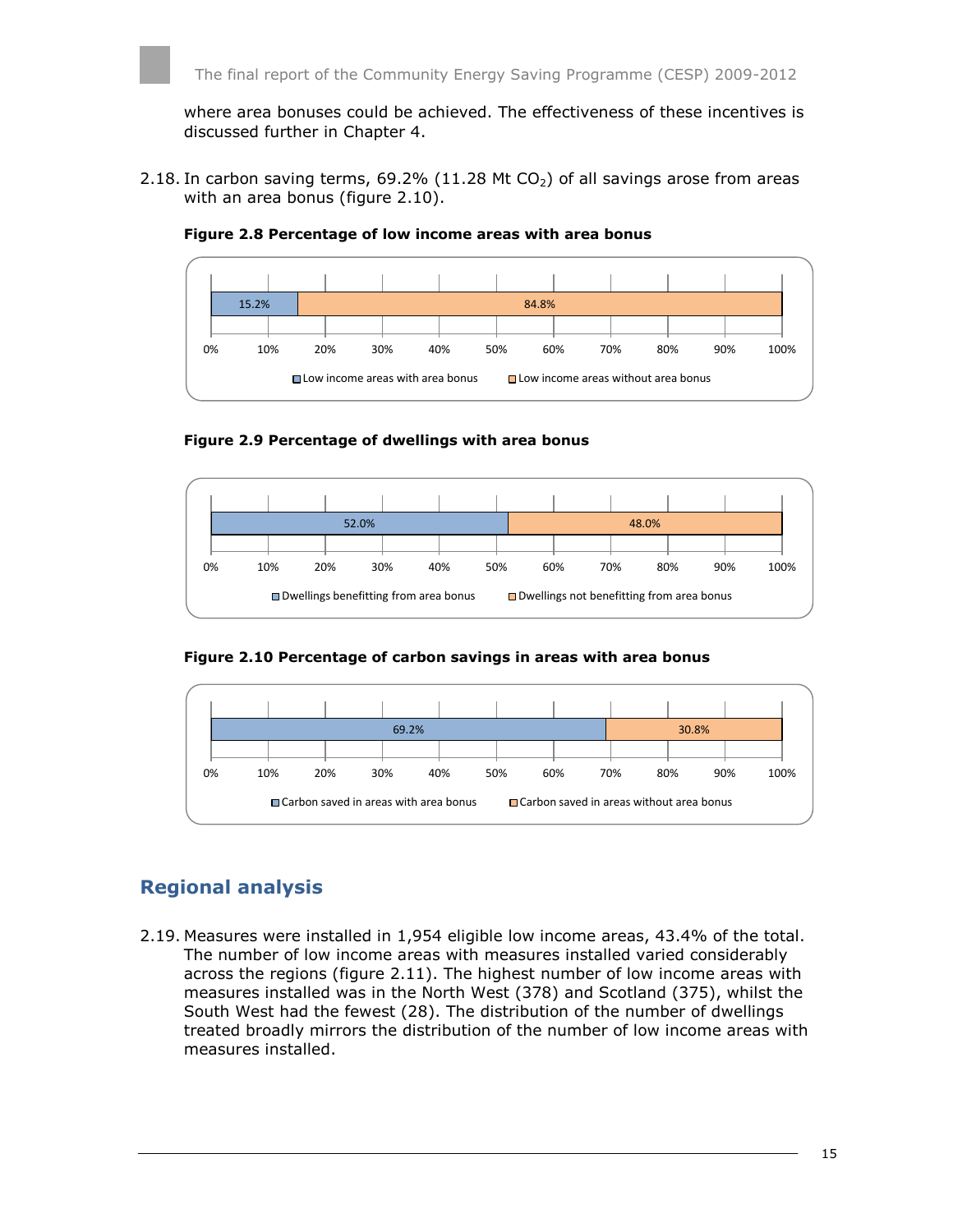where area bonuses could be achieved. The effectiveness of these incentives is discussed further in Chapter 4.

2.18. In carbon saving terms, 69.2% (11.28 Mt $CO_2$) of all savings arose from areas with an area bonus (figure 2.10).

**Figure 2.8 Percentage of low income areas with area bonus**

| Low income areas with area bonus | Low income areas without area bonus |
| --- | --- |
| 15.2% | 84.8% |

**Figure 2.9 Percentage of dwellings with area bonus**

| Dwellings benefitting from area bonus | Dwellings not benefitting from area bonus |
| --- | --- |
| 52.0% | 48.0% |

**Figure 2.10 Percentage of carbon savings in areas with area bonus**

| Carbon saved in areas with area bonus | Carbon saved in areas without area bonus |
| --- | --- |
| 69.2% | 30.8% |

## Regional analysis

2.19. Measures were installed in 1,954 eligible low income areas, 43.4% of the total. The number of low income areas with measures installed varied considerably across the regions (figure 2.11). The highest number of low income areas with measures installed was in the North West (378) and Scotland (375), whilst the South West had the fewest (28). The distribution of the number of dwellings treated broadly mirrors the distribution of the number of low income areas with measures installed.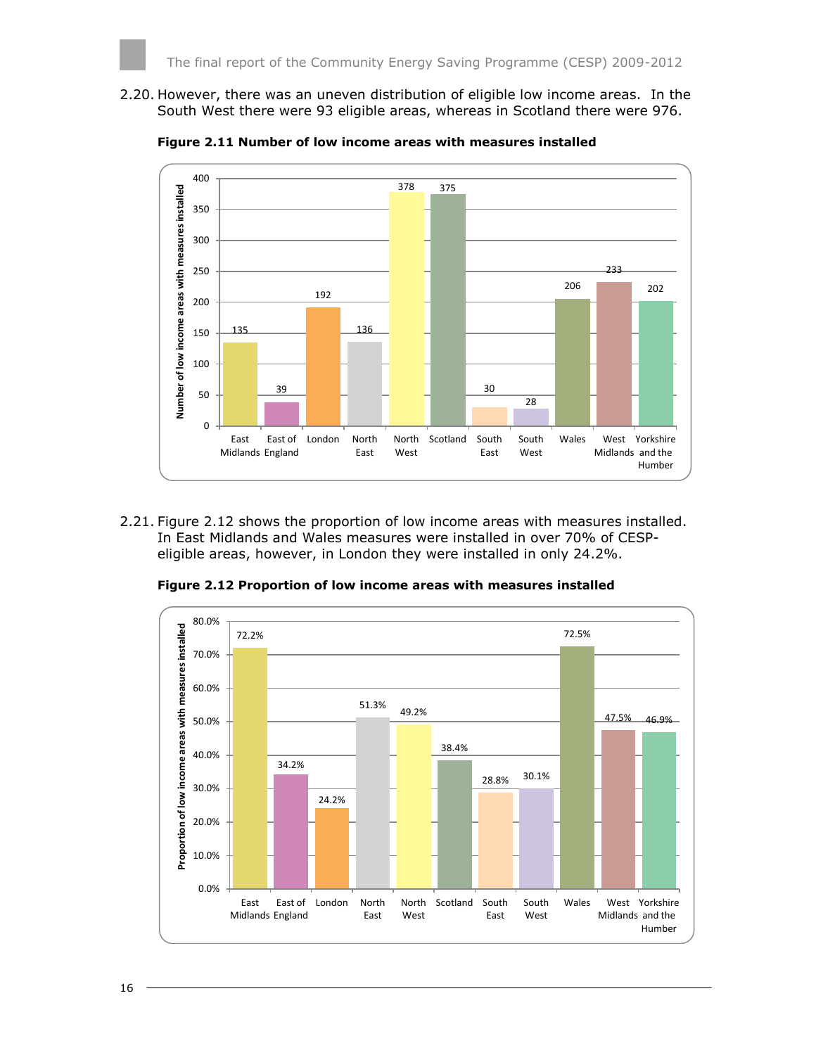2.20. However, there was an uneven distribution of eligible low income areas. In the South West there were 93 eligible areas, whereas in Scotland there were 976.

**Figure 2.11 Number of low income areas with measures installed**

| Region | Number of low income areas with measures installed |
|---|---|
| East Midlands | 135 |
| East of England | 39 |
| London | 192 |
| North East | 136 |
| North West | 378 |
| Scotland | 375 |
| South East | 30 |
| South West | 28 |
| Wales | 206 |
| West Midlands | 233 |
| Yorkshire and the Humber | 202 |

2.21. Figure 2.12 shows the proportion of low income areas with measures installed. In East Midlands and Wales measures were installed in over 70% of CESP-eligible areas, however, in London they were installed in only 24.2%.

**Figure 2.12 Proportion of low income areas with measures installed**

| Region | Proportion of low income areas with measures installed |
|---|---|
| East Midlands | 72.2% |
| East of England | 34.2% |
| London | 24.2% |
| North East | 51.3% |
| North West | 49.2% |
| Scotland | 38.4% |
| South East | 28.8% |
| South West | 30.1% |
| Wales | 72.5% |
| West Midlands | 47.5% |
| Yorkshire and the Humber | 46.9% |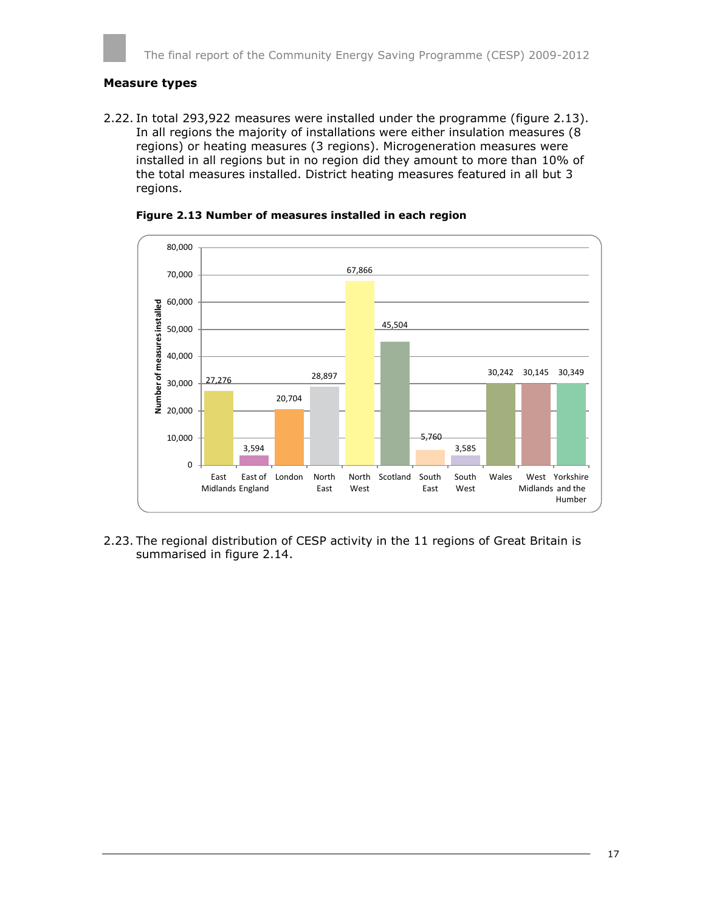### Measure types

2.22. In total 293,922 measures were installed under the programme (figure 2.13). In all regions the majority of installations were either insulation measures (8 regions) or heating measures (3 regions). Microgeneration measures were installed in all regions but in no region did they amount to more than 10% of the total measures installed. District heating measures featured in all but 3 regions.

**Figure 2.13 Number of measures installed in each region**

| Region | Number of measures installed |
|---|---|
| East Midlands | 27,276 |
| East of England | 3,594 |
| London | 20,704 |
| North East | 28,897 |
| North West | 67,866 |
| Scotland | 45,504 |
| South East | 5,760 |
| South West | 3,585 |
| Wales | 30,242 |
| West Midlands | 30,145 |
| Yorkshire and the Humber | 30,349 |

2.23. The regional distribution of CESP activity in the 11 regions of Great Britain is summarised in figure 2.14.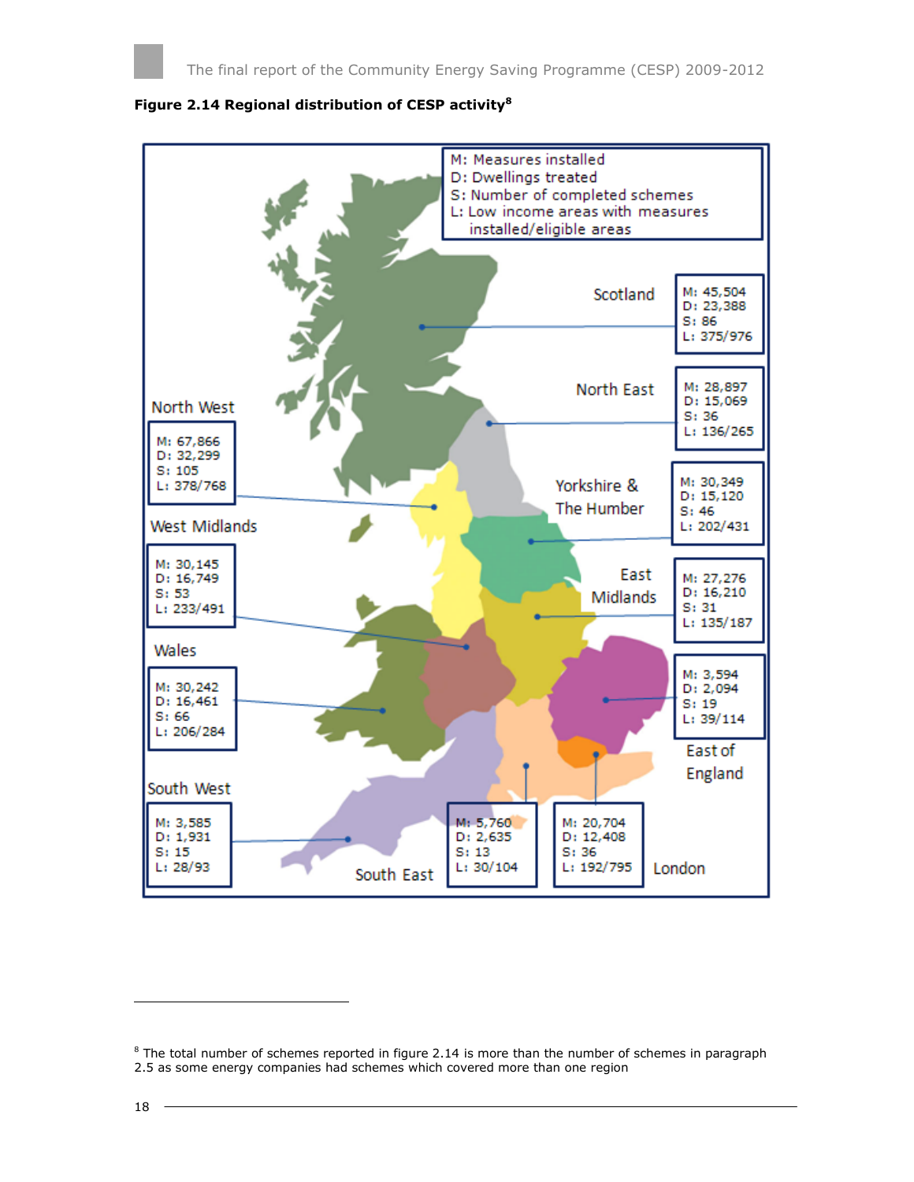**Figure 2.14 Regional distribution of CESP activity**[8]

M: Measures installed
D: Dwellings treated
S: Number of completed schemes
L: Low income areas with measures installed/eligible areas

| Region | M | D | S | L |
|---|---|---|---|---|
| Scotland | 45,504 | 23,388 | 86 | 375/976 |
| North East | 28,897 | 15,069 | 36 | 136/265 |
| Yorkshire & The Humber | 30,349 | 15,120 | 46 | 202/431 |
| East Midlands | 27,276 | 16,210 | 31 | 135/187 |
| East of England | 3,594 | 2,094 | 19 | 39/114 |
| London | 20,704 | 12,408 | 36 | 192/795 |
| South East | 5,760 | 2,635 | 13 | 30/104 |
| South West | 3,585 | 1,931 | 15 | 28/93 |
| Wales | 30,242 | 16,461 | 66 | 206/284 |
| West Midlands | 30,145 | 16,749 | 53 | 233/491 |
| North West | 67,866 | 32,299 | 105 | 378/768 |

[8] The total number of schemes reported in figure 2.14 is more than the number of schemes in paragraph 2.5 as some energy companies had schemes which covered more than one region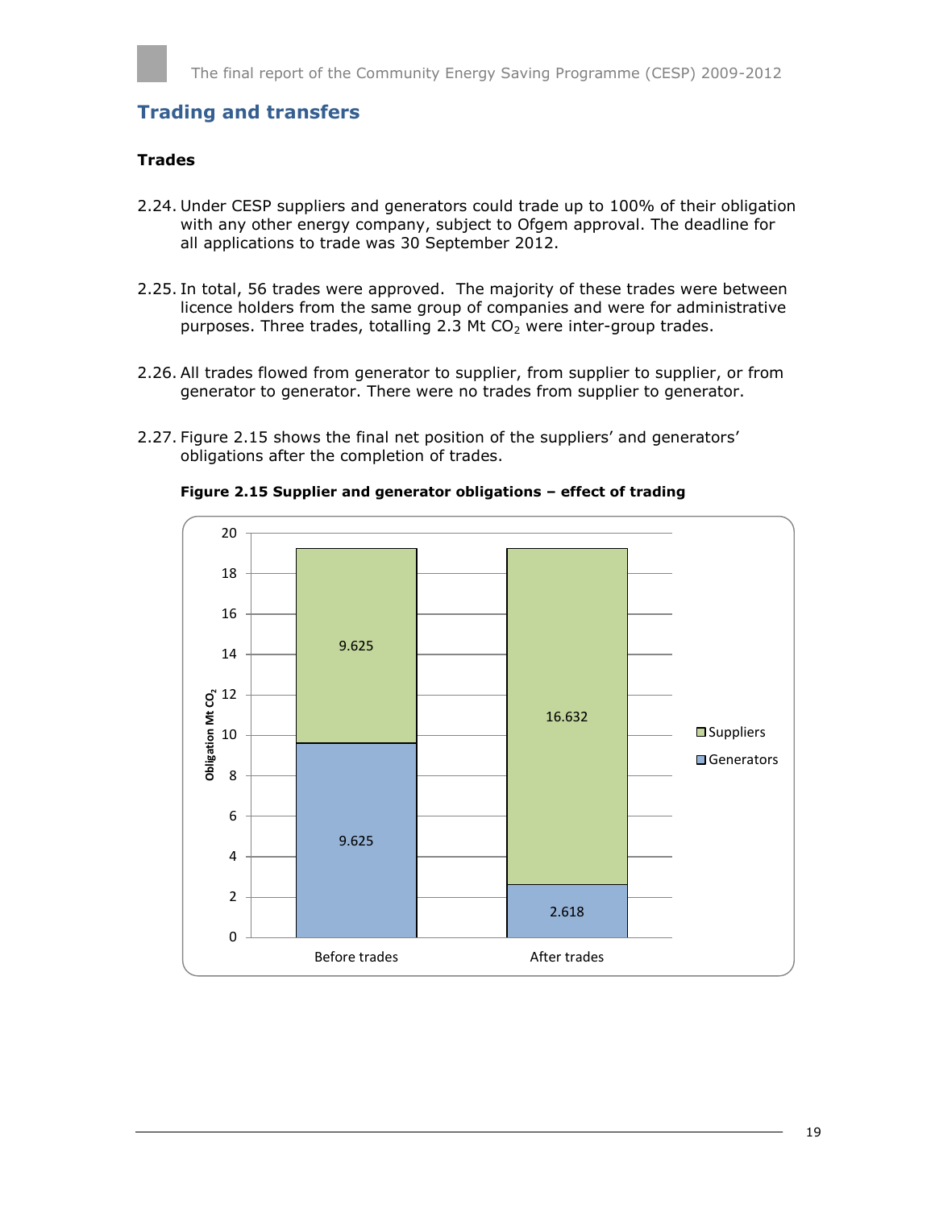## Trading and transfers

**Trades**

2.24. Under CESP suppliers and generators could trade up to 100% of their obligation with any other energy company, subject to Ofgem approval. The deadline for all applications to trade was 30 September 2012.

2.25. In total, 56 trades were approved. The majority of these trades were between licence holders from the same group of companies and were for administrative purposes. Three trades, totalling 2.3 Mt $CO_2$ were inter-group trades.

2.26. All trades flowed from generator to supplier, from supplier to supplier, or from generator to generator. There were no trades from supplier to generator.

2.27. Figure 2.15 shows the final net position of the suppliers' and generators' obligations after the completion of trades.

**Figure 2.15 Supplier and generator obligations – effect of trading**

| Obligation Mt $CO_2$ | Before trades | After trades |
|---|---|---|
| Suppliers | 9.625 | 16.632 |
| Generators | 9.625 | 2.618 |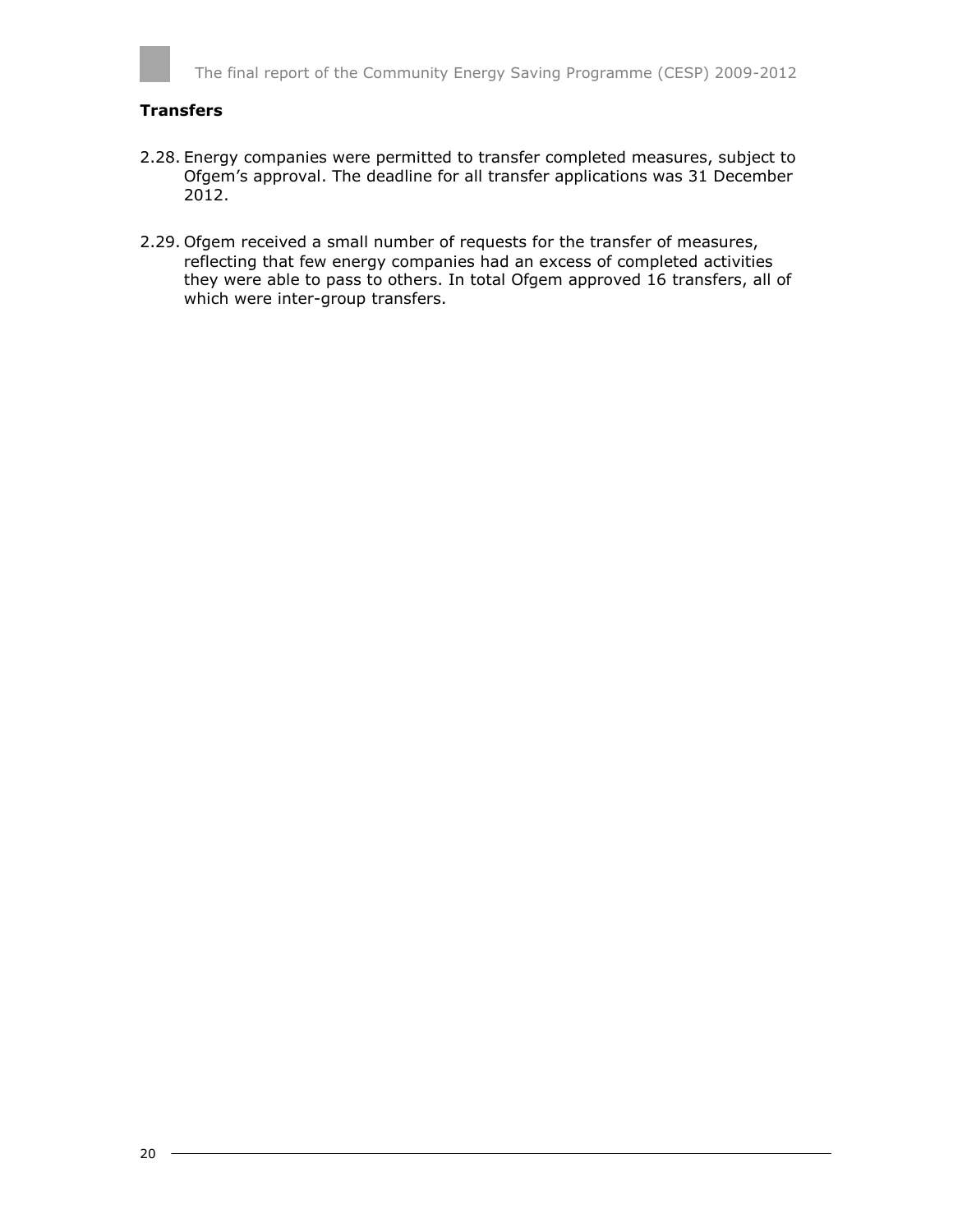### Transfers

2.28. Energy companies were permitted to transfer completed measures, subject to Ofgem's approval. The deadline for all transfer applications was 31 December 2012.

2.29. Ofgem received a small number of requests for the transfer of measures, reflecting that few energy companies had an excess of completed activities they were able to pass to others. In total Ofgem approved 16 transfers, all of which were inter-group transfers.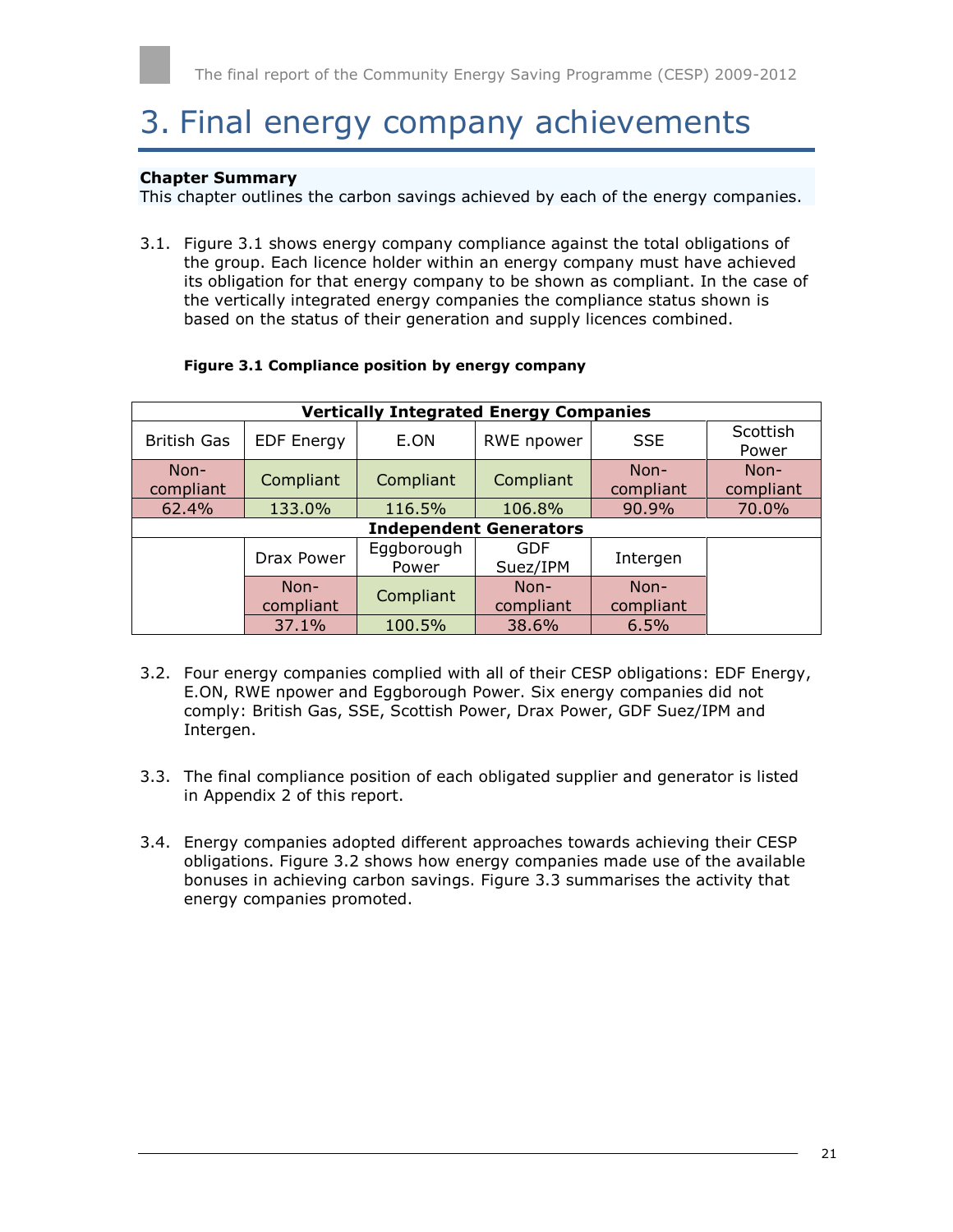// Page 21: energy company compliance positions (CESP final report)
# 3. Final energy company achievements

**Chapter Summary**
This chapter outlines the carbon savings achieved by each of the energy companies.

3.1. Figure 3.1 shows energy company compliance against the total obligations of the group. Each licence holder within an energy company must have achieved its obligation for that energy company to be shown as compliant. In the case of the vertically integrated energy companies the compliance status shown is based on the status of their generation and supply licences combined.

**Figure 3.1 Compliance position by energy company**

| **Vertically Integrated Energy Companies** | | | | | |
|---|---|---|---|---|---|
| British Gas | EDF Energy | E.ON | RWE npower | SSE | Scottish Power |
| Non-compliant | Compliant | Compliant | Compliant | Non-compliant | Non-compliant |
| 62.4% | 133.0% | 116.5% | 106.8% | 90.9% | 70.0% |
| **Independent Generators** | | | | | |
| | Drax Power | Eggborough Power | GDF Suez/IPM | Intergen | |
| | Non-compliant | Compliant | Non-compliant | Non-compliant | |
| | 37.1% | 100.5% | 38.6% | 6.5% | |

3.2. Four energy companies complied with all of their CESP obligations: EDF Energy, E.ON, RWE npower and Eggborough Power. Six energy companies did not comply: British Gas, SSE, Scottish Power, Drax Power, GDF Suez/IPM and Intergen.

3.3. The final compliance position of each obligated supplier and generator is listed in Appendix 2 of this report.

3.4. Energy companies adopted different approaches towards achieving their CESP obligations. Figure 3.2 shows how energy companies made use of the available bonuses in achieving carbon savings. Figure 3.3 summarises the activity that energy companies promoted.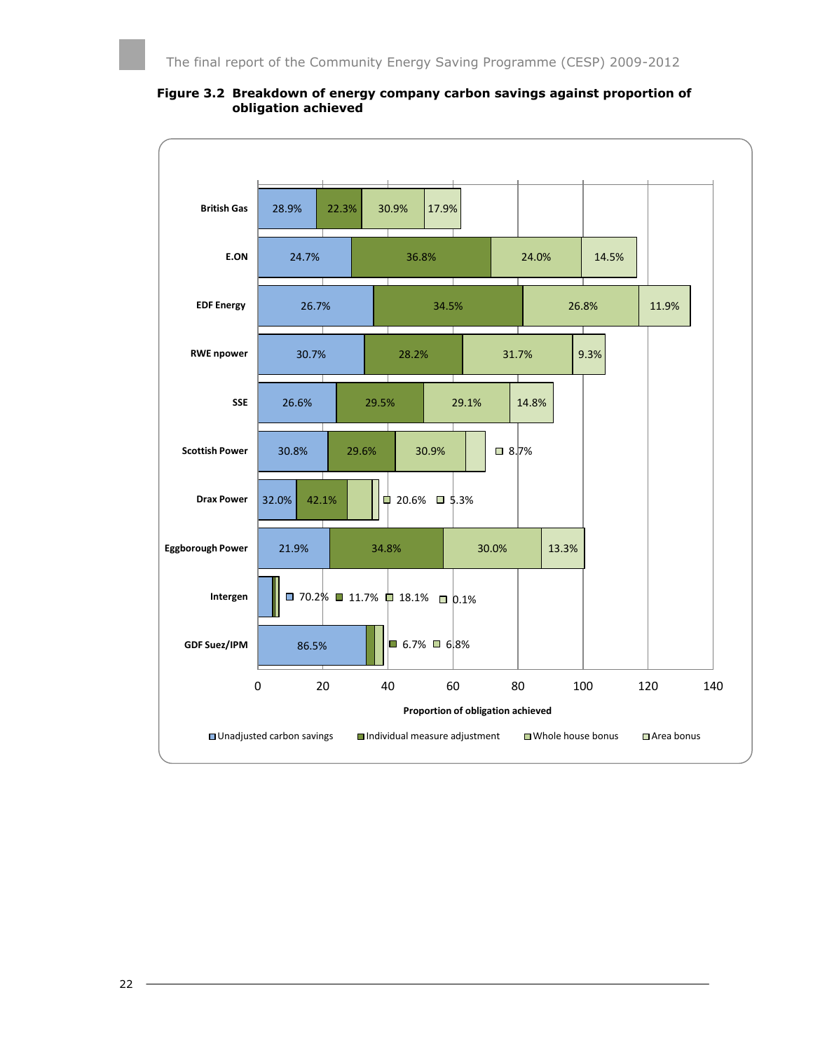**Figure 3.2 Breakdown of energy company carbon savings against proportion of obligation achieved**

| Company | Unadjusted carbon savings | Individual measure adjustment | Whole house bonus | Area bonus |
|---|---|---|---|---|
| British Gas | 28.9% | 22.3% | 30.9% | 17.9% |
| E.ON | 24.7% | 36.8% | 24.0% | 14.5% |
| EDF Energy | 26.7% | 34.5% | 26.8% | 11.9% |
| RWE npower | 30.7% | 28.2% | 31.7% | 9.3% |
| SSE | 26.6% | 29.5% | 29.1% | 14.8% |
| Scottish Power | 30.8% | 29.6% | 30.9% | 8.7% |
| Drax Power | 32.0% | 42.1% | 20.6% | 5.3% |
| Eggborough Power | 21.9% | 34.8% | 30.0% | 13.3% |
| Intergen | 70.2% | 11.7% | 18.1% | 0.1% |
| GDF Suez/IPM | 86.5% | 6.7% | 6.8% | |

Proportion of obligation achieved (axis 0–140)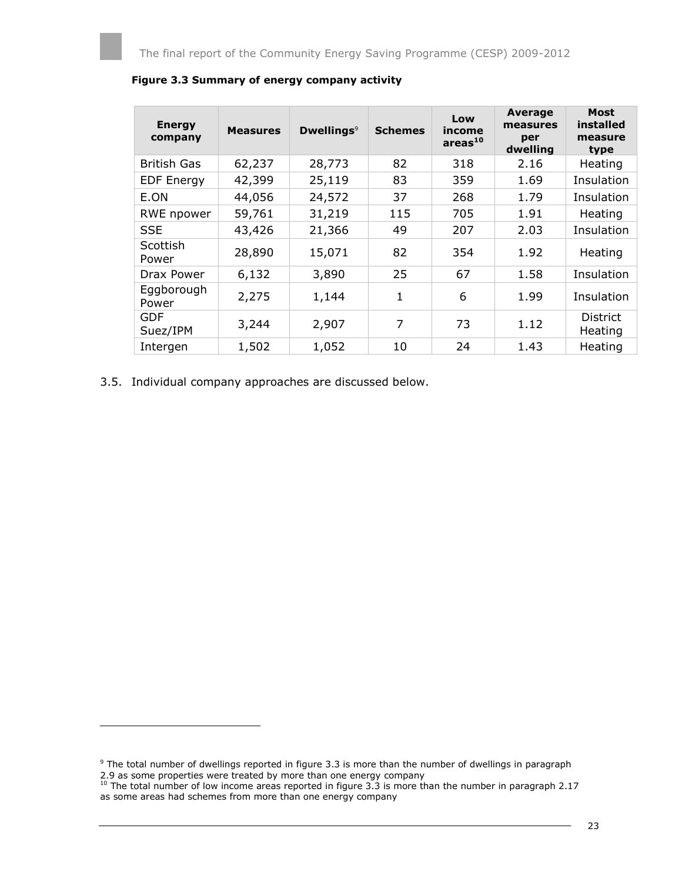**Figure 3.3 Summary of energy company activity**

| Energy company | Measures | Dwellings[9] | Schemes | Low income areas[10] | Average measures per dwelling | Most installed measure type |
|---|---|---|---|---|---|---|
| British Gas | 62,237 | 28,773 | 82 | 318 | 2.16 | Heating |
| EDF Energy | 42,399 | 25,119 | 83 | 359 | 1.69 | Insulation |
| E.ON | 44,056 | 24,572 | 37 | 268 | 1.79 | Insulation |
| RWE npower | 59,761 | 31,219 | 115 | 705 | 1.91 | Heating |
| SSE | 43,426 | 21,366 | 49 | 207 | 2.03 | Insulation |
| Scottish Power | 28,890 | 15,071 | 82 | 354 | 1.92 | Heating |
| Drax Power | 6,132 | 3,890 | 25 | 67 | 1.58 | Insulation |
| Eggborough Power | 2,275 | 1,144 | 1 | 6 | 1.99 | Insulation |
| GDF Suez/IPM | 3,244 | 2,907 | 7 | 73 | 1.12 | District Heating |
| Intergen | 1,502 | 1,052 | 10 | 24 | 1.43 | Heating |

3.5. Individual company approaches are discussed below.

[9] The total number of dwellings reported in figure 3.3 is more than the number of dwellings in paragraph 2.9 as some properties were treated by more than one energy company

[10] The total number of low income areas reported in figure 3.3 is more than the number in paragraph 2.17 as some areas had schemes from more than one energy company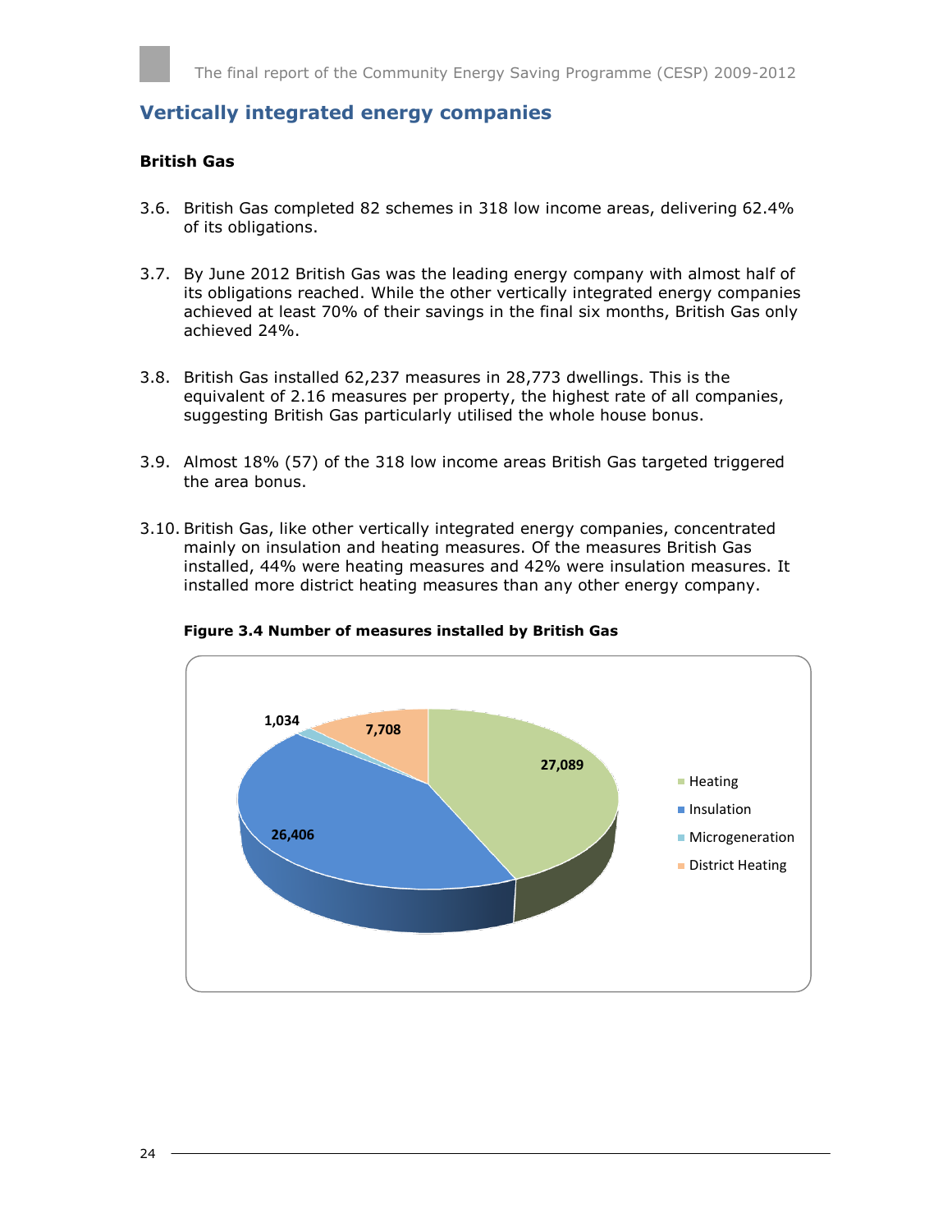## Vertically integrated energy companies

### British Gas

3.6. British Gas completed 82 schemes in 318 low income areas, delivering 62.4% of its obligations.

3.7. By June 2012 British Gas was the leading energy company with almost half of its obligations reached. While the other vertically integrated energy companies achieved at least 70% of their savings in the final six months, British Gas only achieved 24%.

3.8. British Gas installed 62,237 measures in 28,773 dwellings. This is the equivalent of 2.16 measures per property, the highest rate of all companies, suggesting British Gas particularly utilised the whole house bonus.

3.9. Almost 18% (57) of the 318 low income areas British Gas targeted triggered the area bonus.

3.10. British Gas, like other vertically integrated energy companies, concentrated mainly on insulation and heating measures. Of the measures British Gas installed, 44% were heating measures and 42% were insulation measures. It installed more district heating measures than any other energy company.

**Figure 3.4 Number of measures installed by British Gas**

| Measure | Number |
|---|---|
| Heating | 27,089 |
| Insulation | 26,406 |
| Microgeneration | 1,034 |
| District Heating | 7,708 |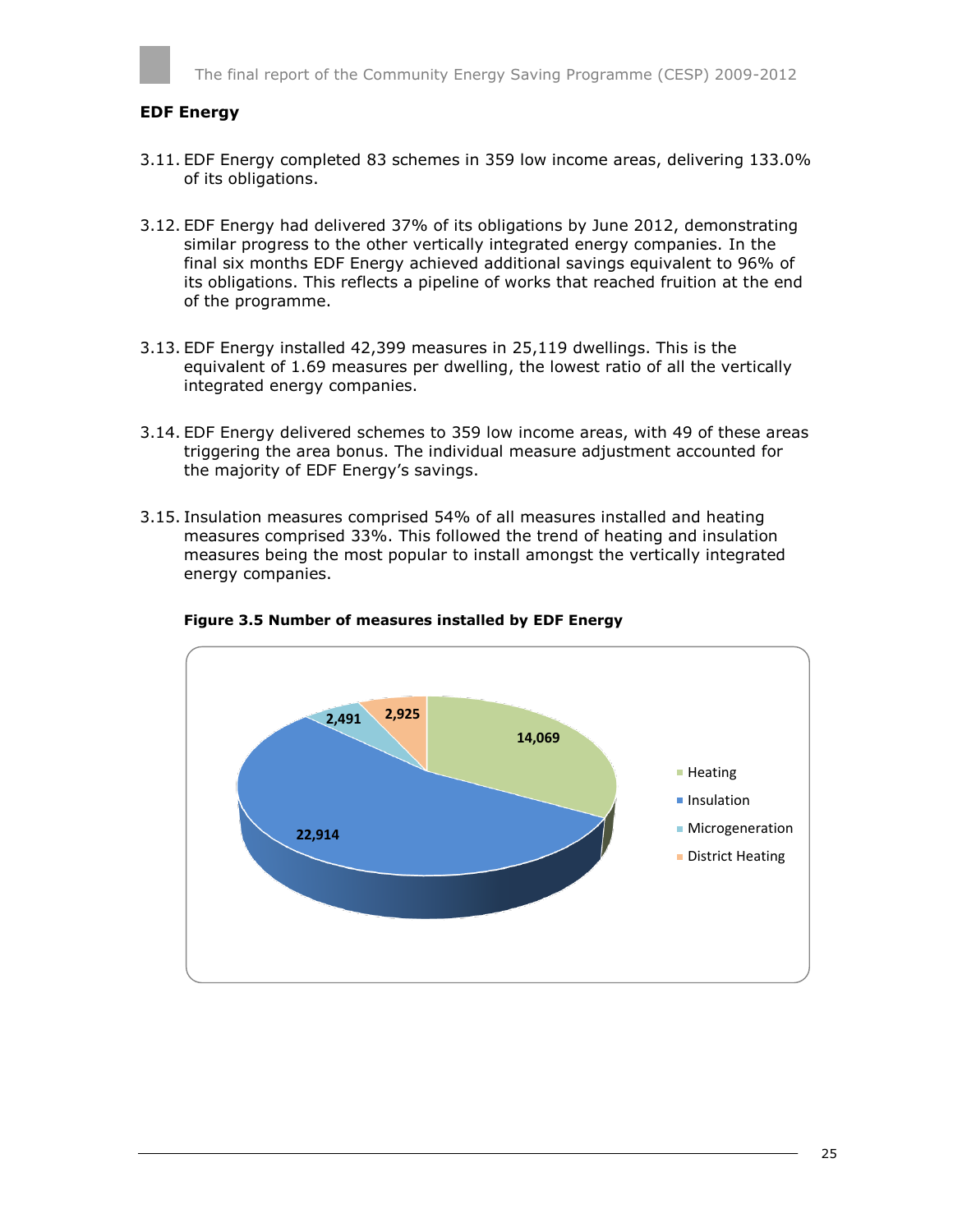## EDF Energy

3.11. EDF Energy completed 83 schemes in 359 low income areas, delivering 133.0% of its obligations.

3.12. EDF Energy had delivered 37% of its obligations by June 2012, demonstrating similar progress to the other vertically integrated energy companies. In the final six months EDF Energy achieved additional savings equivalent to 96% of its obligations. This reflects a pipeline of works that reached fruition at the end of the programme.

3.13. EDF Energy installed 42,399 measures in 25,119 dwellings. This is the equivalent of 1.69 measures per dwelling, the lowest ratio of all the vertically integrated energy companies.

3.14. EDF Energy delivered schemes to 359 low income areas, with 49 of these areas triggering the area bonus. The individual measure adjustment accounted for the majority of EDF Energy's savings.

3.15. Insulation measures comprised 54% of all measures installed and heating measures comprised 33%. This followed the trend of heating and insulation measures being the most popular to install amongst the vertically integrated energy companies.

**Figure 3.5 Number of measures installed by EDF Energy**

| Measure | Number |
| --- | --- |
| Heating | 14,069 |
| Insulation | 22,914 |
| Microgeneration | 2,491 |
| District Heating | 2,925 |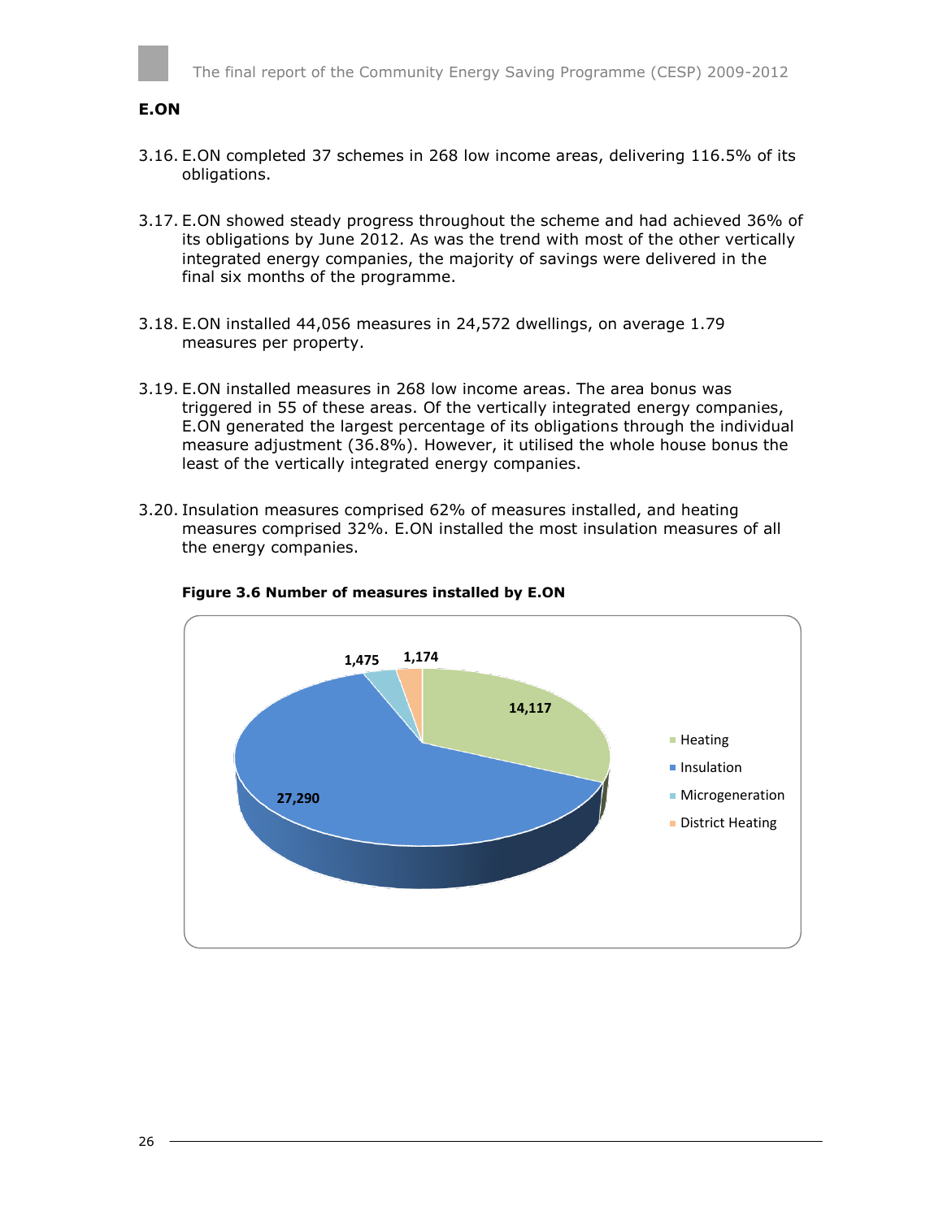## E.ON

3.16. E.ON completed 37 schemes in 268 low income areas, delivering 116.5% of its obligations.

3.17. E.ON showed steady progress throughout the scheme and had achieved 36% of its obligations by June 2012. As was the trend with most of the other vertically integrated energy companies, the majority of savings were delivered in the final six months of the programme.

3.18. E.ON installed 44,056 measures in 24,572 dwellings, on average 1.79 measures per property.

3.19. E.ON installed measures in 268 low income areas. The area bonus was triggered in 55 of these areas. Of the vertically integrated energy companies, E.ON generated the largest percentage of its obligations through the individual measure adjustment (36.8%). However, it utilised the whole house bonus the least of the vertically integrated energy companies.

3.20. Insulation measures comprised 62% of measures installed, and heating measures comprised 32%. E.ON installed the most insulation measures of all the energy companies.

**Figure 3.6 Number of measures installed by E.ON**

| Measure | Number |
|---|---|
| Heating | 14,117 |
| Insulation | 27,290 |
| Microgeneration | 1,475 |
| District Heating | 1,174 |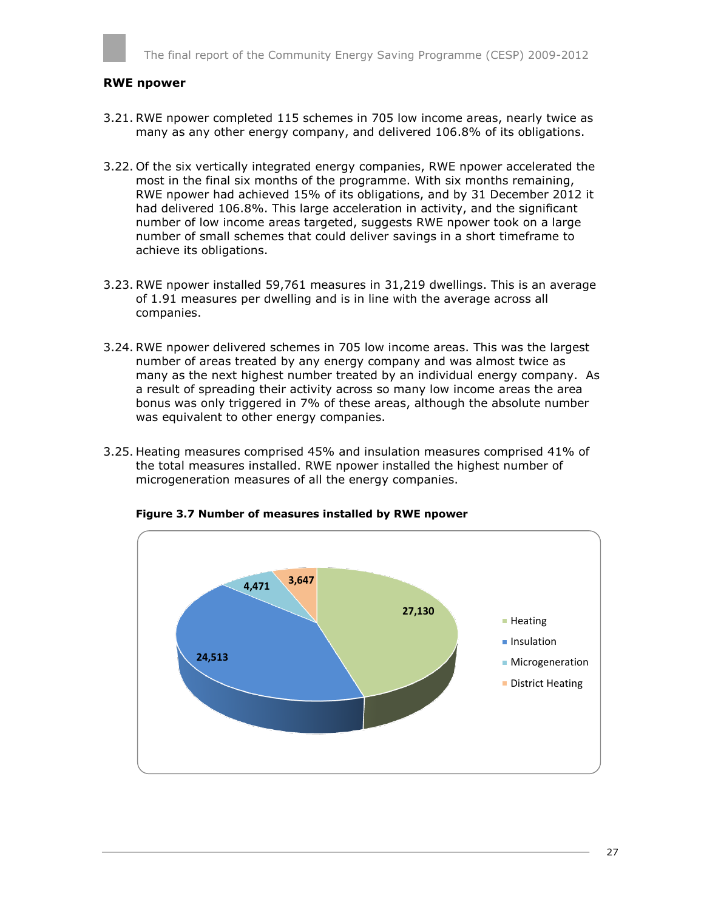### RWE npower

3.21. RWE npower completed 115 schemes in 705 low income areas, nearly twice as many as any other energy company, and delivered 106.8% of its obligations.

3.22. Of the six vertically integrated energy companies, RWE npower accelerated the most in the final six months of the programme. With six months remaining, RWE npower had achieved 15% of its obligations, and by 31 December 2012 it had delivered 106.8%. This large acceleration in activity, and the significant number of low income areas targeted, suggests RWE npower took on a large number of small schemes that could deliver savings in a short timeframe to achieve its obligations.

3.23. RWE npower installed 59,761 measures in 31,219 dwellings. This is an average of 1.91 measures per dwelling and is in line with the average across all companies.

3.24. RWE npower delivered schemes in 705 low income areas. This was the largest number of areas treated by any energy company and was almost twice as many as the next highest number treated by an individual energy company. As a result of spreading their activity across so many low income areas the area bonus was only triggered in 7% of these areas, although the absolute number was equivalent to other energy companies.

3.25. Heating measures comprised 45% and insulation measures comprised 41% of the total measures installed. RWE npower installed the highest number of microgeneration measures of all the energy companies.

**Figure 3.7 Number of measures installed by RWE npower**

| Measure | Number |
|---|---|
| Heating | 27,130 |
| Insulation | 24,513 |
| Microgeneration | 4,471 |
| District Heating | 3,647 |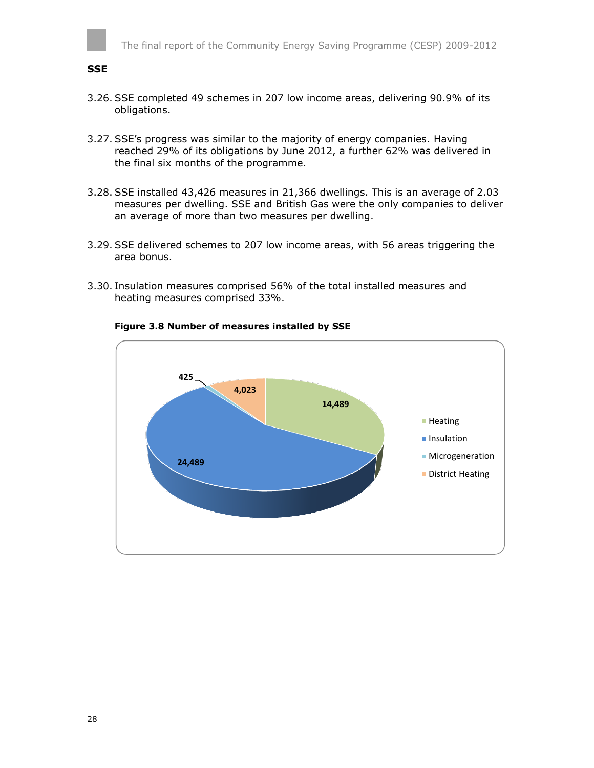**SSE**

3.26. SSE completed 49 schemes in 207 low income areas, delivering 90.9% of its obligations.

3.27. SSE's progress was similar to the majority of energy companies. Having reached 29% of its obligations by June 2012, a further 62% was delivered in the final six months of the programme.

3.28. SSE installed 43,426 measures in 21,366 dwellings. This is an average of 2.03 measures per dwelling. SSE and British Gas were the only companies to deliver an average of more than two measures per dwelling.

3.29. SSE delivered schemes to 207 low income areas, with 56 areas triggering the area bonus.

3.30. Insulation measures comprised 56% of the total installed measures and heating measures comprised 33%.

**Figure 3.8 Number of measures installed by SSE**

| Measure | Number |
|---|---|
| Heating | 14,489 |
| Insulation | 24,489 |
| Microgeneration | 425 |
| District Heating | 4,023 |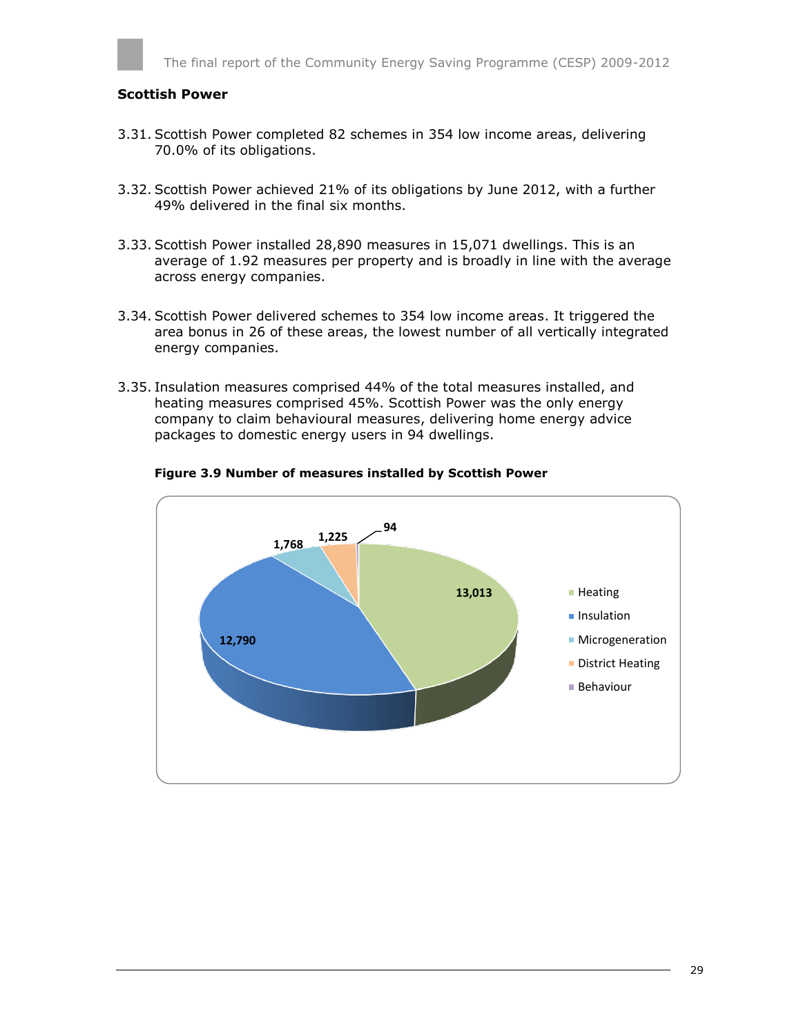### Scottish Power

3.31. Scottish Power completed 82 schemes in 354 low income areas, delivering 70.0% of its obligations.

3.32. Scottish Power achieved 21% of its obligations by June 2012, with a further 49% delivered in the final six months.

3.33. Scottish Power installed 28,890 measures in 15,071 dwellings. This is an average of 1.92 measures per property and is broadly in line with the average across energy companies.

3.34. Scottish Power delivered schemes to 354 low income areas. It triggered the area bonus in 26 of these areas, the lowest number of all vertically integrated energy companies.

3.35. Insulation measures comprised 44% of the total measures installed, and heating measures comprised 45%. Scottish Power was the only energy company to claim behavioural measures, delivering home energy advice packages to domestic energy users in 94 dwellings.

**Figure 3.9 Number of measures installed by Scottish Power**

| Measure | Number |
|---|---|
| Heating | 13,013 |
| Insulation | 12,790 |
| Microgeneration | 1,768 |
| District Heating | 1,225 |
| Behaviour | 94 |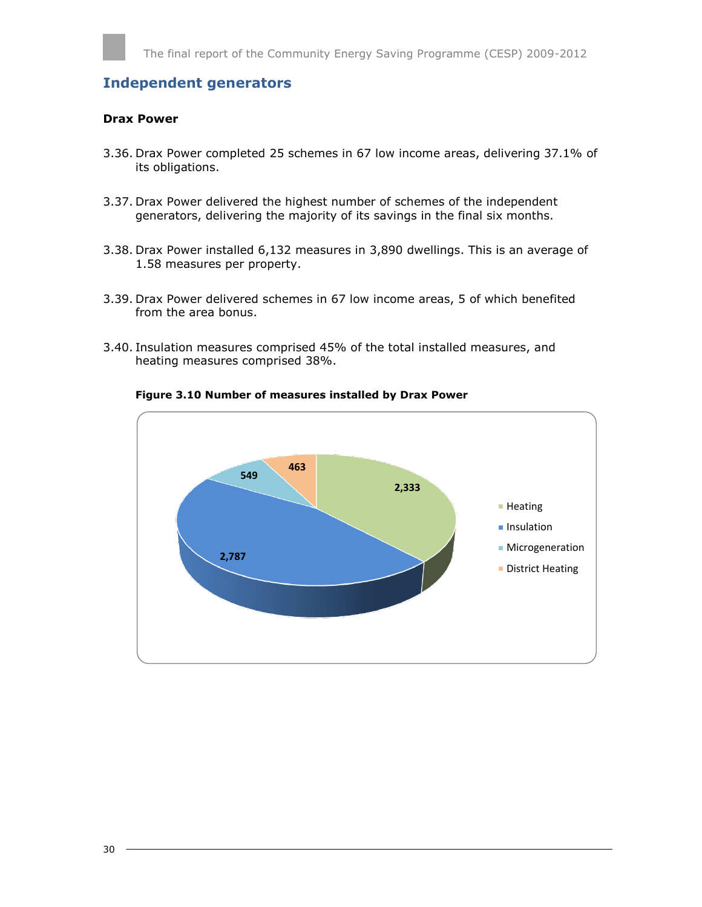## Independent generators

### Drax Power

3.36. Drax Power completed 25 schemes in 67 low income areas, delivering 37.1% of its obligations.

3.37. Drax Power delivered the highest number of schemes of the independent generators, delivering the majority of its savings in the final six months.

3.38. Drax Power installed 6,132 measures in 3,890 dwellings. This is an average of 1.58 measures per property.

3.39. Drax Power delivered schemes in 67 low income areas, 5 of which benefited from the area bonus.

3.40. Insulation measures comprised 45% of the total installed measures, and heating measures comprised 38%.

**Figure 3.10 Number of measures installed by Drax Power**

| Measure | Number |
|---|---|
| Heating | 2,333 |
| Insulation | 2,787 |
| Microgeneration | 549 |
| District Heating | 463 |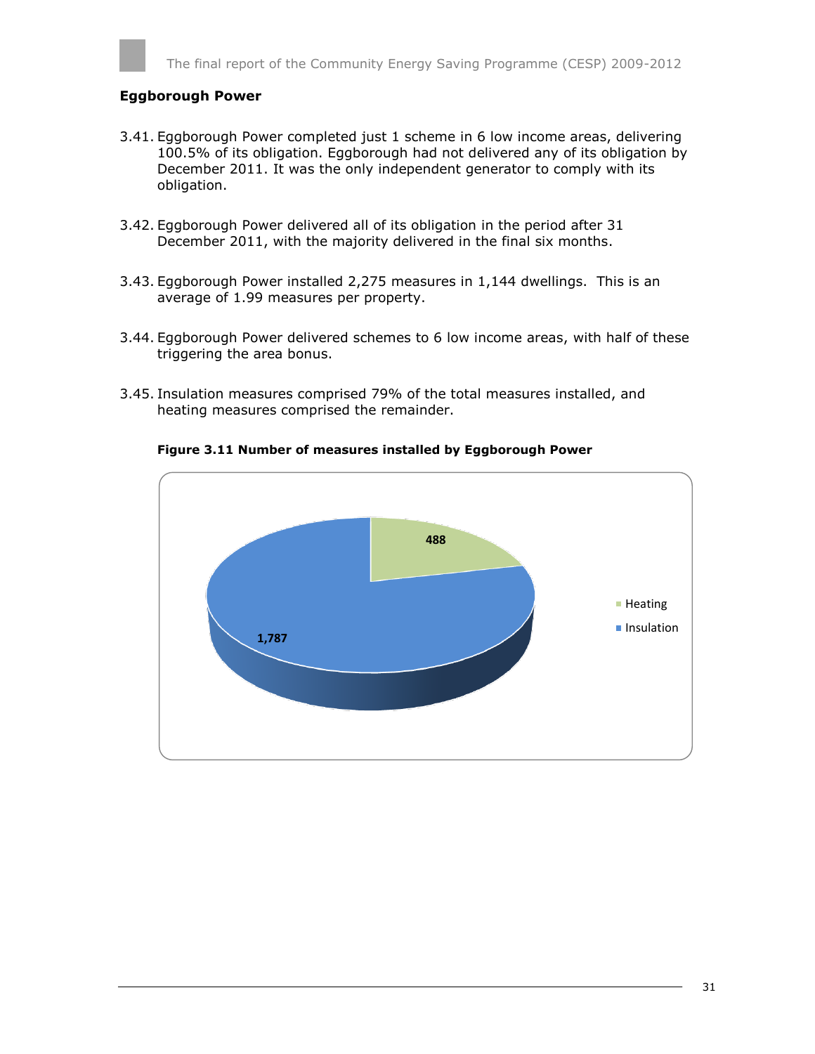### Eggborough Power

3.41. Eggborough Power completed just 1 scheme in 6 low income areas, delivering 100.5% of its obligation. Eggborough had not delivered any of its obligation by December 2011. It was the only independent generator to comply with its obligation.

3.42. Eggborough Power delivered all of its obligation in the period after 31 December 2011, with the majority delivered in the final six months.

3.43. Eggborough Power installed 2,275 measures in 1,144 dwellings. This is an average of 1.99 measures per property.

3.44. Eggborough Power delivered schemes to 6 low income areas, with half of these triggering the area bonus.

3.45. Insulation measures comprised 79% of the total measures installed, and heating measures comprised the remainder.

**Figure 3.11 Number of measures installed by Eggborough Power**

| Measure | Number |
|---|---|
| Heating | 488 |
| Insulation | 1,787 |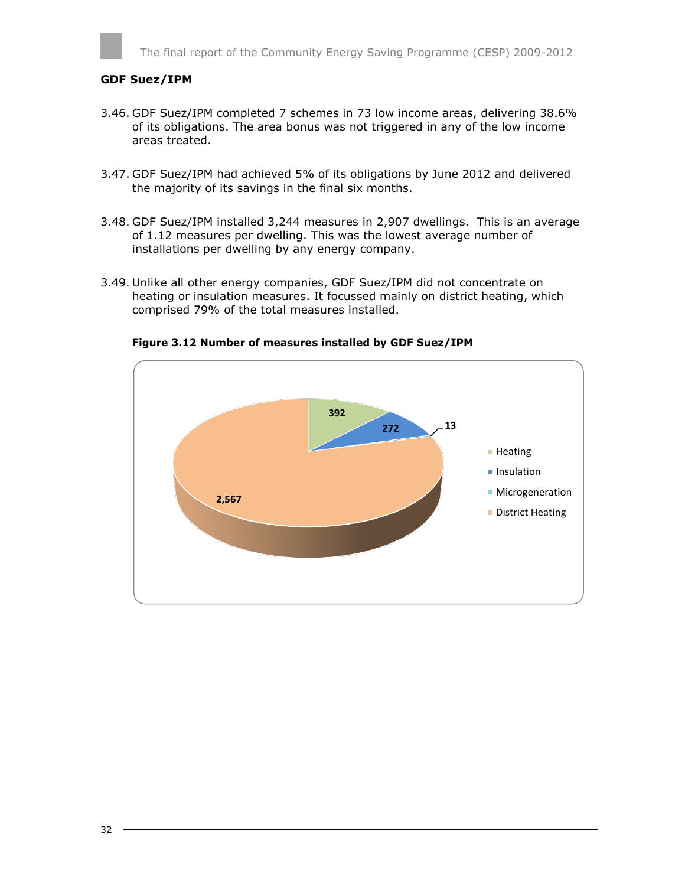## GDF Suez/IPM

3.46. GDF Suez/IPM completed 7 schemes in 73 low income areas, delivering 38.6% of its obligations. The area bonus was not triggered in any of the low income areas treated.

3.47. GDF Suez/IPM had achieved 5% of its obligations by June 2012 and delivered the majority of its savings in the final six months.

3.48. GDF Suez/IPM installed 3,244 measures in 2,907 dwellings. This is an average of 1.12 measures per dwelling. This was the lowest average number of installations per dwelling by any energy company.

3.49. Unlike all other energy companies, GDF Suez/IPM did not concentrate on heating or insulation measures. It focussed mainly on district heating, which comprised 79% of the total measures installed.

**Figure 3.12 Number of measures installed by GDF Suez/IPM**

| Measure | Number |
|---|---|
| Heating | 392 |
| Insulation | 272 |
| Microgeneration | 13 |
| District Heating | 2,567 |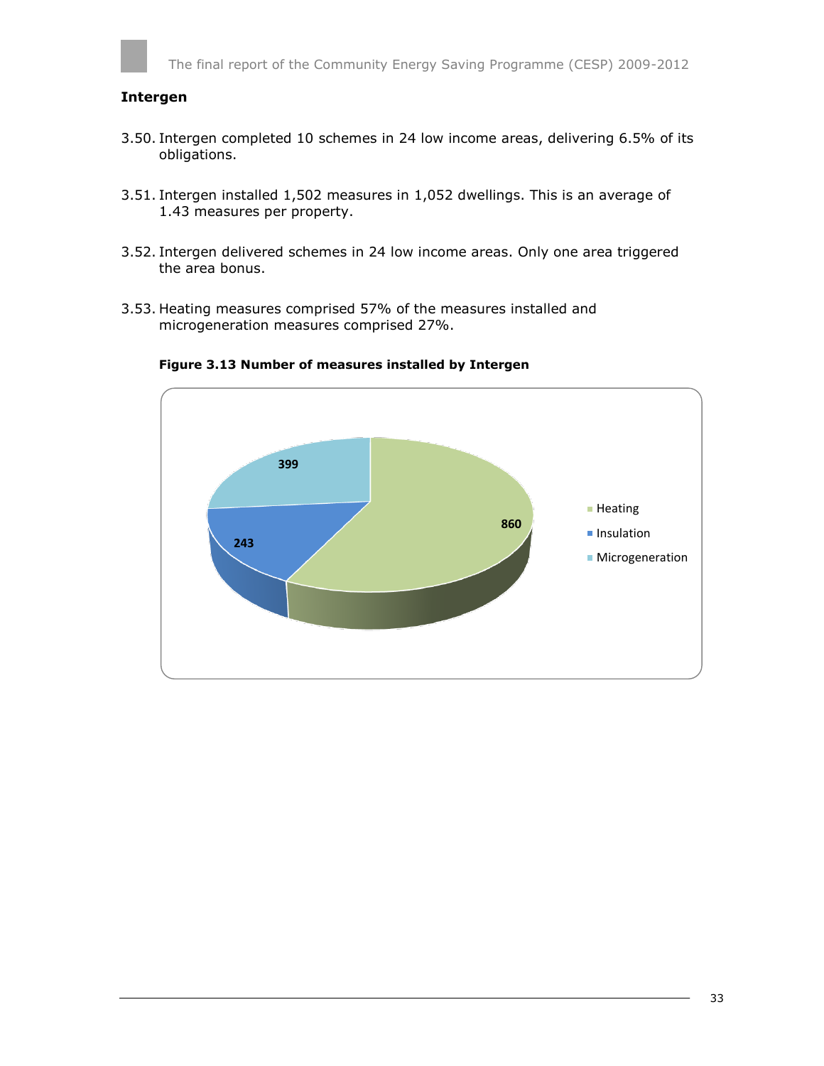**Intergen**

3.50. Intergen completed 10 schemes in 24 low income areas, delivering 6.5% of its obligations.

3.51. Intergen installed 1,502 measures in 1,052 dwellings. This is an average of 1.43 measures per property.

3.52. Intergen delivered schemes in 24 low income areas. Only one area triggered the area bonus.

3.53. Heating measures comprised 57% of the measures installed and microgeneration measures comprised 27%.

**Figure 3.13 Number of measures installed by Intergen**

| Measure | Number |
|---|---|
| Heating | 860 |
| Insulation | 243 |
| Microgeneration | 399 |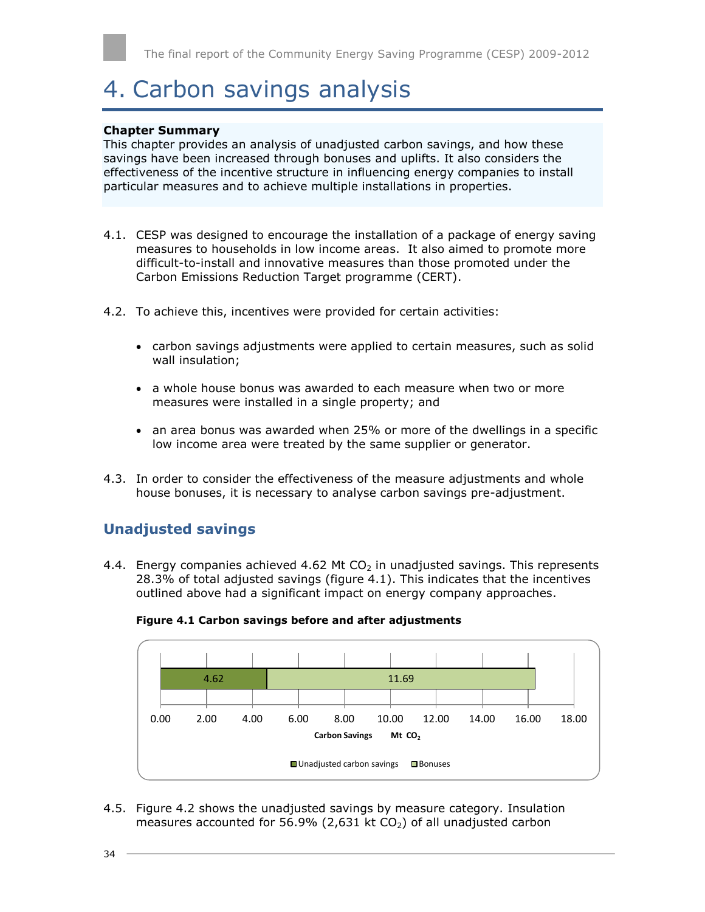# 4. Carbon savings analysis

**Chapter Summary**
This chapter provides an analysis of unadjusted carbon savings, and how these savings have been increased through bonuses and uplifts. It also considers the effectiveness of the incentive structure in influencing energy companies to install particular measures and to achieve multiple installations in properties.

4.1. CESP was designed to encourage the installation of a package of energy saving measures to households in low income areas. It also aimed to promote more difficult-to-install and innovative measures than those promoted under the Carbon Emissions Reduction Target programme (CERT).

4.2. To achieve this, incentives were provided for certain activities:

- carbon savings adjustments were applied to certain measures, such as solid wall insulation;
- a whole house bonus was awarded to each measure when two or more measures were installed in a single property; and
- an area bonus was awarded when 25% or more of the dwellings in a specific low income area were treated by the same supplier or generator.

4.3. In order to consider the effectiveness of the measure adjustments and whole house bonuses, it is necessary to analyse carbon savings pre-adjustment.

## Unadjusted savings

4.4. Energy companies achieved 4.62 Mt $CO_2$ in unadjusted savings. This represents 28.3% of total adjusted savings (figure 4.1). This indicates that the incentives outlined above had a significant impact on energy company approaches.

**Figure 4.1 Carbon savings before and after adjustments**

| | Unadjusted carbon savings | Bonuses |
|---|---|---|
| Carbon Savings Mt $CO_2$ | 4.62 | 11.69 |

4.5. Figure 4.2 shows the unadjusted savings by measure category. Insulation measures accounted for 56.9% (2,631 kt $CO_2$) of all unadjusted carbon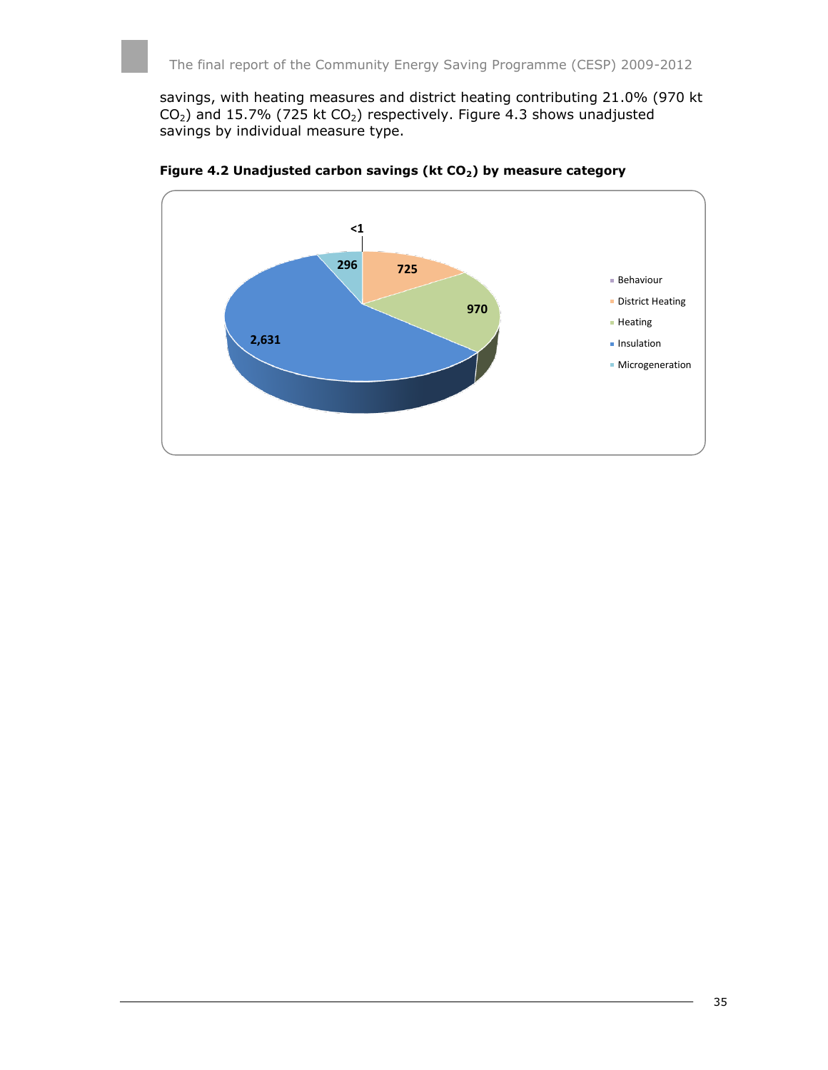savings, with heating measures and district heating contributing 21.0% (970 kt $CO_2$) and 15.7% (725 kt $CO_2$) respectively. Figure 4.3 shows unadjusted savings by individual measure type.

**Figure 4.2 Unadjusted carbon savings (kt $CO_2$) by measure category**

| Measure category | kt $CO_2$ |
|---|---|
| Behaviour | <1 |
| District Heating | 725 |
| Heating | 970 |
| Insulation | 2,631 |
| Microgeneration | 296 |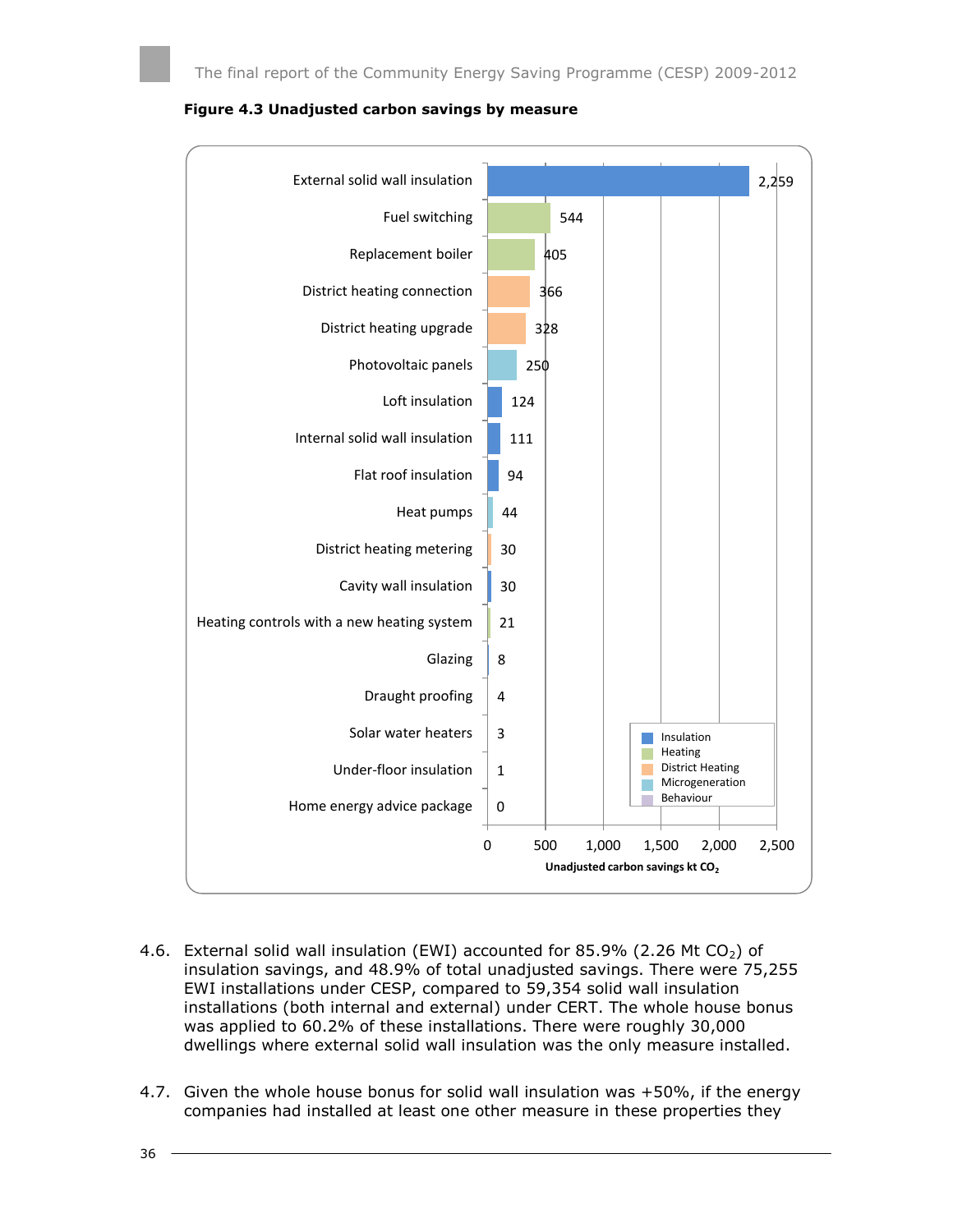**Figure 4.3 Unadjusted carbon savings by measure**

| Measure | Category | Unadjusted carbon savings kt $CO_2$ |
|---|---|---|
| External solid wall insulation | Insulation | 2,259 |
| Fuel switching | Heating | 544 |
| Replacement boiler | Heating | 405 |
| District heating connection | District Heating | 366 |
| District heating upgrade | District Heating | 328 |
| Photovoltaic panels | Microgeneration | 250 |
| Loft insulation | Insulation | 124 |
| Internal solid wall insulation | Insulation | 111 |
| Flat roof insulation | Insulation | 94 |
| Heat pumps | Microgeneration | 44 |
| District heating metering | District Heating | 30 |
| Cavity wall insulation | Insulation | 30 |
| Heating controls with a new heating system | Heating | 21 |
| Glazing | Insulation | 8 |
| Draught proofing | | 4 |
| Solar water heaters | | 3 |
| Under-floor insulation | | 1 |
| Home energy advice package | | 0 |

4.6. External solid wall insulation (EWI) accounted for 85.9% (2.26 Mt $CO_2$) of insulation savings, and 48.9% of total unadjusted savings. There were 75,255 EWI installations under CESP, compared to 59,354 solid wall insulation installations (both internal and external) under CERT. The whole house bonus was applied to 60.2% of these installations. There were roughly 30,000 dwellings where external solid wall insulation was the only measure installed.

4.7. Given the whole house bonus for solid wall insulation was +50%, if the energy companies had installed at least one other measure in these properties they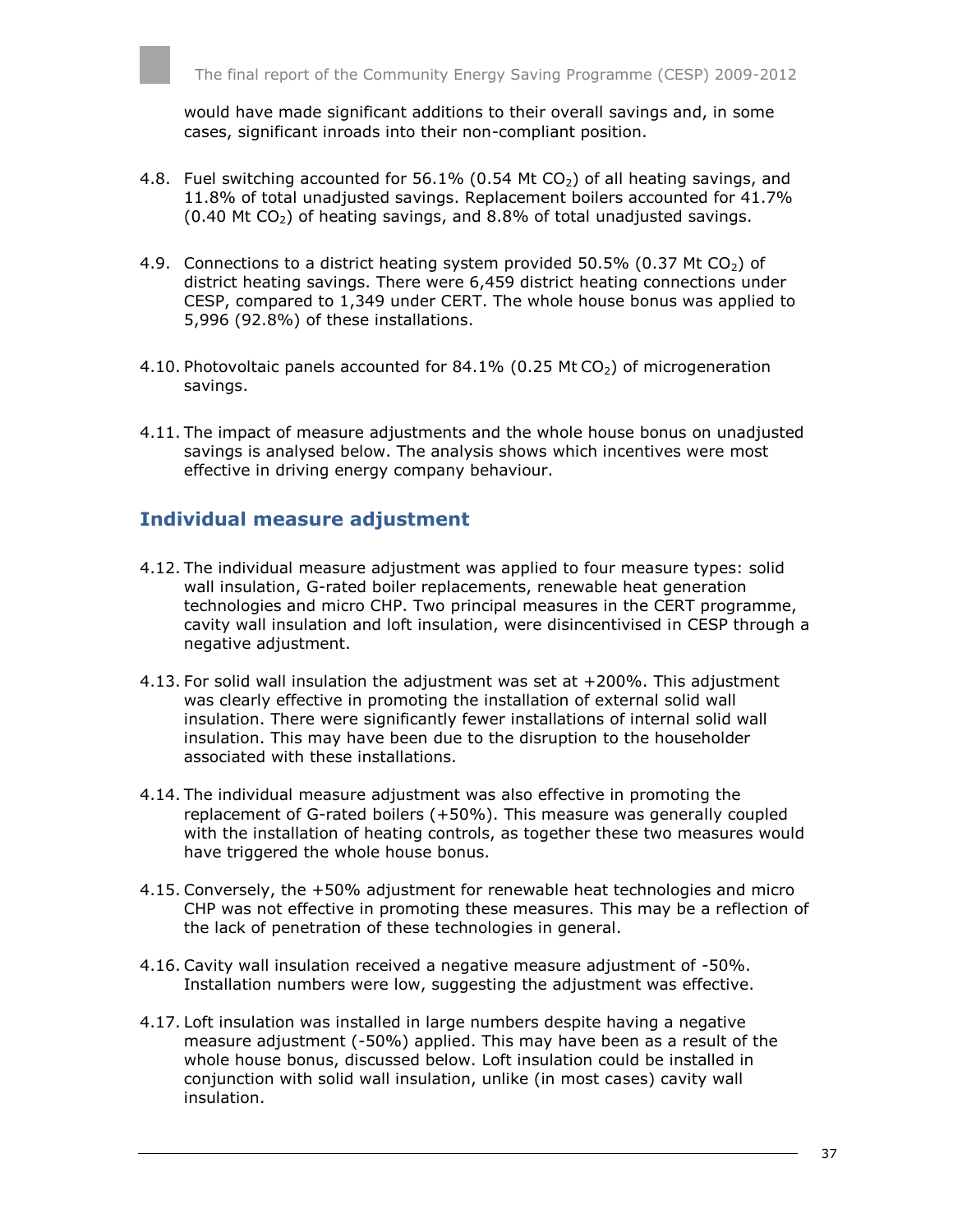would have made significant additions to their overall savings and, in some cases, significant inroads into their non-compliant position.

4.8. Fuel switching accounted for 56.1% (0.54 Mt $CO_2$) of all heating savings, and 11.8% of total unadjusted savings. Replacement boilers accounted for 41.7% (0.40 Mt $CO_2$) of heating savings, and 8.8% of total unadjusted savings.

4.9. Connections to a district heating system provided 50.5% (0.37 Mt $CO_2$) of district heating savings. There were 6,459 district heating connections under CESP, compared to 1,349 under CERT. The whole house bonus was applied to 5,996 (92.8%) of these installations.

4.10. Photovoltaic panels accounted for 84.1% (0.25 Mt $CO_2$) of microgeneration savings.

4.11. The impact of measure adjustments and the whole house bonus on unadjusted savings is analysed below. The analysis shows which incentives were most effective in driving energy company behaviour.

## Individual measure adjustment

4.12. The individual measure adjustment was applied to four measure types: solid wall insulation, G-rated boiler replacements, renewable heat generation technologies and micro CHP. Two principal measures in the CERT programme, cavity wall insulation and loft insulation, were disincentivised in CESP through a negative adjustment.

4.13. For solid wall insulation the adjustment was set at +200%. This adjustment was clearly effective in promoting the installation of external solid wall insulation. There were significantly fewer installations of internal solid wall insulation. This may have been due to the disruption to the householder associated with these installations.

4.14. The individual measure adjustment was also effective in promoting the replacement of G-rated boilers (+50%). This measure was generally coupled with the installation of heating controls, as together these two measures would have triggered the whole house bonus.

4.15. Conversely, the +50% adjustment for renewable heat technologies and micro CHP was not effective in promoting these measures. This may be a reflection of the lack of penetration of these technologies in general.

4.16. Cavity wall insulation received a negative measure adjustment of -50%. Installation numbers were low, suggesting the adjustment was effective.

4.17. Loft insulation was installed in large numbers despite having a negative measure adjustment (-50%) applied. This may have been as a result of the whole house bonus, discussed below. Loft insulation could be installed in conjunction with solid wall insulation, unlike (in most cases) cavity wall insulation.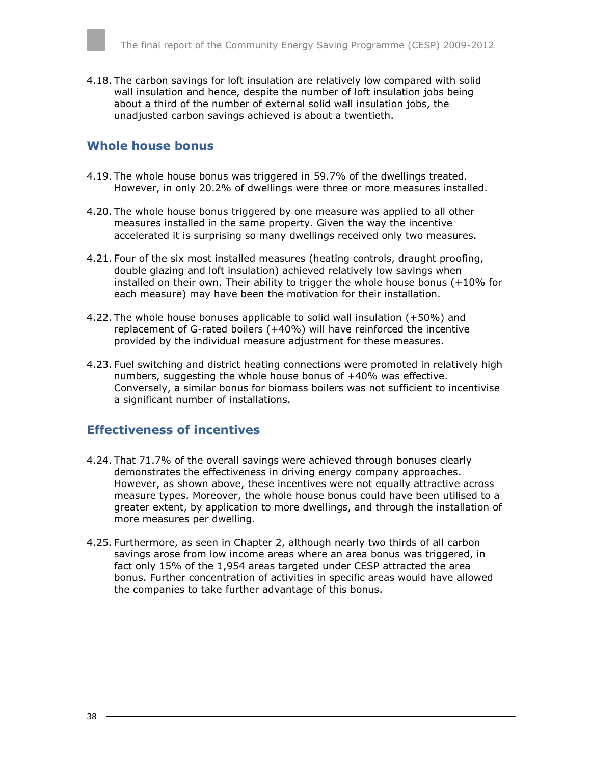4.18. The carbon savings for loft insulation are relatively low compared with solid wall insulation and hence, despite the number of loft insulation jobs being about a third of the number of external solid wall insulation jobs, the unadjusted carbon savings achieved is about a twentieth.

## Whole house bonus

4.19. The whole house bonus was triggered in 59.7% of the dwellings treated. However, in only 20.2% of dwellings were three or more measures installed.

4.20. The whole house bonus triggered by one measure was applied to all other measures installed in the same property. Given the way the incentive accelerated it is surprising so many dwellings received only two measures.

4.21. Four of the six most installed measures (heating controls, draught proofing, double glazing and loft insulation) achieved relatively low savings when installed on their own. Their ability to trigger the whole house bonus (+10% for each measure) may have been the motivation for their installation.

4.22. The whole house bonuses applicable to solid wall insulation (+50%) and replacement of G-rated boilers (+40%) will have reinforced the incentive provided by the individual measure adjustment for these measures.

4.23. Fuel switching and district heating connections were promoted in relatively high numbers, suggesting the whole house bonus of +40% was effective. Conversely, a similar bonus for biomass boilers was not sufficient to incentivise a significant number of installations.

## Effectiveness of incentives

4.24. That 71.7% of the overall savings were achieved through bonuses clearly demonstrates the effectiveness in driving energy company approaches. However, as shown above, these incentives were not equally attractive across measure types. Moreover, the whole house bonus could have been utilised to a greater extent, by application to more dwellings, and through the installation of more measures per dwelling.

4.25. Furthermore, as seen in Chapter 2, although nearly two thirds of all carbon savings arose from low income areas where an area bonus was triggered, in fact only 15% of the 1,954 areas targeted under CESP attracted the area bonus. Further concentration of activities in specific areas would have allowed the companies to take further advantage of this bonus.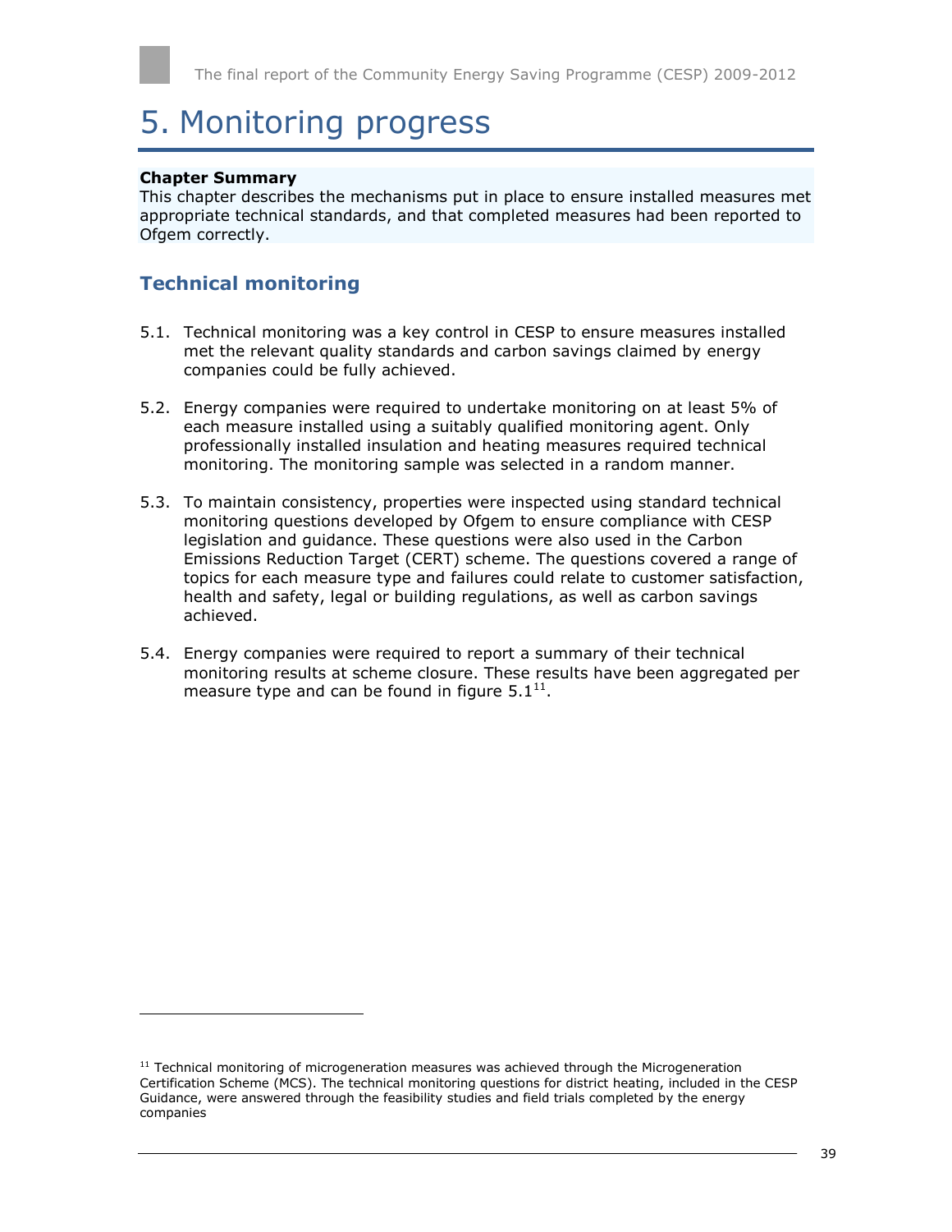# 5. Monitoring progress

**Chapter Summary**

This chapter describes the mechanisms put in place to ensure installed measures met appropriate technical standards, and that completed measures had been reported to Ofgem correctly.

## Technical monitoring

5.1. Technical monitoring was a key control in CESP to ensure measures installed met the relevant quality standards and carbon savings claimed by energy companies could be fully achieved.

5.2. Energy companies were required to undertake monitoring on at least 5% of each measure installed using a suitably qualified monitoring agent. Only professionally installed insulation and heating measures required technical monitoring. The monitoring sample was selected in a random manner.

5.3. To maintain consistency, properties were inspected using standard technical monitoring questions developed by Ofgem to ensure compliance with CESP legislation and guidance. These questions were also used in the Carbon Emissions Reduction Target (CERT) scheme. The questions covered a range of topics for each measure type and failures could relate to customer satisfaction, health and safety, legal or building regulations, as well as carbon savings achieved.

5.4. Energy companies were required to report a summary of their technical monitoring results at scheme closure. These results have been aggregated per measure type and can be found in figure 5.1[11].

---

[11] Technical monitoring of microgeneration measures was achieved through the Microgeneration Certification Scheme (MCS). The technical monitoring questions for district heating, included in the CESP Guidance, were answered through the feasibility studies and field trials completed by the energy companies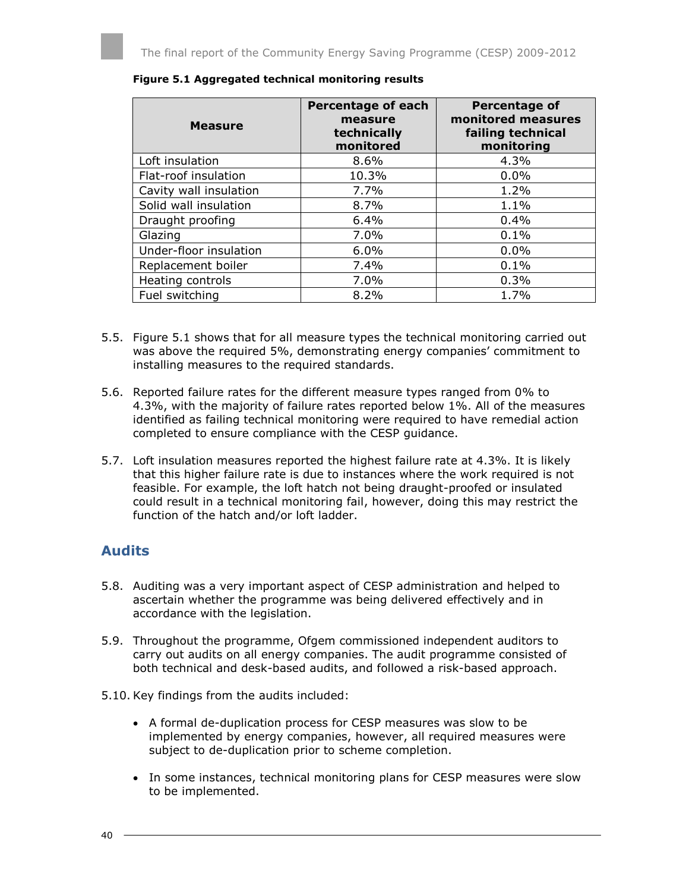**Figure 5.1 Aggregated technical monitoring results**

| Measure | Percentage of each measure technically monitored | Percentage of monitored measures failing technical monitoring |
| --- | --- | --- |
| Loft insulation | 8.6% | 4.3% |
| Flat-roof insulation | 10.3% | 0.0% |
| Cavity wall insulation | 7.7% | 1.2% |
| Solid wall insulation | 8.7% | 1.1% |
| Draught proofing | 6.4% | 0.4% |
| Glazing | 7.0% | 0.1% |
| Under-floor insulation | 6.0% | 0.0% |
| Replacement boiler | 7.4% | 0.1% |
| Heating controls | 7.0% | 0.3% |
| Fuel switching | 8.2% | 1.7% |

5.5. Figure 5.1 shows that for all measure types the technical monitoring carried out was above the required 5%, demonstrating energy companies' commitment to installing measures to the required standards.

5.6. Reported failure rates for the different measure types ranged from 0% to 4.3%, with the majority of failure rates reported below 1%. All of the measures identified as failing technical monitoring were required to have remedial action completed to ensure compliance with the CESP guidance.

5.7. Loft insulation measures reported the highest failure rate at 4.3%. It is likely that this higher failure rate is due to instances where the work required is not feasible. For example, the loft hatch not being draught-proofed or insulated could result in a technical monitoring fail, however, doing this may restrict the function of the hatch and/or loft ladder.

## Audits

5.8. Auditing was a very important aspect of CESP administration and helped to ascertain whether the programme was being delivered effectively and in accordance with the legislation.

5.9. Throughout the programme, Ofgem commissioned independent auditors to carry out audits on all energy companies. The audit programme consisted of both technical and desk-based audits, and followed a risk-based approach.

5.10. Key findings from the audits included:

- A formal de-duplication process for CESP measures was slow to be implemented by energy companies, however, all required measures were subject to de-duplication prior to scheme completion.
- In some instances, technical monitoring plans for CESP measures were slow to be implemented.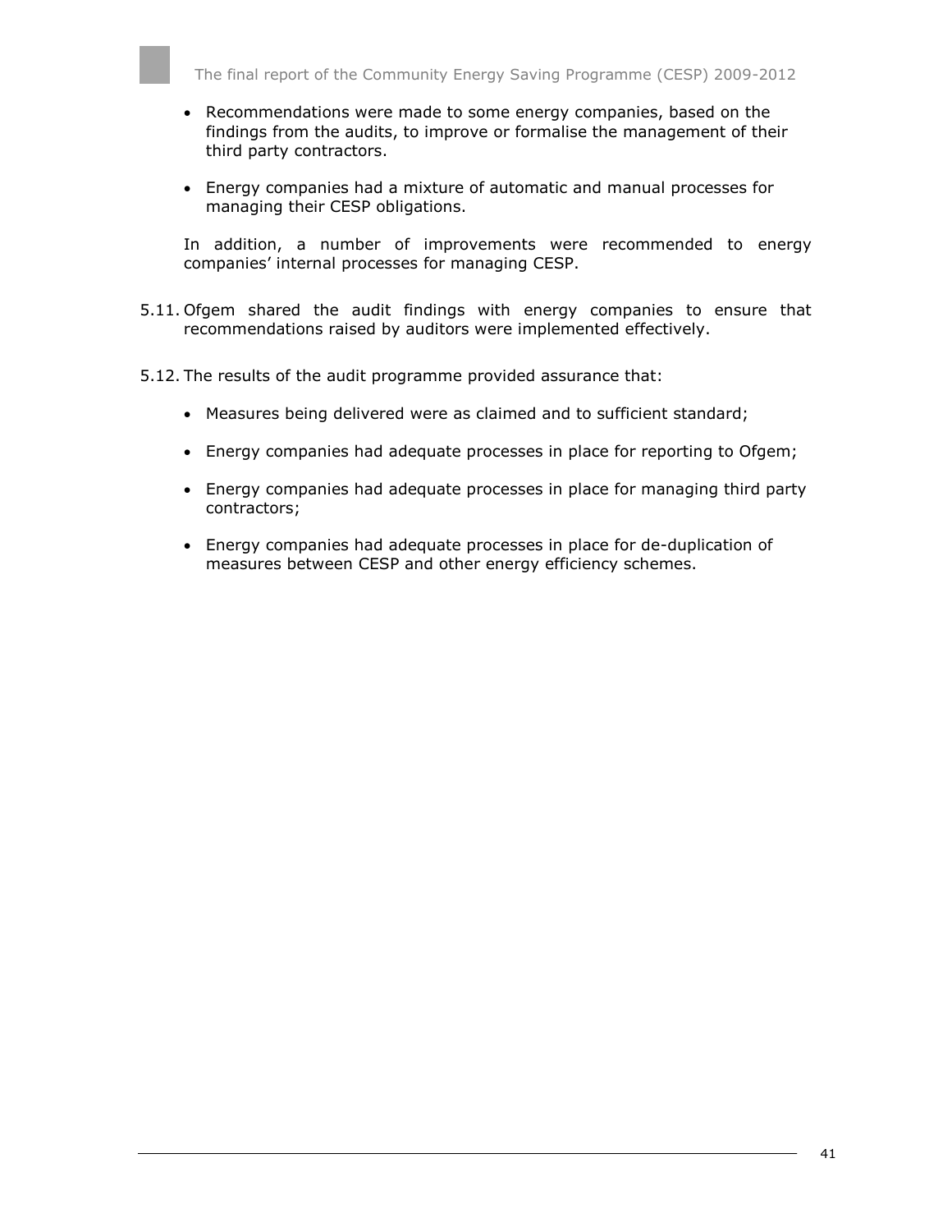- Recommendations were made to some energy companies, based on the findings from the audits, to improve or formalise the management of their third party contractors.

- Energy companies had a mixture of automatic and manual processes for managing their CESP obligations.

In addition, a number of improvements were recommended to energy companies' internal processes for managing CESP.

5.11. Ofgem shared the audit findings with energy companies to ensure that recommendations raised by auditors were implemented effectively.

5.12. The results of the audit programme provided assurance that:

- Measures being delivered were as claimed and to sufficient standard;

- Energy companies had adequate processes in place for reporting to Ofgem;

- Energy companies had adequate processes in place for managing third party contractors;

- Energy companies had adequate processes in place for de-duplication of measures between CESP and other energy efficiency schemes.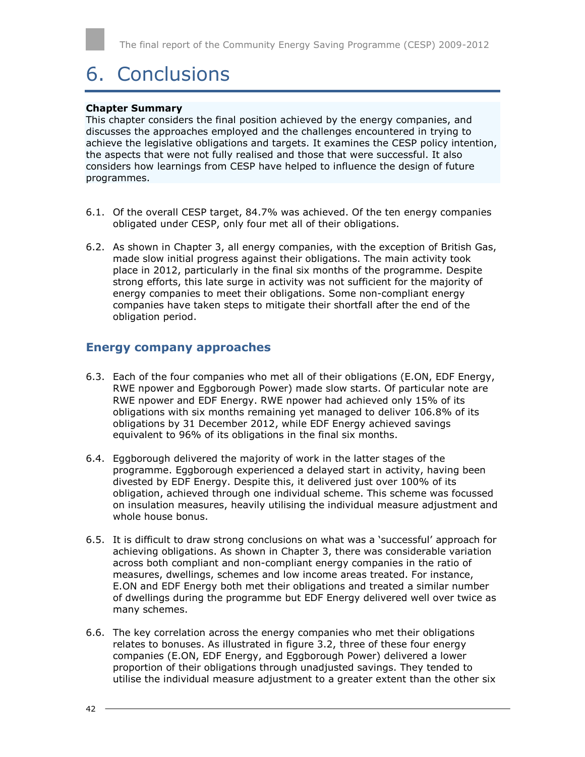# 6. Conclusions

**Chapter Summary**
This chapter considers the final position achieved by the energy companies, and discusses the approaches employed and the challenges encountered in trying to achieve the legislative obligations and targets. It examines the CESP policy intention, the aspects that were not fully realised and those that were successful. It also considers how learnings from CESP have helped to influence the design of future programmes.

6.1. Of the overall CESP target, 84.7% was achieved. Of the ten energy companies obligated under CESP, only four met all of their obligations.

6.2. As shown in Chapter 3, all energy companies, with the exception of British Gas, made slow initial progress against their obligations. The main activity took place in 2012, particularly in the final six months of the programme. Despite strong efforts, this late surge in activity was not sufficient for the majority of energy companies to meet their obligations. Some non-compliant energy companies have taken steps to mitigate their shortfall after the end of the obligation period.

## Energy company approaches

6.3. Each of the four companies who met all of their obligations (E.ON, EDF Energy, RWE npower and Eggborough Power) made slow starts. Of particular note are RWE npower and EDF Energy. RWE npower had achieved only 15% of its obligations with six months remaining yet managed to deliver 106.8% of its obligations by 31 December 2012, while EDF Energy achieved savings equivalent to 96% of its obligations in the final six months.

6.4. Eggborough delivered the majority of work in the latter stages of the programme. Eggborough experienced a delayed start in activity, having been divested by EDF Energy. Despite this, it delivered just over 100% of its obligation, achieved through one individual scheme. This scheme was focussed on insulation measures, heavily utilising the individual measure adjustment and whole house bonus.

6.5. It is difficult to draw strong conclusions on what was a 'successful' approach for achieving obligations. As shown in Chapter 3, there was considerable variation across both compliant and non-compliant energy companies in the ratio of measures, dwellings, schemes and low income areas treated. For instance, E.ON and EDF Energy both met their obligations and treated a similar number of dwellings during the programme but EDF Energy delivered well over twice as many schemes.

6.6. The key correlation across the energy companies who met their obligations relates to bonuses. As illustrated in figure 3.2, three of these four energy companies (E.ON, EDF Energy, and Eggborough Power) delivered a lower proportion of their obligations through unadjusted savings. They tended to utilise the individual measure adjustment to a greater extent than the other six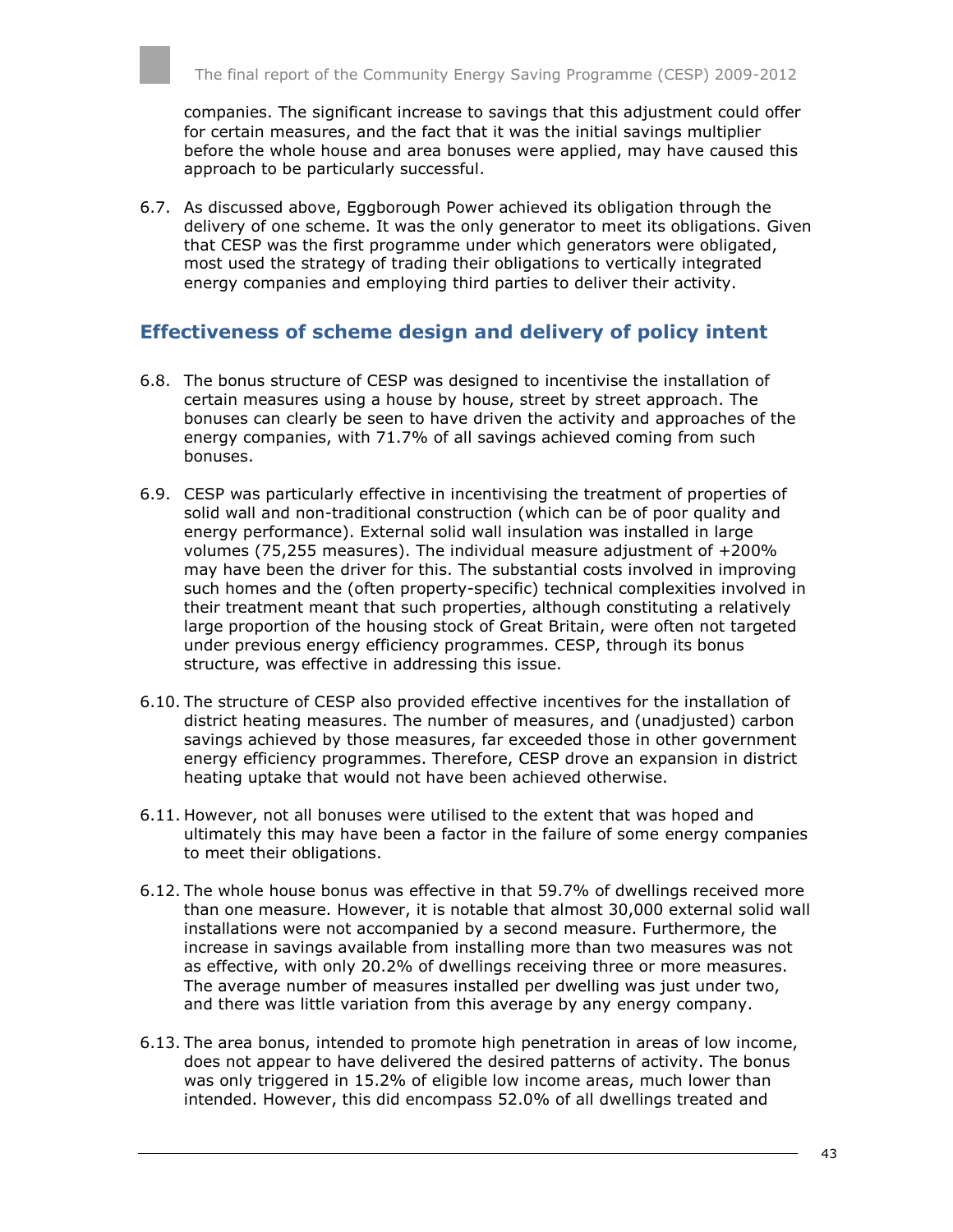companies. The significant increase to savings that this adjustment could offer for certain measures, and the fact that it was the initial savings multiplier before the whole house and area bonuses were applied, may have caused this approach to be particularly successful.

6.7. As discussed above, Eggborough Power achieved its obligation through the delivery of one scheme. It was the only generator to meet its obligations. Given that CESP was the first programme under which generators were obligated, most used the strategy of trading their obligations to vertically integrated energy companies and employing third parties to deliver their activity.

## Effectiveness of scheme design and delivery of policy intent

6.8. The bonus structure of CESP was designed to incentivise the installation of certain measures using a house by house, street by street approach. The bonuses can clearly be seen to have driven the activity and approaches of the energy companies, with 71.7% of all savings achieved coming from such bonuses.

6.9. CESP was particularly effective in incentivising the treatment of properties of solid wall and non-traditional construction (which can be of poor quality and energy performance). External solid wall insulation was installed in large volumes (75,255 measures). The individual measure adjustment of +200% may have been the driver for this. The substantial costs involved in improving such homes and the (often property-specific) technical complexities involved in their treatment meant that such properties, although constituting a relatively large proportion of the housing stock of Great Britain, were often not targeted under previous energy efficiency programmes. CESP, through its bonus structure, was effective in addressing this issue.

6.10. The structure of CESP also provided effective incentives for the installation of district heating measures. The number of measures, and (unadjusted) carbon savings achieved by those measures, far exceeded those in other government energy efficiency programmes. Therefore, CESP drove an expansion in district heating uptake that would not have been achieved otherwise.

6.11. However, not all bonuses were utilised to the extent that was hoped and ultimately this may have been a factor in the failure of some energy companies to meet their obligations.

6.12. The whole house bonus was effective in that 59.7% of dwellings received more than one measure. However, it is notable that almost 30,000 external solid wall installations were not accompanied by a second measure. Furthermore, the increase in savings available from installing more than two measures was not as effective, with only 20.2% of dwellings receiving three or more measures. The average number of measures installed per dwelling was just under two, and there was little variation from this average by any energy company.

6.13. The area bonus, intended to promote high penetration in areas of low income, does not appear to have delivered the desired patterns of activity. The bonus was only triggered in 15.2% of eligible low income areas, much lower than intended. However, this did encompass 52.0% of all dwellings treated and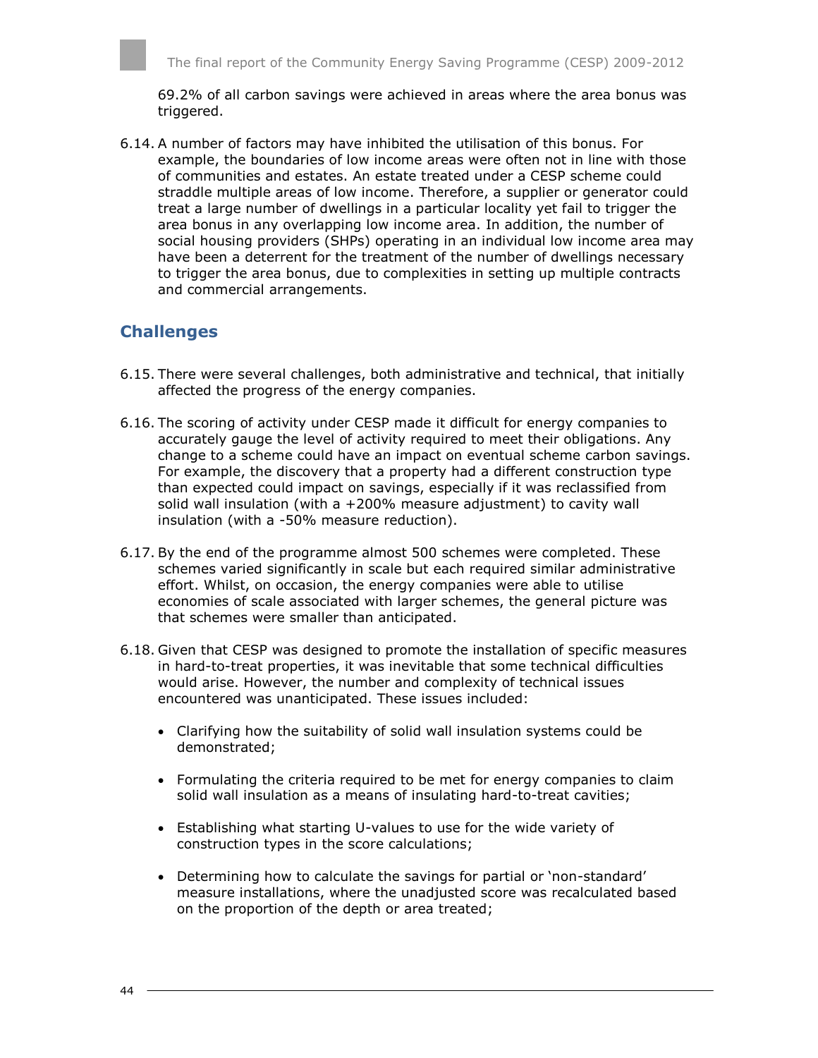69.2% of all carbon savings were achieved in areas where the area bonus was triggered.

6.14. A number of factors may have inhibited the utilisation of this bonus. For example, the boundaries of low income areas were often not in line with those of communities and estates. An estate treated under a CESP scheme could straddle multiple areas of low income. Therefore, a supplier or generator could treat a large number of dwellings in a particular locality yet fail to trigger the area bonus in any overlapping low income area. In addition, the number of social housing providers (SHPs) operating in an individual low income area may have been a deterrent for the treatment of the number of dwellings necessary to trigger the area bonus, due to complexities in setting up multiple contracts and commercial arrangements.

## Challenges

6.15. There were several challenges, both administrative and technical, that initially affected the progress of the energy companies.

6.16. The scoring of activity under CESP made it difficult for energy companies to accurately gauge the level of activity required to meet their obligations. Any change to a scheme could have an impact on eventual scheme carbon savings. For example, the discovery that a property had a different construction type than expected could impact on savings, especially if it was reclassified from solid wall insulation (with a +200% measure adjustment) to cavity wall insulation (with a -50% measure reduction).

6.17. By the end of the programme almost 500 schemes were completed. These schemes varied significantly in scale but each required similar administrative effort. Whilst, on occasion, the energy companies were able to utilise economies of scale associated with larger schemes, the general picture was that schemes were smaller than anticipated.

6.18. Given that CESP was designed to promote the installation of specific measures in hard-to-treat properties, it was inevitable that some technical difficulties would arise. However, the number and complexity of technical issues encountered was unanticipated. These issues included:

- Clarifying how the suitability of solid wall insulation systems could be demonstrated;
- Formulating the criteria required to be met for energy companies to claim solid wall insulation as a means of insulating hard-to-treat cavities;
- Establishing what starting U-values to use for the wide variety of construction types in the score calculations;
- Determining how to calculate the savings for partial or 'non-standard' measure installations, where the unadjusted score was recalculated based on the proportion of the depth or area treated;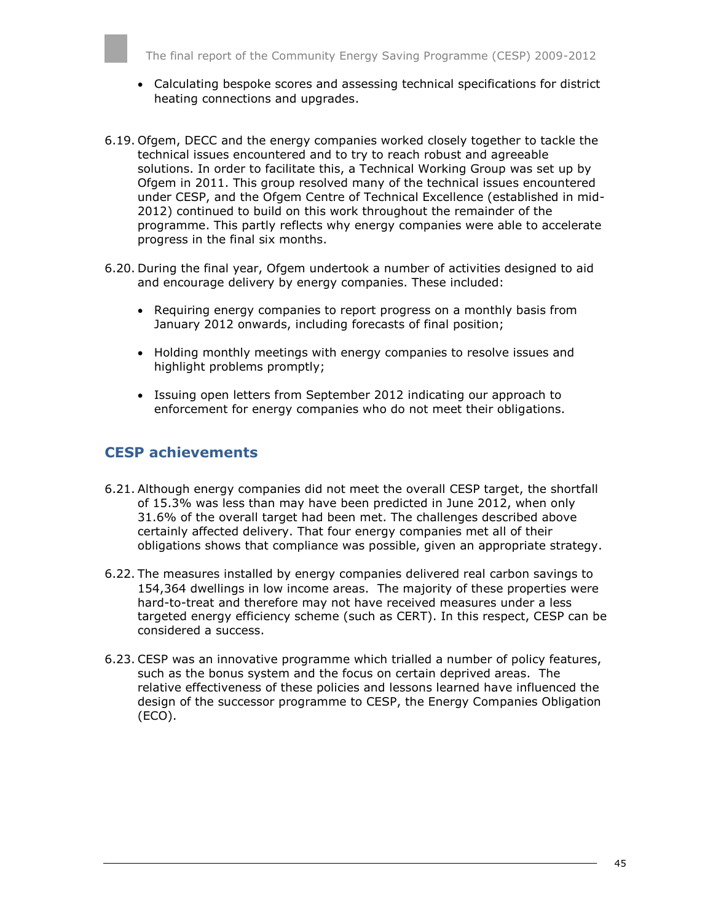- Calculating bespoke scores and assessing technical specifications for district heating connections and upgrades.

6.19. Ofgem, DECC and the energy companies worked closely together to tackle the technical issues encountered and to try to reach robust and agreeable solutions. In order to facilitate this, a Technical Working Group was set up by Ofgem in 2011. This group resolved many of the technical issues encountered under CESP, and the Ofgem Centre of Technical Excellence (established in mid-2012) continued to build on this work throughout the remainder of the programme. This partly reflects why energy companies were able to accelerate progress in the final six months.

6.20. During the final year, Ofgem undertook a number of activities designed to aid and encourage delivery by energy companies. These included:

- Requiring energy companies to report progress on a monthly basis from January 2012 onwards, including forecasts of final position;
- Holding monthly meetings with energy companies to resolve issues and highlight problems promptly;
- Issuing open letters from September 2012 indicating our approach to enforcement for energy companies who do not meet their obligations.

## CESP achievements

6.21. Although energy companies did not meet the overall CESP target, the shortfall of 15.3% was less than may have been predicted in June 2012, when only 31.6% of the overall target had been met. The challenges described above certainly affected delivery. That four energy companies met all of their obligations shows that compliance was possible, given an appropriate strategy.

6.22. The measures installed by energy companies delivered real carbon savings to 154,364 dwellings in low income areas. The majority of these properties were hard-to-treat and therefore may not have received measures under a less targeted energy efficiency scheme (such as CERT). In this respect, CESP can be considered a success.

6.23. CESP was an innovative programme which trialled a number of policy features, such as the bonus system and the focus on certain deprived areas. The relative effectiveness of these policies and lessons learned have influenced the design of the successor programme to CESP, the Energy Companies Obligation (ECO).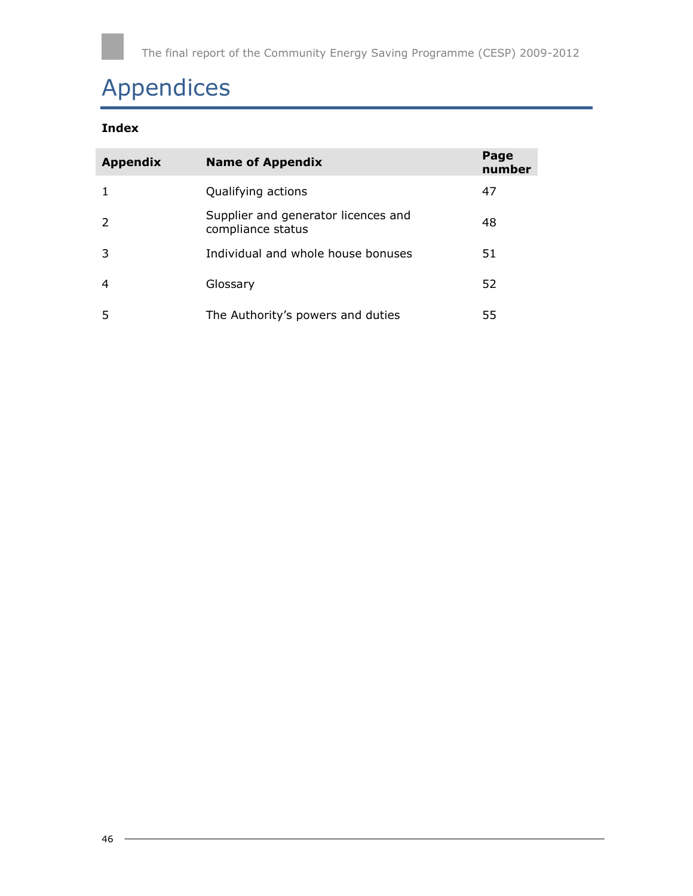# Appendices

**Index**

| Appendix | Name of Appendix | Page number |
|---|---|---|
| 1 | Qualifying actions | 47 |
| 2 | Supplier and generator licences and compliance status | 48 |
| 3 | Individual and whole house bonuses | 51 |
| 4 | Glossary | 52 |
| 5 | The Authority's powers and duties | 55 |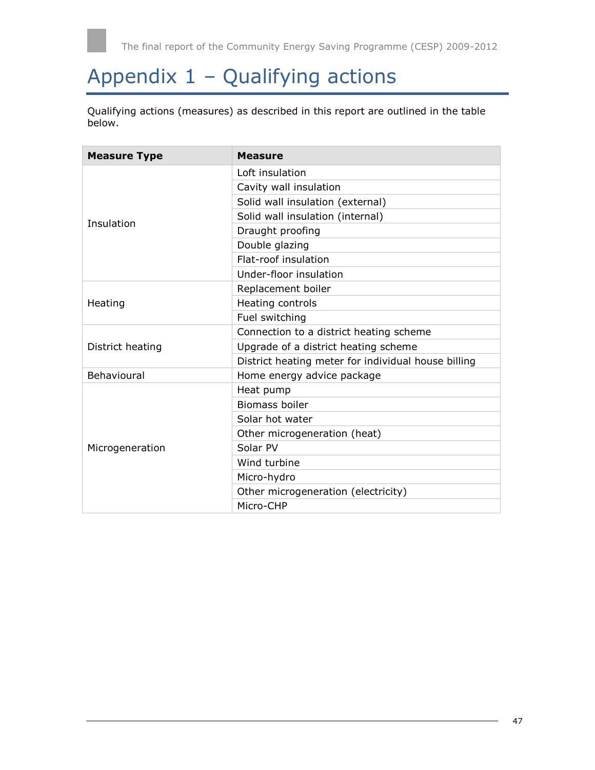# Appendix 1 – Qualifying actions

Qualifying actions (measures) as described in this report are outlined in the table below.

| Measure Type | Measure |
|---|---|
| Insulation | Loft insulation |
| | Cavity wall insulation |
| | Solid wall insulation (external) |
| | Solid wall insulation (internal) |
| | Draught proofing |
| | Double glazing |
| | Flat-roof insulation |
| | Under-floor insulation |
| Heating | Replacement boiler |
| | Heating controls |
| | Fuel switching |
| District heating | Connection to a district heating scheme |
| | Upgrade of a district heating scheme |
| | District heating meter for individual house billing |
| Behavioural | Home energy advice package |
| Microgeneration | Heat pump |
| | Biomass boiler |
| | Solar hot water |
| | Other microgeneration (heat) |
| | Solar PV |
| | Wind turbine |
| | Micro-hydro |
| | Other microgeneration (electricity) |
| | Micro-CHP |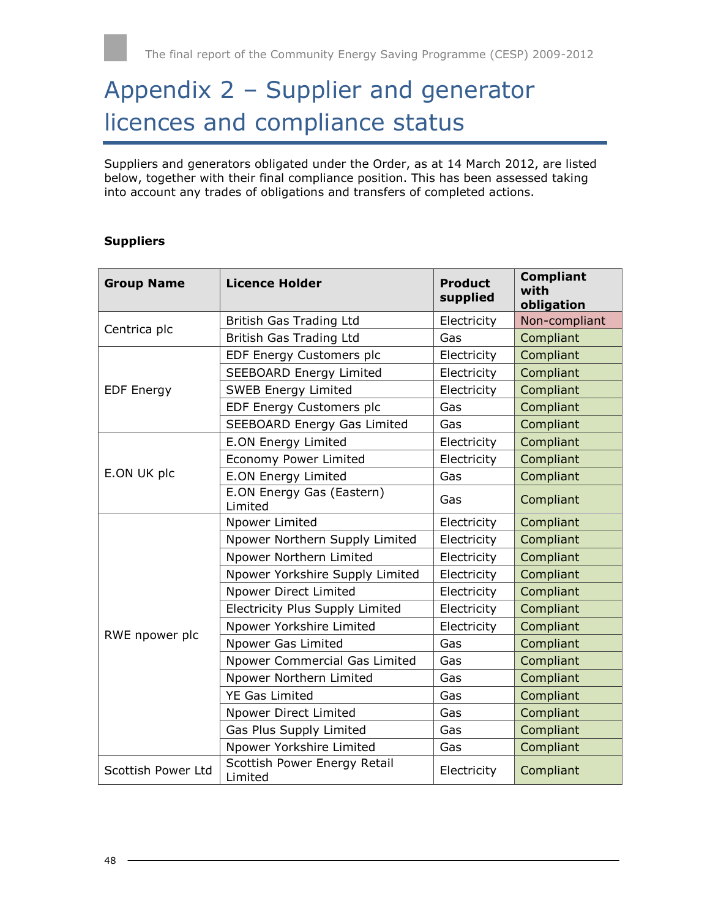# Appendix 2 – Supplier and generator licences and compliance status

Suppliers and generators obligated under the Order, as at 14 March 2012, are listed below, together with their final compliance position. This has been assessed taking into account any trades of obligations and transfers of completed actions.

**Suppliers**

| Group Name | Licence Holder | Product supplied | Compliant with obligation |
|---|---|---|---|
| Centrica plc | British Gas Trading Ltd | Electricity | Non-compliant |
| | British Gas Trading Ltd | Gas | Compliant |
| EDF Energy | EDF Energy Customers plc | Electricity | Compliant |
| | SEEBOARD Energy Limited | Electricity | Compliant |
| | SWEB Energy Limited | Electricity | Compliant |
| | EDF Energy Customers plc | Gas | Compliant |
| | SEEBOARD Energy Gas Limited | Gas | Compliant |
| E.ON UK plc | E.ON Energy Limited | Electricity | Compliant |
| | Economy Power Limited | Electricity | Compliant |
| | E.ON Energy Limited | Gas | Compliant |
| | E.ON Energy Gas (Eastern) Limited | Gas | Compliant |
| RWE npower plc | Npower Limited | Electricity | Compliant |
| | Npower Northern Supply Limited | Electricity | Compliant |
| | Npower Northern Limited | Electricity | Compliant |
| | Npower Yorkshire Supply Limited | Electricity | Compliant |
| | Npower Direct Limited | Electricity | Compliant |
| | Electricity Plus Supply Limited | Electricity | Compliant |
| | Npower Yorkshire Limited | Electricity | Compliant |
| | Npower Gas Limited | Gas | Compliant |
| | Npower Commercial Gas Limited | Gas | Compliant |
| | Npower Northern Limited | Gas | Compliant |
| | YE Gas Limited | Gas | Compliant |
| | Npower Direct Limited | Gas | Compliant |
| | Gas Plus Supply Limited | Gas | Compliant |
| | Npower Yorkshire Limited | Gas | Compliant |
| Scottish Power Ltd | Scottish Power Energy Retail Limited | Electricity | Compliant |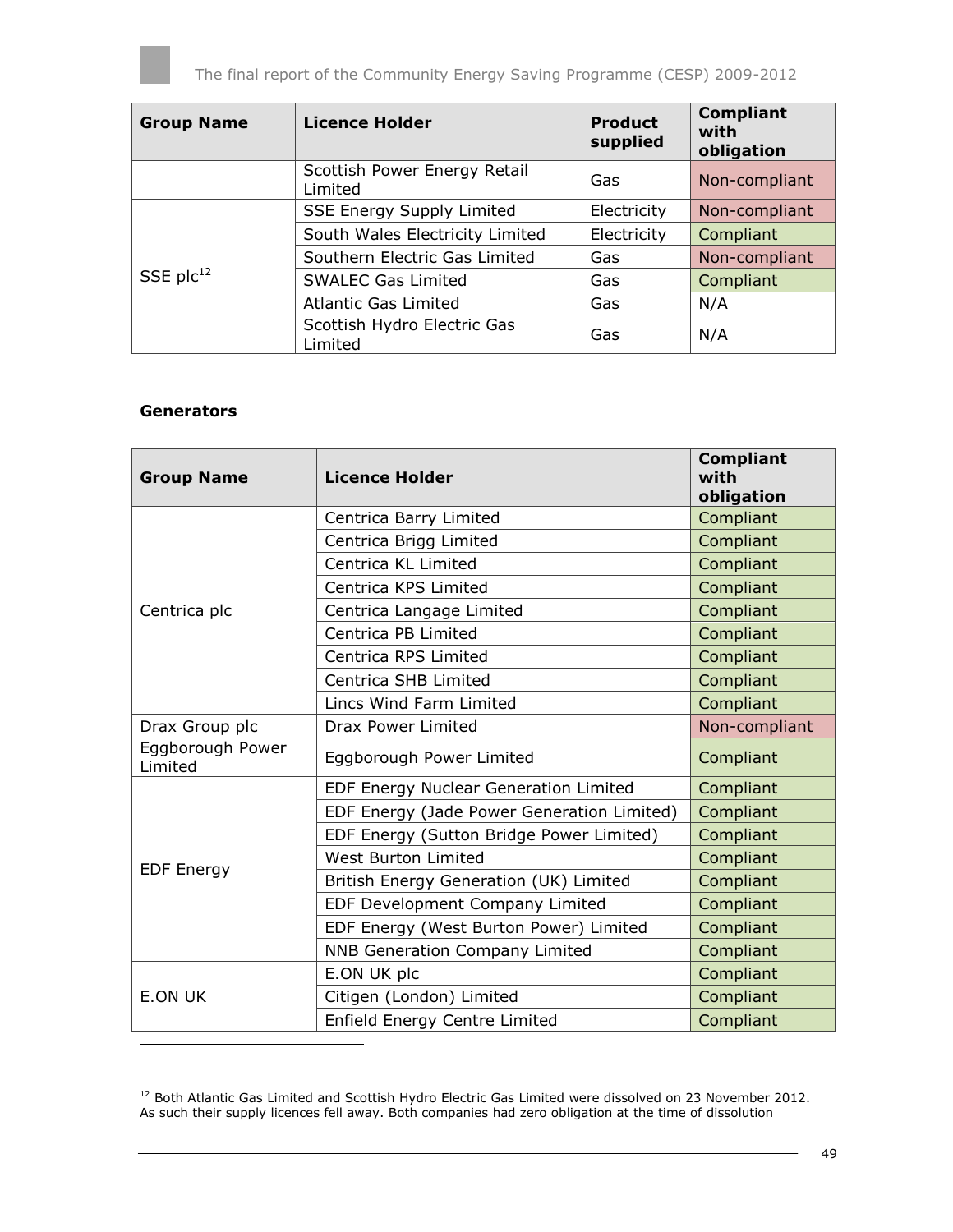| Group Name | Licence Holder | Product supplied | Compliant with obligation |
|---|---|---|---|
| | Scottish Power Energy Retail Limited | Gas | Non-compliant |
| SSE plc[12] | SSE Energy Supply Limited | Electricity | Non-compliant |
| | South Wales Electricity Limited | Electricity | Compliant |
| | Southern Electric Gas Limited | Gas | Non-compliant |
| | SWALEC Gas Limited | Gas | Compliant |
| | Atlantic Gas Limited | Gas | N/A |
| | Scottish Hydro Electric Gas Limited | Gas | N/A |

**Generators**

| Group Name | Licence Holder | Compliant with obligation |
|---|---|---|
| Centrica plc | Centrica Barry Limited | Compliant |
| | Centrica Brigg Limited | Compliant |
| | Centrica KL Limited | Compliant |
| | Centrica KPS Limited | Compliant |
| | Centrica Langage Limited | Compliant |
| | Centrica PB Limited | Compliant |
| | Centrica RPS Limited | Compliant |
| | Centrica SHB Limited | Compliant |
| | Lincs Wind Farm Limited | Compliant |
| Drax Group plc | Drax Power Limited | Non-compliant |
| Eggborough Power Limited | Eggborough Power Limited | Compliant |
| EDF Energy | EDF Energy Nuclear Generation Limited | Compliant |
| | EDF Energy (Jade Power Generation Limited) | Compliant |
| | EDF Energy (Sutton Bridge Power Limited) | Compliant |
| | West Burton Limited | Compliant |
| | British Energy Generation (UK) Limited | Compliant |
| | EDF Development Company Limited | Compliant |
| | EDF Energy (West Burton Power) Limited | Compliant |
| | NNB Generation Company Limited | Compliant |
| E.ON UK | E.ON UK plc | Compliant |
| | Citigen (London) Limited | Compliant |
| | Enfield Energy Centre Limited | Compliant |

[12] Both Atlantic Gas Limited and Scottish Hydro Electric Gas Limited were dissolved on 23 November 2012. As such their supply licences fell away. Both companies had zero obligation at the time of dissolution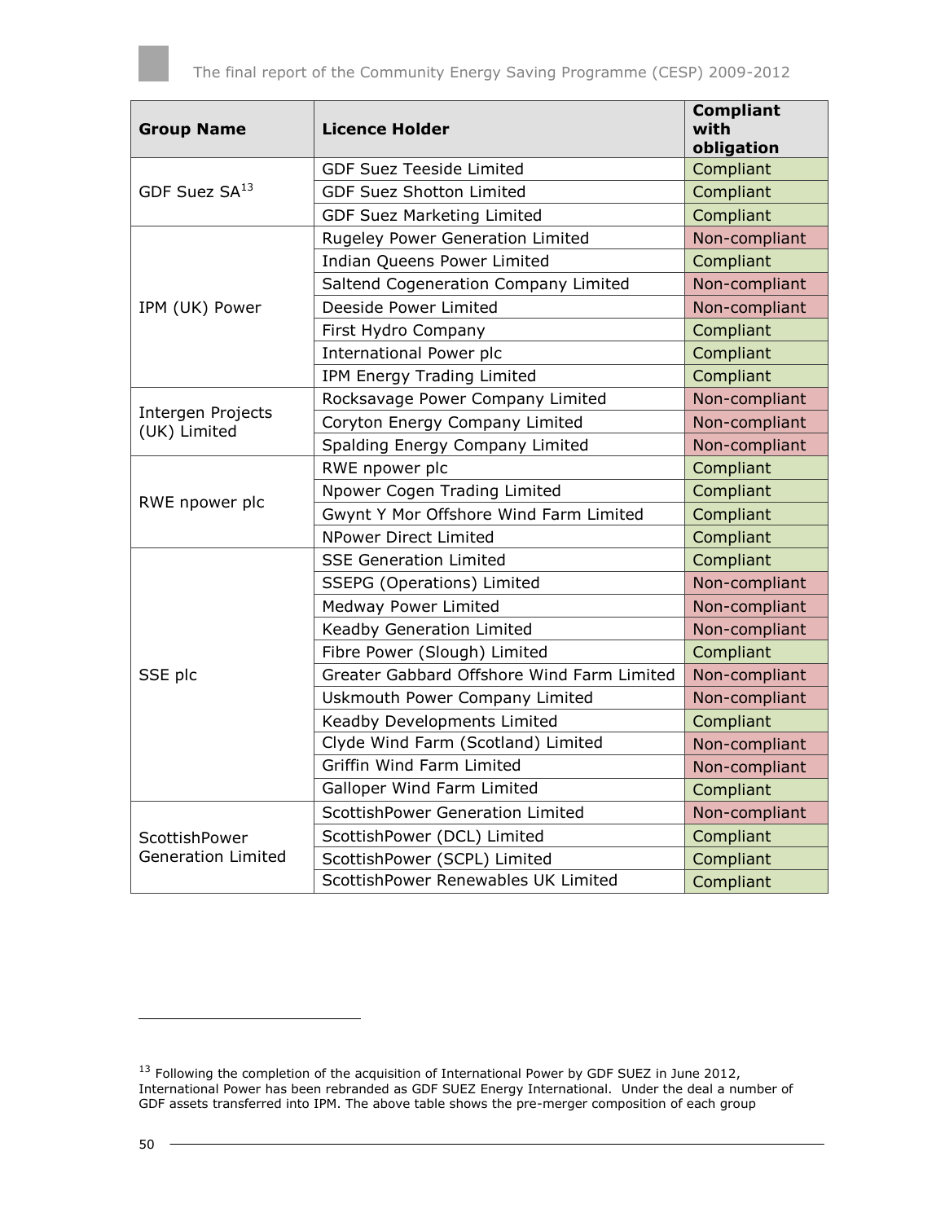| Group Name | Licence Holder | Compliant with obligation |
|---|---|---|
| GDF Suez SA[13] | GDF Suez Teeside Limited | Compliant |
| | GDF Suez Shotton Limited | Compliant |
| | GDF Suez Marketing Limited | Compliant |
| IPM (UK) Power | Rugeley Power Generation Limited | Non-compliant |
| | Indian Queens Power Limited | Compliant |
| | Saltend Cogeneration Company Limited | Non-compliant |
| | Deeside Power Limited | Non-compliant |
| | First Hydro Company | Compliant |
| | International Power plc | Compliant |
| | IPM Energy Trading Limited | Compliant |
| Intergen Projects (UK) Limited | Rocksavage Power Company Limited | Non-compliant |
| | Coryton Energy Company Limited | Non-compliant |
| | Spalding Energy Company Limited | Non-compliant |
| RWE npower plc | RWE npower plc | Compliant |
| | Npower Cogen Trading Limited | Compliant |
| | Gwynt Y Mor Offshore Wind Farm Limited | Compliant |
| | NPower Direct Limited | Compliant |
| SSE plc | SSE Generation Limited | Compliant |
| | SSEPG (Operations) Limited | Non-compliant |
| | Medway Power Limited | Non-compliant |
| | Keadby Generation Limited | Non-compliant |
| | Fibre Power (Slough) Limited | Compliant |
| | Greater Gabbard Offshore Wind Farm Limited | Non-compliant |
| | Uskmouth Power Company Limited | Non-compliant |
| | Keadby Developments Limited | Compliant |
| | Clyde Wind Farm (Scotland) Limited | Non-compliant |
| | Griffin Wind Farm Limited | Non-compliant |
| | Galloper Wind Farm Limited | Compliant |
| ScottishPower Generation Limited | ScottishPower Generation Limited | Non-compliant |
| | ScottishPower (DCL) Limited | Compliant |
| | ScottishPower (SCPL) Limited | Compliant |
| | ScottishPower Renewables UK Limited | Compliant |

[13] Following the completion of the acquisition of International Power by GDF SUEZ in June 2012, International Power has been rebranded as GDF SUEZ Energy International. Under the deal a number of GDF assets transferred into IPM. The above table shows the pre-merger composition of each group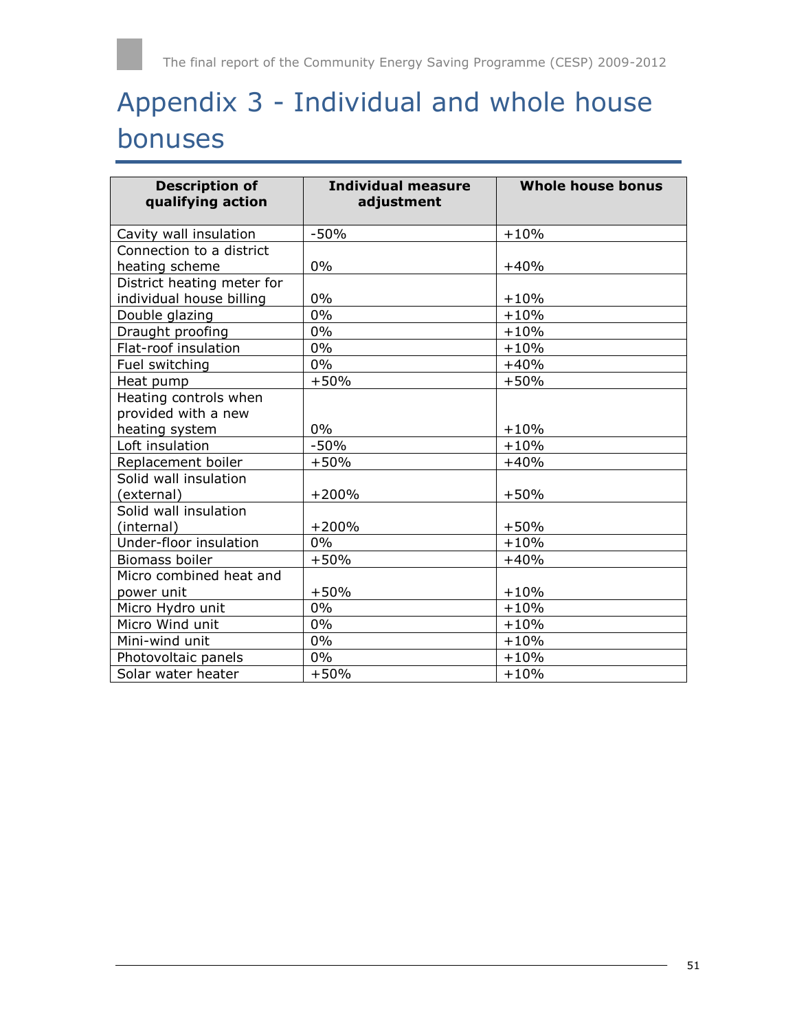# Appendix 3 - Individual and whole house bonuses

| Description of qualifying action | Individual measure adjustment | Whole house bonus |
|---|---|---|
| Cavity wall insulation | -50% | +10% |
| Connection to a district heating scheme | 0% | +40% |
| District heating meter for individual house billing | 0% | +10% |
| Double glazing | 0% | +10% |
| Draught proofing | 0% | +10% |
| Flat-roof insulation | 0% | +10% |
| Fuel switching | 0% | +40% |
| Heat pump | +50% | +50% |
| Heating controls when provided with a new heating system | 0% | +10% |
| Loft insulation | -50% | +10% |
| Replacement boiler | +50% | +40% |
| Solid wall insulation (external) | +200% | +50% |
| Solid wall insulation (internal) | +200% | +50% |
| Under-floor insulation | 0% | +10% |
| Biomass boiler | +50% | +40% |
| Micro combined heat and power unit | +50% | +10% |
| Micro Hydro unit | 0% | +10% |
| Micro Wind unit | 0% | +10% |
| Mini-wind unit | 0% | +10% |
| Photovoltaic panels | 0% | +10% |
| Solar water heater | +50% | +10% |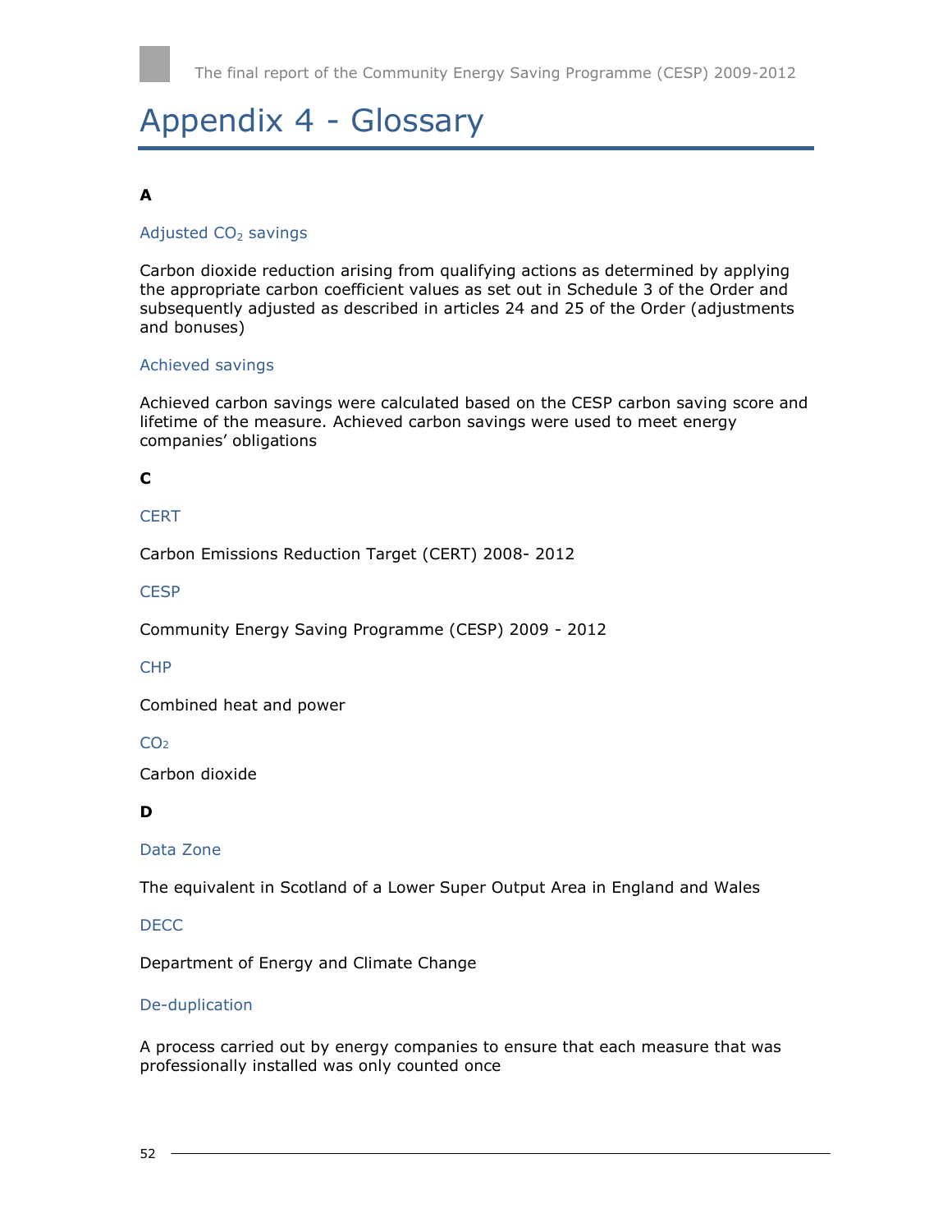# Appendix 4 - Glossary

**A**

### Adjusted $CO_2$ savings

Carbon dioxide reduction arising from qualifying actions as determined by applying the appropriate carbon coefficient values as set out in Schedule 3 of the Order and subsequently adjusted as described in articles 24 and 25 of the Order (adjustments and bonuses)

### Achieved savings

Achieved carbon savings were calculated based on the CESP carbon saving score and lifetime of the measure. Achieved carbon savings were used to meet energy companies' obligations

**C**

### CERT

Carbon Emissions Reduction Target (CERT) 2008- 2012

### CESP

Community Energy Saving Programme (CESP) 2009 - 2012

### CHP

Combined heat and power

### $CO_2$

Carbon dioxide

**D**

### Data Zone

The equivalent in Scotland of a Lower Super Output Area in England and Wales

### DECC

Department of Energy and Climate Change

### De-duplication

A process carried out by energy companies to ensure that each measure that was professionally installed was only counted once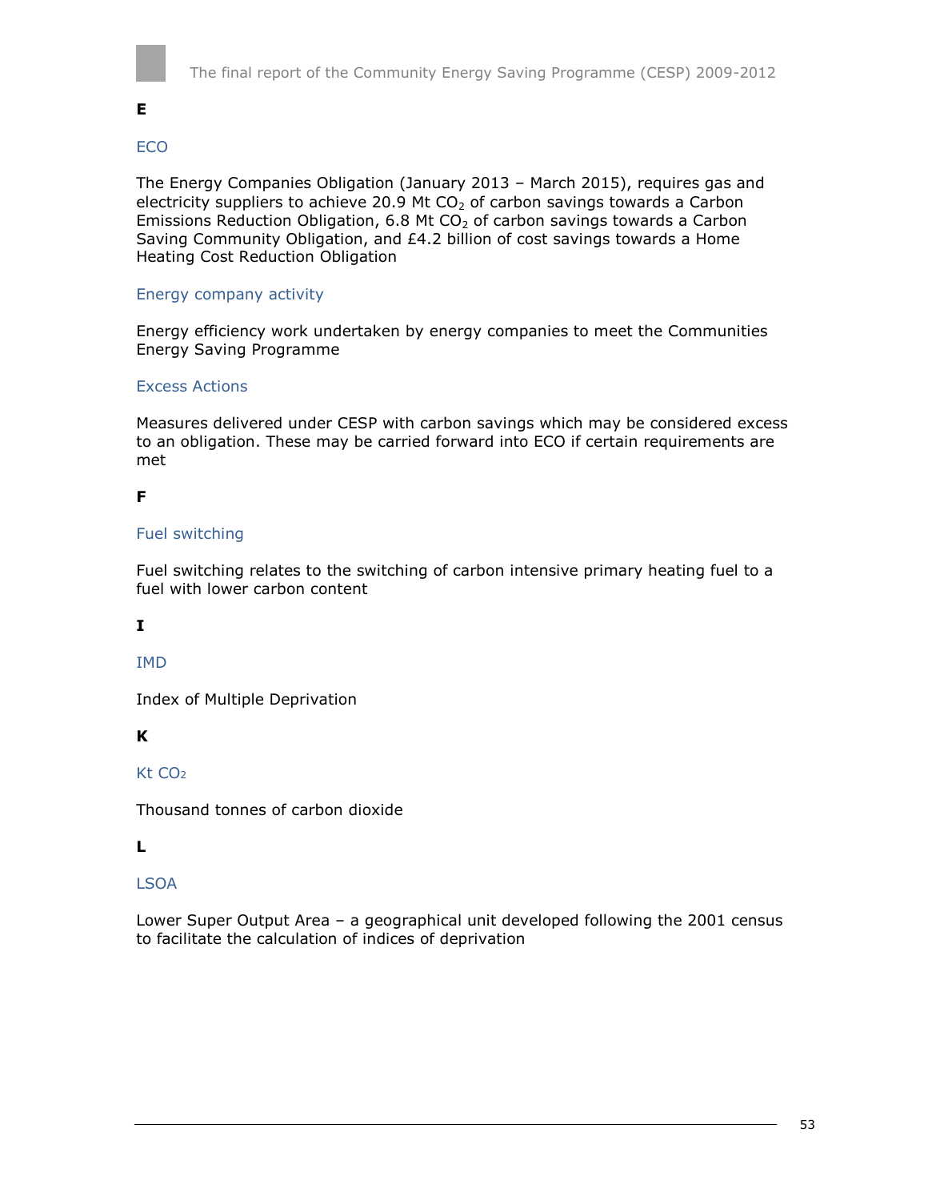**E**

ECO

The Energy Companies Obligation (January 2013 – March 2015), requires gas and electricity suppliers to achieve 20.9 Mt $CO_2$ of carbon savings towards a Carbon Emissions Reduction Obligation, 6.8 Mt $CO_2$ of carbon savings towards a Carbon Saving Community Obligation, and £4.2 billion of cost savings towards a Home Heating Cost Reduction Obligation

Energy company activity

Energy efficiency work undertaken by energy companies to meet the Communities Energy Saving Programme

Excess Actions

Measures delivered under CESP with carbon savings which may be considered excess to an obligation. These may be carried forward into ECO if certain requirements are met

**F**

Fuel switching

Fuel switching relates to the switching of carbon intensive primary heating fuel to a fuel with lower carbon content

**I**

IMD

Index of Multiple Deprivation

**K**

Kt $CO_2$

Thousand tonnes of carbon dioxide

**L**

LSOA

Lower Super Output Area – a geographical unit developed following the 2001 census to facilitate the calculation of indices of deprivation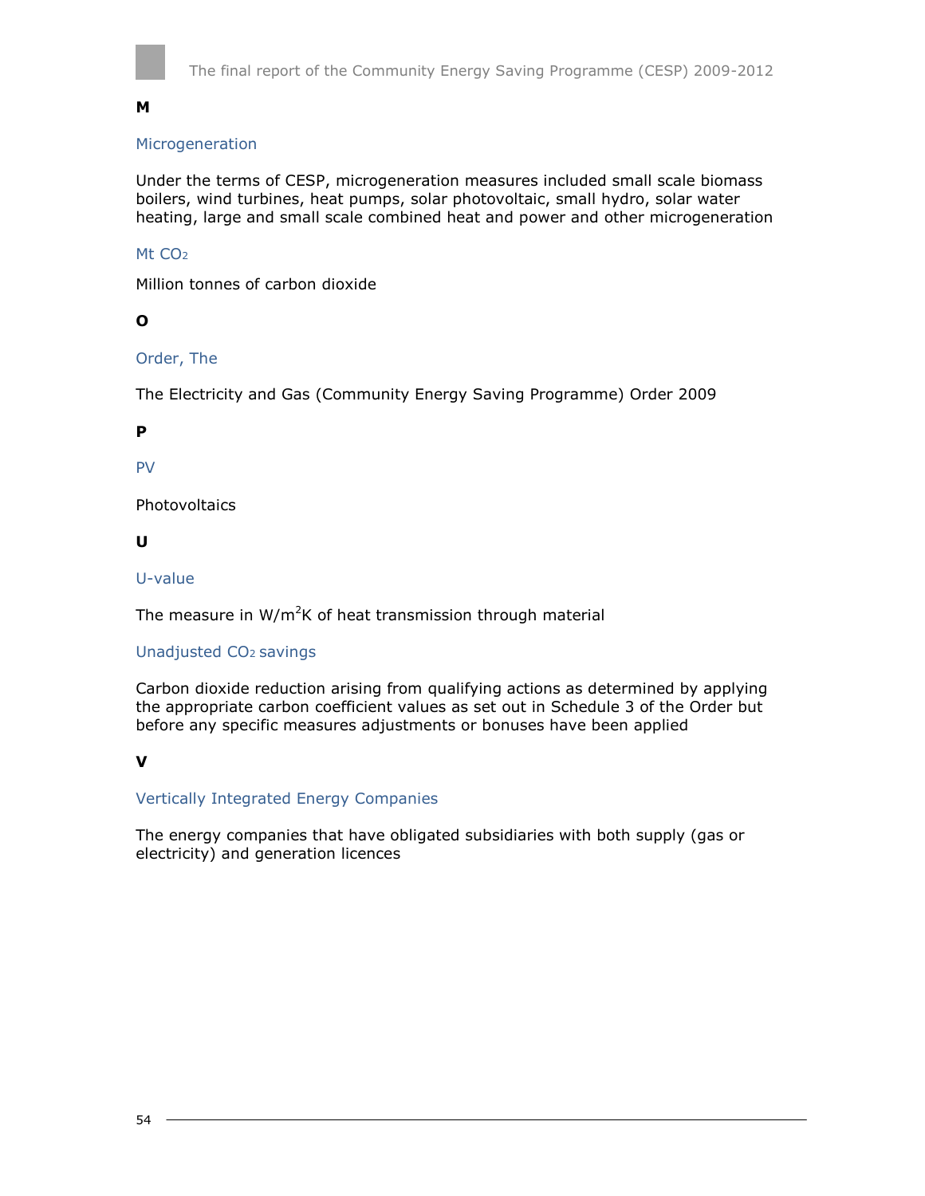**M**

### Microgeneration

Under the terms of CESP, microgeneration measures included small scale biomass boilers, wind turbines, heat pumps, solar photovoltaic, small hydro, solar water heating, large and small scale combined heat and power and other microgeneration

### Mt $CO_2$

Million tonnes of carbon dioxide

**O**

### Order, The

The Electricity and Gas (Community Energy Saving Programme) Order 2009

**P**

### PV

Photovoltaics

**U**

### U-value

The measure in $W/m^2K$ of heat transmission through material

### Unadjusted $CO_2$ savings

Carbon dioxide reduction arising from qualifying actions as determined by applying the appropriate carbon coefficient values as set out in Schedule 3 of the Order but before any specific measures adjustments or bonuses have been applied

**V**

### Vertically Integrated Energy Companies

The energy companies that have obligated subsidiaries with both supply (gas or electricity) and generation licences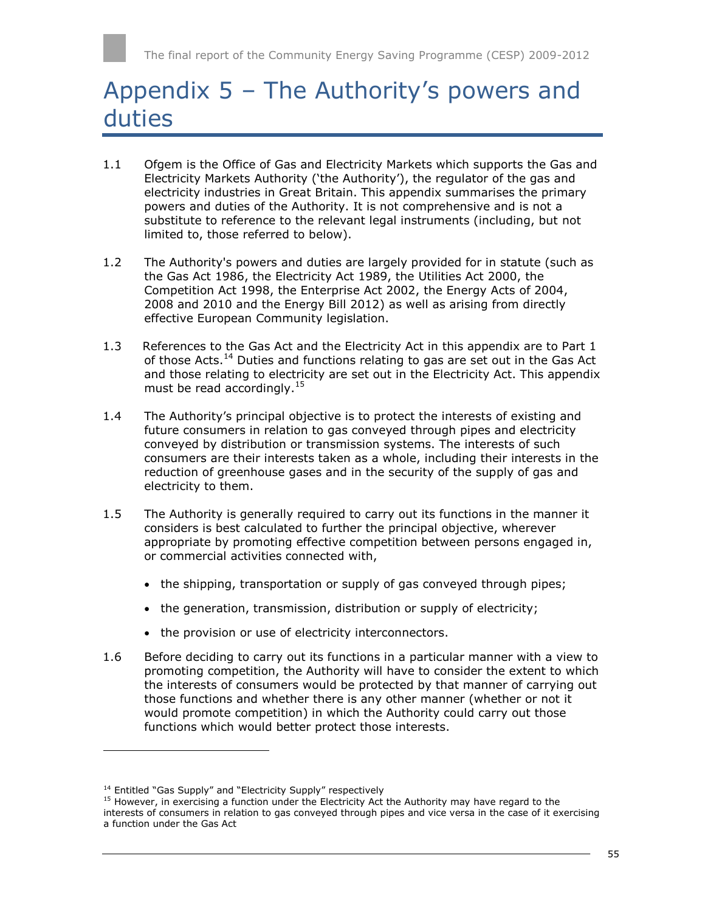# Appendix 5 – The Authority's powers and duties

1.1 Ofgem is the Office of Gas and Electricity Markets which supports the Gas and Electricity Markets Authority ('the Authority'), the regulator of the gas and electricity industries in Great Britain. This appendix summarises the primary powers and duties of the Authority. It is not comprehensive and is not a substitute to reference to the relevant legal instruments (including, but not limited to, those referred to below).

1.2 The Authority's powers and duties are largely provided for in statute (such as the Gas Act 1986, the Electricity Act 1989, the Utilities Act 2000, the Competition Act 1998, the Enterprise Act 2002, the Energy Acts of 2004, 2008 and 2010 and the Energy Bill 2012) as well as arising from directly effective European Community legislation.

1.3 References to the Gas Act and the Electricity Act in this appendix are to Part 1 of those Acts.[14] Duties and functions relating to gas are set out in the Gas Act and those relating to electricity are set out in the Electricity Act. This appendix must be read accordingly.[15]

1.4 The Authority's principal objective is to protect the interests of existing and future consumers in relation to gas conveyed through pipes and electricity conveyed by distribution or transmission systems. The interests of such consumers are their interests taken as a whole, including their interests in the reduction of greenhouse gases and in the security of the supply of gas and electricity to them.

1.5 The Authority is generally required to carry out its functions in the manner it considers is best calculated to further the principal objective, wherever appropriate by promoting effective competition between persons engaged in, or commercial activities connected with,

- the shipping, transportation or supply of gas conveyed through pipes;
- the generation, transmission, distribution or supply of electricity;
- the provision or use of electricity interconnectors.

1.6 Before deciding to carry out its functions in a particular manner with a view to promoting competition, the Authority will have to consider the extent to which the interests of consumers would be protected by that manner of carrying out those functions and whether there is any other manner (whether or not it would promote competition) in which the Authority could carry out those functions which would better protect those interests.

---

[14] Entitled "Gas Supply" and "Electricity Supply" respectively

[15] However, in exercising a function under the Electricity Act the Authority may have regard to the interests of consumers in relation to gas conveyed through pipes and vice versa in the case of it exercising a function under the Gas Act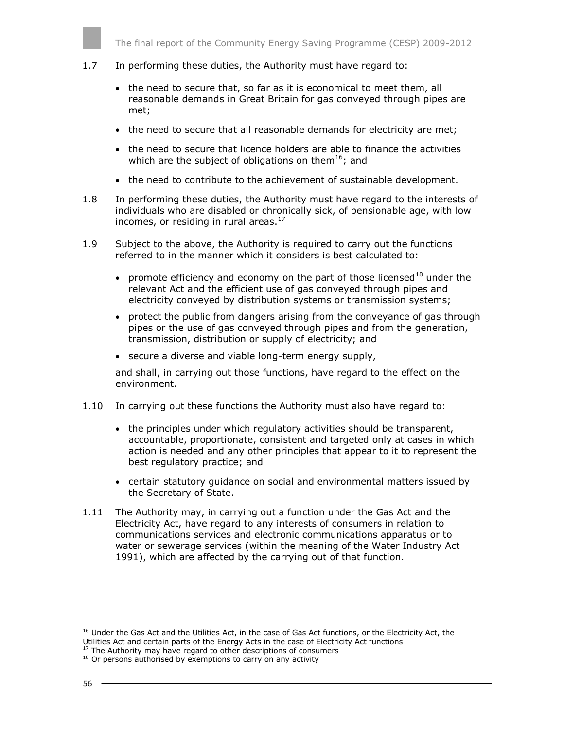1.7 In performing these duties, the Authority must have regard to:

- the need to secure that, so far as it is economical to meet them, all reasonable demands in Great Britain for gas conveyed through pipes are met;
- the need to secure that all reasonable demands for electricity are met;
- the need to secure that licence holders are able to finance the activities which are the subject of obligations on them[16]; and
- the need to contribute to the achievement of sustainable development.

1.8 In performing these duties, the Authority must have regard to the interests of individuals who are disabled or chronically sick, of pensionable age, with low incomes, or residing in rural areas.[17]

1.9 Subject to the above, the Authority is required to carry out the functions referred to in the manner which it considers is best calculated to:

- promote efficiency and economy on the part of those licensed[18] under the relevant Act and the efficient use of gas conveyed through pipes and electricity conveyed by distribution systems or transmission systems;
- protect the public from dangers arising from the conveyance of gas through pipes or the use of gas conveyed through pipes and from the generation, transmission, distribution or supply of electricity; and
- secure a diverse and viable long-term energy supply,

and shall, in carrying out those functions, have regard to the effect on the environment.

1.10 In carrying out these functions the Authority must also have regard to:

- the principles under which regulatory activities should be transparent, accountable, proportionate, consistent and targeted only at cases in which action is needed and any other principles that appear to it to represent the best regulatory practice; and
- certain statutory guidance on social and environmental matters issued by the Secretary of State.

1.11 The Authority may, in carrying out a function under the Gas Act and the Electricity Act, have regard to any interests of consumers in relation to communications services and electronic communications apparatus or to water or sewerage services (within the meaning of the Water Industry Act 1991), which are affected by the carrying out of that function.

---

[16] Under the Gas Act and the Utilities Act, in the case of Gas Act functions, or the Electricity Act, the Utilities Act and certain parts of the Energy Acts in the case of Electricity Act functions

[17] The Authority may have regard to other descriptions of consumers

[18] Or persons authorised by exemptions to carry on any activity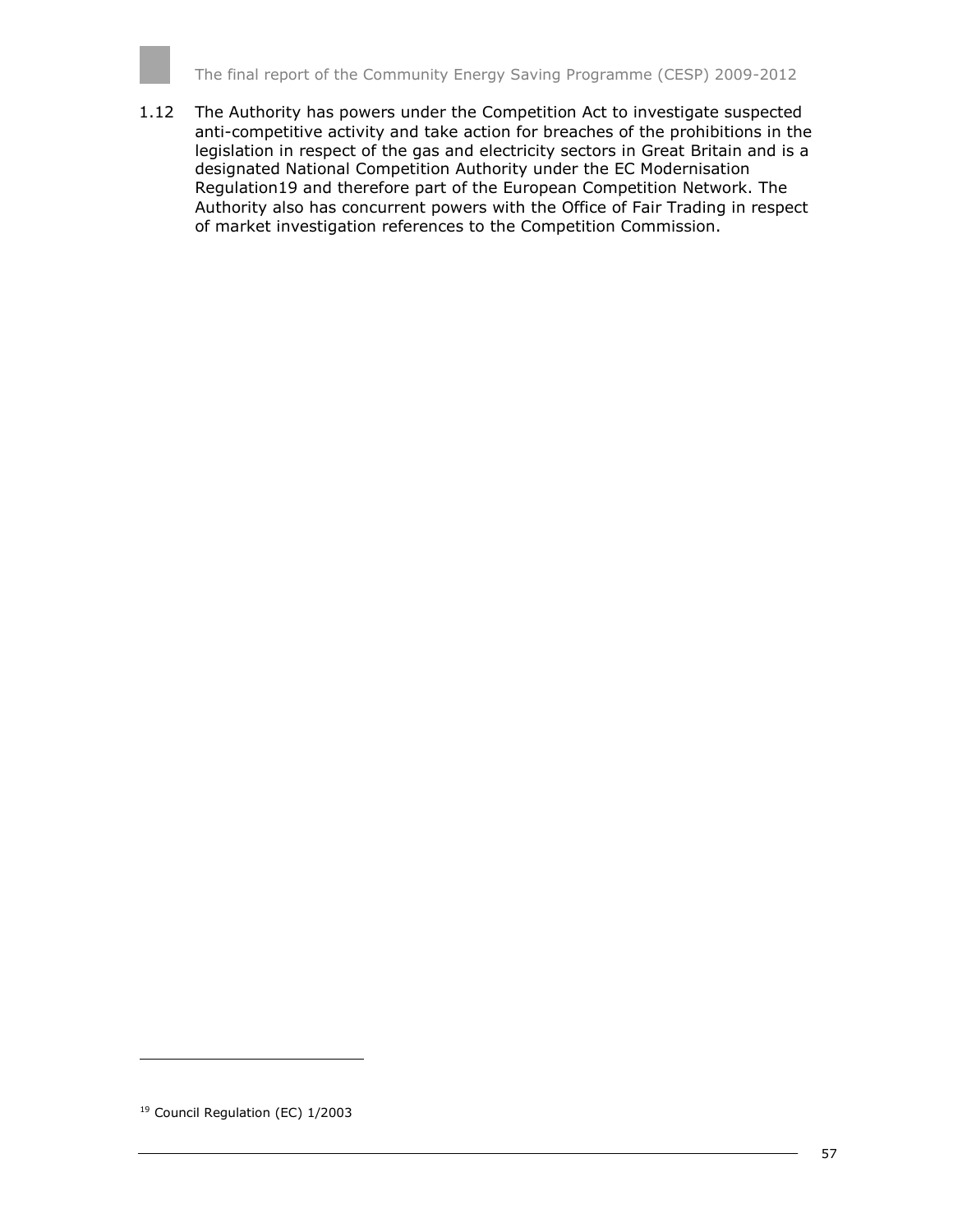1.12 The Authority has powers under the Competition Act to investigate suspected anti-competitive activity and take action for breaches of the prohibitions in the legislation in respect of the gas and electricity sectors in Great Britain and is a designated National Competition Authority under the EC Modernisation Regulation[19] and therefore part of the European Competition Network. The Authority also has concurrent powers with the Office of Fair Trading in respect of market investigation references to the Competition Commission.

[19] Council Regulation (EC) 1/2003